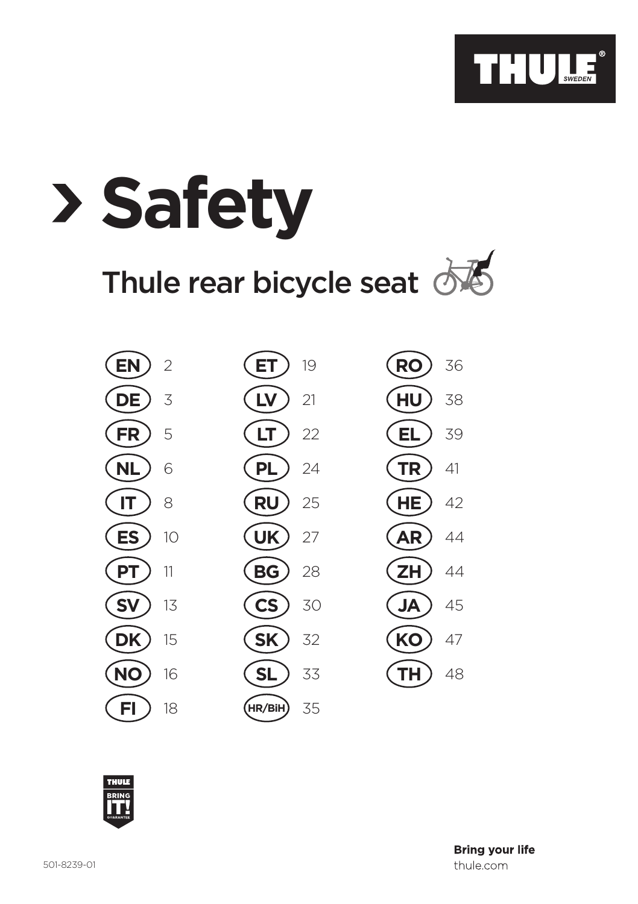THULE SWEDEN

# Safety

## Thule rear bicycle seat

| | | | | | |
|---|---|---|---|---|---|
| EN | 2 | ET | 19 | RO | 36 |
| DE | 3 | LV | 21 | HU | 38 |
| FR | 5 | LT | 22 | EL | 39 |
| NL | 6 | PL | 24 | TR | 41 |
| IT | 8 | RU | 25 | HE | 42 |
| ES | 10 | UK | 27 | AR | 44 |
| PT | 11 | BG | 28 | ZH | 44 |
| SV | 13 | CS | 30 | JA | 45 |
| DK | 15 | SK | 32 | KO | 47 |
| NO | 16 | SL | 33 | TH | 48 |
| FI | 18 | HR/BiH | 35 | | |

THULE BRING IT! GUARANTEE

501-8239-01

**Bring your life**
thule.com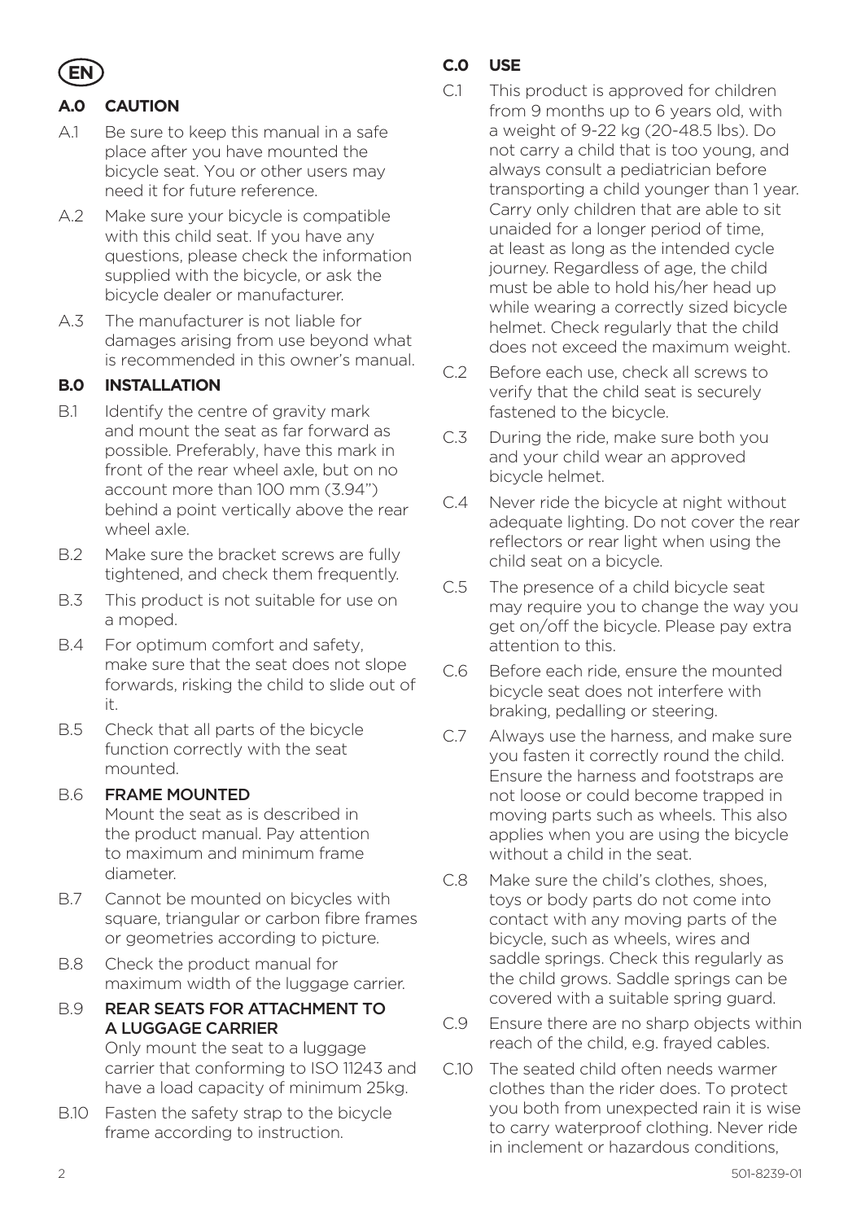EN

## A.0 CAUTION

A.1 Be sure to keep this manual in a safe place after you have mounted the bicycle seat. You or other users may need it for future reference.

A.2 Make sure your bicycle is compatible with this child seat. If you have any questions, please check the information supplied with the bicycle, or ask the bicycle dealer or manufacturer.

A.3 The manufacturer is not liable for damages arising from use beyond what is recommended in this owner's manual.

## B.0 INSTALLATION

B.1 Identify the centre of gravity mark and mount the seat as far forward as possible. Preferably, have this mark in front of the rear wheel axle, but on no account more than 100 mm (3.94") behind a point vertically above the rear wheel axle.

B.2 Make sure the bracket screws are fully tightened, and check them frequently.

B.3 This product is not suitable for use on a moped.

B.4 For optimum comfort and safety, make sure that the seat does not slope forwards, risking the child to slide out of it.

B.5 Check that all parts of the bicycle function correctly with the seat mounted.

B.6 **FRAME MOUNTED**
Mount the seat as is described in the product manual. Pay attention to maximum and minimum frame diameter.

B.7 Cannot be mounted on bicycles with square, triangular or carbon fibre frames or geometries according to picture.

B.8 Check the product manual for maximum width of the luggage carrier.

B.9 **REAR SEATS FOR ATTACHMENT TO A LUGGAGE CARRIER**
Only mount the seat to a luggage carrier that conforming to ISO 11243 and have a load capacity of minimum 25kg.

B.10 Fasten the safety strap to the bicycle frame according to instruction.

## C.0 USE

C.1 This product is approved for children from 9 months up to 6 years old, with a weight of 9-22 kg (20-48.5 lbs). Do not carry a child that is too young, and always consult a pediatrician before transporting a child younger than 1 year. Carry only children that are able to sit unaided for a longer period of time, at least as long as the intended cycle journey. Regardless of age, the child must be able to hold his/her head up while wearing a correctly sized bicycle helmet. Check regularly that the child does not exceed the maximum weight.

C.2 Before each use, check all screws to verify that the child seat is securely fastened to the bicycle.

C.3 During the ride, make sure both you and your child wear an approved bicycle helmet.

C.4 Never ride the bicycle at night without adequate lighting. Do not cover the rear reflectors or rear light when using the child seat on a bicycle.

C.5 The presence of a child bicycle seat may require you to change the way you get on/off the bicycle. Please pay extra attention to this.

C.6 Before each ride, ensure the mounted bicycle seat does not interfere with braking, pedalling or steering.

C.7 Always use the harness, and make sure you fasten it correctly round the child. Ensure the harness and footstraps are not loose or could become trapped in moving parts such as wheels. This also applies when you are using the bicycle without a child in the seat.

C.8 Make sure the child's clothes, shoes, toys or body parts do not come into contact with any moving parts of the bicycle, such as wheels, wires and saddle springs. Check this regularly as the child grows. Saddle springs can be covered with a suitable spring guard.

C.9 Ensure there are no sharp objects within reach of the child, e.g. frayed cables.

C.10 The seated child often needs warmer clothes than the rider does. To protect you both from unexpected rain it is wise to carry waterproof clothing. Never ride in inclement or hazardous conditions,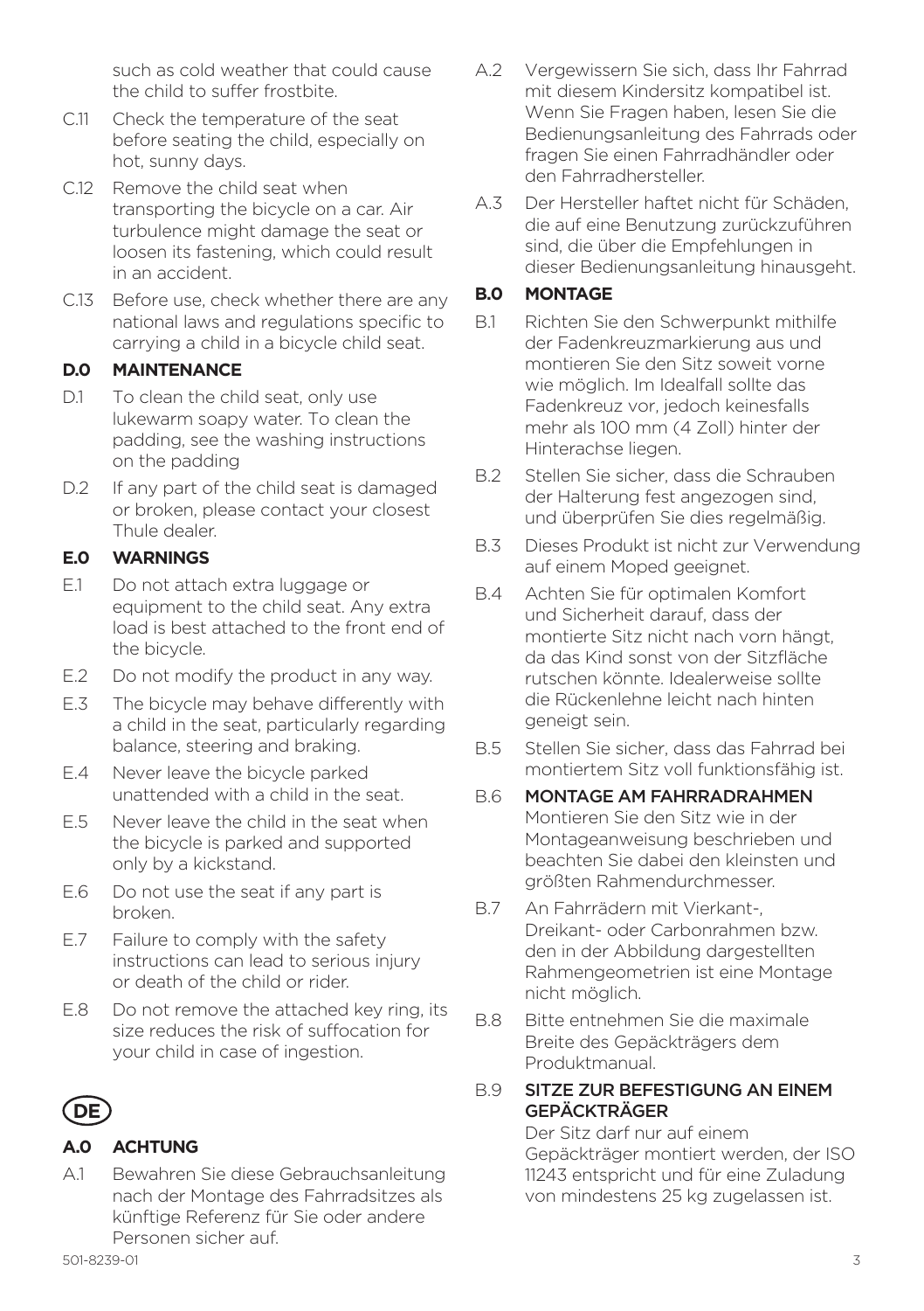such as cold weather that could cause the child to suffer frostbite.

C.11 Check the temperature of the seat before seating the child, especially on hot, sunny days.

C.12 Remove the child seat when transporting the bicycle on a car. Air turbulence might damage the seat or loosen its fastening, which could result in an accident.

C.13 Before use, check whether there are any national laws and regulations specific to carrying a child in a bicycle child seat.

### D.0 MAINTENANCE

D.1 To clean the child seat, only use lukewarm soapy water. To clean the padding, see the washing instructions on the padding

D.2 If any part of the child seat is damaged or broken, please contact your closest Thule dealer.

### E.0 WARNINGS

E.1 Do not attach extra luggage or equipment to the child seat. Any extra load is best attached to the front end of the bicycle.

E.2 Do not modify the product in any way.

E.3 The bicycle may behave differently with a child in the seat, particularly regarding balance, steering and braking.

E.4 Never leave the bicycle parked unattended with a child in the seat.

E.5 Never leave the child in the seat when the bicycle is parked and supported only by a kickstand.

E.6 Do not use the seat if any part is broken.

E.7 Failure to comply with the safety instructions can lead to serious injury or death of the child or rider.

E.8 Do not remove the attached key ring, its size reduces the risk of suffocation for your child in case of ingestion.

## DE

### A.0 ACHTUNG

A.1 Bewahren Sie diese Gebrauchsanleitung nach der Montage des Fahrradsitzes als künftige Referenz für Sie oder andere Personen sicher auf.

A.2 Vergewissern Sie sich, dass Ihr Fahrrad mit diesem Kindersitz kompatibel ist. Wenn Sie Fragen haben, lesen Sie die Bedienungsanleitung des Fahrrads oder fragen Sie einen Fahrradhändler oder den Fahrradhersteller.

A.3 Der Hersteller haftet nicht für Schäden, die auf eine Benutzung zurückzuführen sind, die über die Empfehlungen in dieser Bedienungsanleitung hinausgeht.

### B.0 MONTAGE

B.1 Richten Sie den Schwerpunkt mithilfe der Fadenkreuzmarkierung aus und montieren Sie den Sitz soweit vorne wie möglich. Im Idealfall sollte das Fadenkreuz vor, jedoch keinesfalls mehr als 100 mm (4 Zoll) hinter der Hinterachse liegen.

B.2 Stellen Sie sicher, dass die Schrauben der Halterung fest angezogen sind, und überprüfen Sie dies regelmäßig.

B.3 Dieses Produkt ist nicht zur Verwendung auf einem Moped geeignet.

B.4 Achten Sie für optimalen Komfort und Sicherheit darauf, dass der montierte Sitz nicht nach vorn hängt, da das Kind sonst von der Sitzfläche rutschen könnte. Idealerweise sollte die Rückenlehne leicht nach hinten geneigt sein.

B.5 Stellen Sie sicher, dass das Fahrrad bei montiertem Sitz voll funktionsfähig ist.

B.6 MONTAGE AM FAHRRADRAHMEN
Montieren Sie den Sitz wie in der Montageanweisung beschrieben und beachten Sie dabei den kleinsten und größten Rahmendurchmesser.

B.7 An Fahrrädern mit Vierkant-, Dreikant- oder Carbonrahmen bzw. den in der Abbildung dargestellten Rahmengeometrien ist eine Montage nicht möglich.

B.8 Bitte entnehmen Sie die maximale Breite des Gepäckträgers dem Produktmanual.

B.9 SITZE ZUR BEFESTIGUNG AN EINEM GEPÄCKTRÄGER
Der Sitz darf nur auf einem Gepäckträger montiert werden, der ISO 11243 entspricht und für eine Zuladung von mindestens 25 kg zugelassen ist.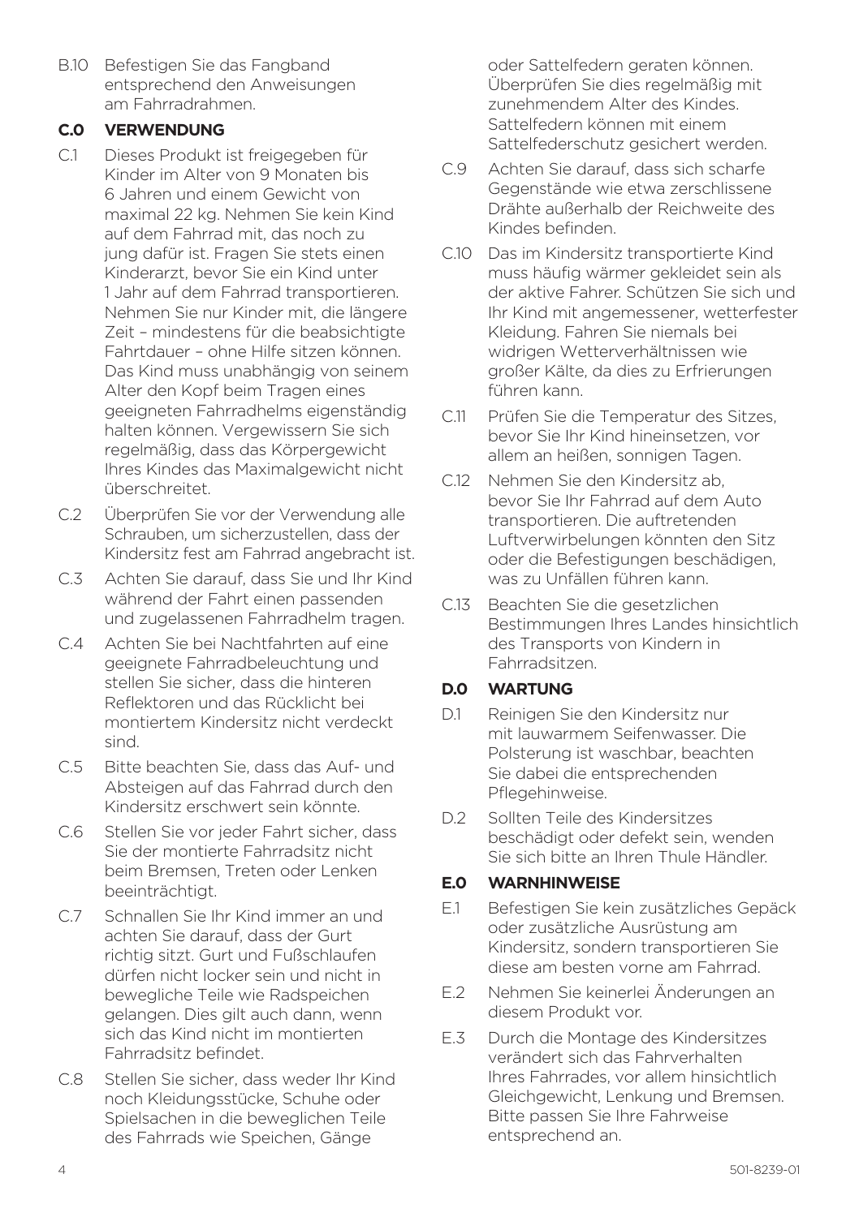B.10 Befestigen Sie das Fangband entsprechend den Anweisungen am Fahrradrahmen.

## C.0 VERWENDUNG

C.1 Dieses Produkt ist freigegeben für Kinder im Alter von 9 Monaten bis 6 Jahren und einem Gewicht von maximal 22 kg. Nehmen Sie kein Kind auf dem Fahrrad mit, das noch zu jung dafür ist. Fragen Sie stets einen Kinderarzt, bevor Sie ein Kind unter 1 Jahr auf dem Fahrrad transportieren. Nehmen Sie nur Kinder mit, die längere Zeit – mindestens für die beabsichtigte Fahrtdauer – ohne Hilfe sitzen können. Das Kind muss unabhängig von seinem Alter den Kopf beim Tragen eines geeigneten Fahrradhelms eigenständig halten können. Vergewissern Sie sich regelmäßig, dass das Körpergewicht Ihres Kindes das Maximalgewicht nicht überschreitet.

C.2 Überprüfen Sie vor der Verwendung alle Schrauben, um sicherzustellen, dass der Kindersitz fest am Fahrrad angebracht ist.

C.3 Achten Sie darauf, dass Sie und Ihr Kind während der Fahrt einen passenden und zugelassenen Fahrradhelm tragen.

C.4 Achten Sie bei Nachtfahrten auf eine geeignete Fahrradbeleuchtung und stellen Sie sicher, dass die hinteren Reflektoren und das Rücklicht bei montiertem Kindersitz nicht verdeckt sind.

C.5 Bitte beachten Sie, dass das Auf- und Absteigen auf das Fahrrad durch den Kindersitz erschwert sein könnte.

C.6 Stellen Sie vor jeder Fahrt sicher, dass Sie der montierte Fahrradsitz nicht beim Bremsen, Treten oder Lenken beeinträchtigt.

C.7 Schnallen Sie Ihr Kind immer an und achten Sie darauf, dass der Gurt richtig sitzt. Gurt und Fußschlaufen dürfen nicht locker sein und nicht in bewegliche Teile wie Radspeichen gelangen. Dies gilt auch dann, wenn sich das Kind nicht im montierten Fahrradsitz befindet.

C.8 Stellen Sie sicher, dass weder Ihr Kind noch Kleidungsstücke, Schuhe oder Spielsachen in die beweglichen Teile des Fahrrads wie Speichen, Gänge oder Sattelfedern geraten können. Überprüfen Sie dies regelmäßig mit zunehmendem Alter des Kindes. Sattelfedern können mit einem Sattelfederschutz gesichert werden.

C.9 Achten Sie darauf, dass sich scharfe Gegenstände wie etwa zerschlissene Drähte außerhalb der Reichweite des Kindes befinden.

C.10 Das im Kindersitz transportierte Kind muss häufig wärmer gekleidet sein als der aktive Fahrer. Schützen Sie sich und Ihr Kind mit angemessener, wetterfester Kleidung. Fahren Sie niemals bei widrigen Wetterverhältnissen wie großer Kälte, da dies zu Erfrierungen führen kann.

C.11 Prüfen Sie die Temperatur des Sitzes, bevor Sie Ihr Kind hineinsetzen, vor allem an heißen, sonnigen Tagen.

C.12 Nehmen Sie den Kindersitz ab, bevor Sie Ihr Fahrrad auf dem Auto transportieren. Die auftretenden Luftverwirbelungen könnten den Sitz oder die Befestigungen beschädigen, was zu Unfällen führen kann.

C.13 Beachten Sie die gesetzlichen Bestimmungen Ihres Landes hinsichtlich des Transports von Kindern in Fahrradsitzen.

## D.0 WARTUNG

D.1 Reinigen Sie den Kindersitz nur mit lauwarmem Seifenwasser. Die Polsterung ist waschbar, beachten Sie dabei die entsprechenden Pflegehinweise.

D.2 Sollten Teile des Kindersitzes beschädigt oder defekt sein, wenden Sie sich bitte an Ihren Thule Händler.

## E.0 WARNHINWEISE

E.1 Befestigen Sie kein zusätzliches Gepäck oder zusätzliche Ausrüstung am Kindersitz, sondern transportieren Sie diese am besten vorne am Fahrrad.

E.2 Nehmen Sie keinerlei Änderungen an diesem Produkt vor.

E.3 Durch die Montage des Kindersitzes verändert sich das Fahrverhalten Ihres Fahrrades, vor allem hinsichtlich Gleichgewicht, Lenkung und Bremsen. Bitte passen Sie Ihre Fahrweise entsprechend an.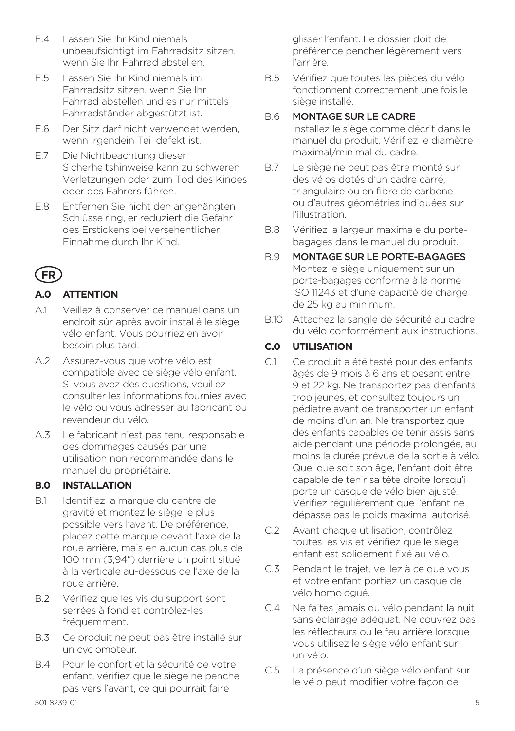E.4 Lassen Sie Ihr Kind niemals unbeaufsichtigt im Fahrradsitz sitzen, wenn Sie Ihr Fahrrad abstellen.

E.5 Lassen Sie Ihr Kind niemals im Fahrradsitz sitzen, wenn Sie Ihr Fahrrad abstellen und es nur mittels Fahrradständer abgestützt ist.

E.6 Der Sitz darf nicht verwendet werden, wenn irgendein Teil defekt ist.

E.7 Die Nichtbeachtung dieser Sicherheitshinweise kann zu schweren Verletzungen oder zum Tod des Kindes oder des Fahrers führen.

E.8 Entfernen Sie nicht den angehängten Schlüsselring, er reduziert die Gefahr des Erstickens bei versehentlicher Einnahme durch Ihr Kind.

## FR

### A.0 ATTENTION

A.1 Veillez à conserver ce manuel dans un endroit sûr après avoir installé le siège vélo enfant. Vous pourriez en avoir besoin plus tard.

A.2 Assurez-vous que votre vélo est compatible avec ce siège vélo enfant. Si vous avez des questions, veuillez consulter les informations fournies avec le vélo ou vous adresser au fabricant ou revendeur du vélo.

A.3 Le fabricant n'est pas tenu responsable des dommages causés par une utilisation non recommandée dans le manuel du propriétaire.

### B.0 INSTALLATION

B.1 Identifiez la marque du centre de gravité et montez le siège le plus possible vers l'avant. De préférence, placez cette marque devant l'axe de la roue arrière, mais en aucun cas plus de 100 mm (3,94") derrière un point situé à la verticale au-dessous de l'axe de la roue arrière.

B.2 Vérifiez que les vis du support sont serrées à fond et contrôlez-les fréquemment.

B.3 Ce produit ne peut pas être installé sur un cyclomoteur.

B.4 Pour le confort et la sécurité de votre enfant, vérifiez que le siège ne penche pas vers l'avant, ce qui pourrait faire glisser l'enfant. Le dossier doit de préférence pencher légèrement vers l'arrière.

B.5 Vérifiez que toutes les pièces du vélo fonctionnent correctement une fois le siège installé.

B.6 MONTAGE SUR LE CADRE
Installez le siège comme décrit dans le manuel du produit. Vérifiez le diamètre maximal/minimal du cadre.

B.7 Le siège ne peut pas être monté sur des vélos dotés d'un cadre carré, triangulaire ou en fibre de carbone ou d'autres géométries indiquées sur l'illustration.

B.8 Vérifiez la largeur maximale du porte-bagages dans le manuel du produit.

B.9 MONTAGE SUR LE PORTE-BAGAGES
Montez le siège uniquement sur un porte-bagages conforme à la norme ISO 11243 et d'une capacité de charge de 25 kg au minimum.

B.10 Attachez la sangle de sécurité au cadre du vélo conformément aux instructions.

### C.0 UTILISATION

C.1 Ce produit a été testé pour des enfants âgés de 9 mois à 6 ans et pesant entre 9 et 22 kg. Ne transportez pas d'enfants trop jeunes, et consultez toujours un pédiatre avant de transporter un enfant de moins d'un an. Ne transportez que des enfants capables de tenir assis sans aide pendant une période prolongée, au moins la durée prévue de la sortie à vélo. Quel que soit son âge, l'enfant doit être capable de tenir sa tête droite lorsqu'il porte un casque de vélo bien ajusté. Vérifiez régulièrement que l'enfant ne dépasse pas le poids maximal autorisé.

C.2 Avant chaque utilisation, contrôlez toutes les vis et vérifiez que le siège enfant est solidement fixé au vélo.

C.3 Pendant le trajet, veillez à ce que vous et votre enfant portiez un casque de vélo homologué.

C.4 Ne faites jamais du vélo pendant la nuit sans éclairage adéquat. Ne couvrez pas les réflecteurs ou le feu arrière lorsque vous utilisez le siège vélo enfant sur un vélo.

C.5 La présence d'un siège vélo enfant sur le vélo peut modifier votre façon de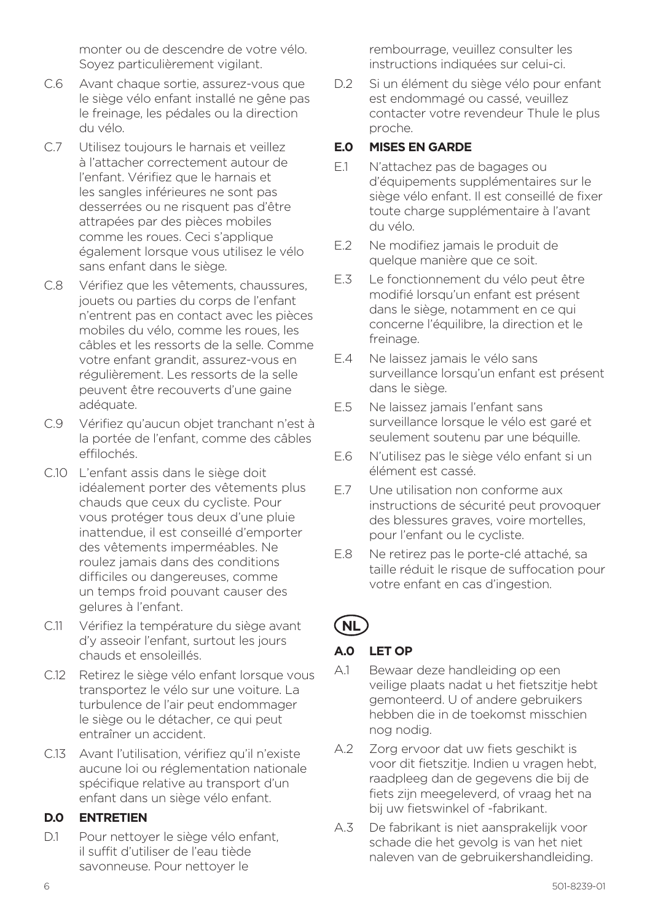monter ou de descendre de votre vélo. Soyez particulièrement vigilant.

C.6 Avant chaque sortie, assurez-vous que le siège vélo enfant installé ne gêne pas le freinage, les pédales ou la direction du vélo.

C.7 Utilisez toujours le harnais et veillez à l'attacher correctement autour de l'enfant. Vérifiez que le harnais et les sangles inférieures ne sont pas desserrées ou ne risquent pas d'être attrapées par des pièces mobiles comme les roues. Ceci s'applique également lorsque vous utilisez le vélo sans enfant dans le siège.

C.8 Vérifiez que les vêtements, chaussures, jouets ou parties du corps de l'enfant n'entrent pas en contact avec les pièces mobiles du vélo, comme les roues, les câbles et les ressorts de la selle. Comme votre enfant grandit, assurez-vous en régulièrement. Les ressorts de la selle peuvent être recouverts d'une gaine adéquate.

C.9 Vérifiez qu'aucun objet tranchant n'est à la portée de l'enfant, comme des câbles effilochés.

C.10 L'enfant assis dans le siège doit idéalement porter des vêtements plus chauds que ceux du cycliste. Pour vous protéger tous deux d'une pluie inattendue, il est conseillé d'emporter des vêtements imperméables. Ne roulez jamais dans des conditions difficiles ou dangereuses, comme un temps froid pouvant causer des gelures à l'enfant.

C.11 Vérifiez la température du siège avant d'y asseoir l'enfant, surtout les jours chauds et ensoleillés.

C.12 Retirez le siège vélo enfant lorsque vous transportez le vélo sur une voiture. La turbulence de l'air peut endommager le siège ou le détacher, ce qui peut entraîner un accident.

C.13 Avant l'utilisation, vérifiez qu'il n'existe aucune loi ou réglementation nationale spécifique relative au transport d'un enfant dans un siège vélo enfant.

## D.0 ENTRETIEN

D.1 Pour nettoyer le siège vélo enfant, il suffit d'utiliser de l'eau tiède savonneuse. Pour nettoyer le rembourrage, veuillez consulter les instructions indiquées sur celui-ci.

D.2 Si un élément du siège vélo pour enfant est endommagé ou cassé, veuillez contacter votre revendeur Thule le plus proche.

## E.0 MISES EN GARDE

E.1 N'attachez pas de bagages ou d'équipements supplémentaires sur le siège vélo enfant. Il est conseillé de fixer toute charge supplémentaire à l'avant du vélo.

E.2 Ne modifiez jamais le produit de quelque manière que ce soit.

E.3 Le fonctionnement du vélo peut être modifié lorsqu'un enfant est présent dans le siège, notamment en ce qui concerne l'équilibre, la direction et le freinage.

E.4 Ne laissez jamais le vélo sans surveillance lorsqu'un enfant est présent dans le siège.

E.5 Ne laissez jamais l'enfant sans surveillance lorsque le vélo est garé et seulement soutenu par une béquille.

E.6 N'utilisez pas le siège vélo enfant si un élément est cassé.

E.7 Une utilisation non conforme aux instructions de sécurité peut provoquer des blessures graves, voire mortelles, pour l'enfant ou le cycliste.

E.8 Ne retirez pas le porte-clé attaché, sa taille réduit le risque de suffocation pour votre enfant en cas d'ingestion.

# NL

## A.0 LET OP

A.1 Bewaar deze handleiding op een veilige plaats nadat u het fietszitje hebt gemonteerd. U of andere gebruikers hebben die in de toekomst misschien nog nodig.

A.2 Zorg ervoor dat uw fiets geschikt is voor dit fietszitje. Indien u vragen hebt, raadpleeg dan de gegevens die bij de fiets zijn meegeleverd, of vraag het na bij uw fietswinkel of -fabrikant.

A.3 De fabrikant is niet aansprakelijk voor schade die het gevolg is van het niet naleven van de gebruikershandleiding.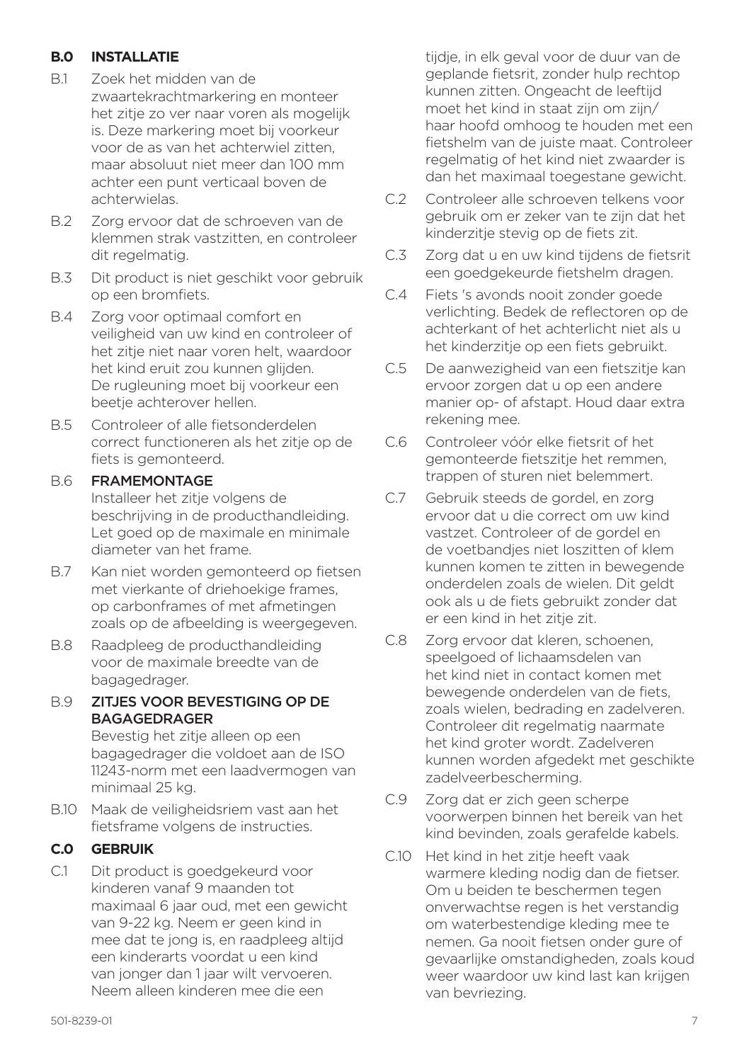## B.0 INSTALLATIE

B.1 Zoek het midden van de zwaartekrachtmarkering en monteer het zitje zo ver naar voren als mogelijk is. Deze markering moet bij voorkeur voor de as van het achterwiel zitten, maar absoluut niet meer dan 100 mm achter een punt verticaal boven de achterwielas.

B.2 Zorg ervoor dat de schroeven van de klemmen strak vastzitten, en controleer dit regelmatig.

B.3 Dit product is niet geschikt voor gebruik op een bromfiets.

B.4 Zorg voor optimaal comfort en veiligheid van uw kind en controleer of het zitje niet naar voren helt, waardoor het kind eruit zou kunnen glijden. De rugleuning moet bij voorkeur een beetje achterover hellen.

B.5 Controleer of alle fietsonderdelen correct functioneren als het zitje op de fiets is gemonteerd.

B.6 **FRAMEMONTAGE**
Installeer het zitje volgens de beschrijving in de producthandleiding. Let goed op de maximale en minimale diameter van het frame.

B.7 Kan niet worden gemonteerd op fietsen met vierkante of driehoekige frames, op carbonframes of met afmetingen zoals op de afbeelding is weergegeven.

B.8 Raadpleeg de producthandleiding voor de maximale breedte van de bagagedrager.

B.9 **ZITJES VOOR BEVESTIGING OP DE BAGAGEDRAGER**
Bevestig het zitje alleen op een bagagedrager die voldoet aan de ISO 11243-norm met een laadvermogen van minimaal 25 kg.

B.10 Maak de veiligheidsriem vast aan het fietsframe volgens de instructies.

## C.0 GEBRUIK

C.1 Dit product is goedgekeurd voor kinderen vanaf 9 maanden tot maximaal 6 jaar oud, met een gewicht van 9-22 kg. Neem er geen kind in mee dat te jong is, en raadpleeg altijd een kinderarts voordat u een kind van jonger dan 1 jaar wilt vervoeren. Neem alleen kinderen mee die een tijdje, in elk geval voor de duur van de geplande fietsrit, zonder hulp rechtop kunnen zitten. Ongeacht de leeftijd moet het kind in staat zijn om zijn/haar hoofd omhoog te houden met een fietshelm van de juiste maat. Controleer regelmatig of het kind niet zwaarder is dan het maximaal toegestane gewicht.

C.2 Controleer alle schroeven telkens voor gebruik om er zeker van te zijn dat het kinderzitje stevig op de fiets zit.

C.3 Zorg dat u en uw kind tijdens de fietsrit een goedgekeurde fietshelm dragen.

C.4 Fiets 's avonds nooit zonder goede verlichting. Bedek de reflectoren op de achterkant of het achterlicht niet als u het kinderzitje op een fiets gebruikt.

C.5 De aanwezigheid van een fietszitje kan ervoor zorgen dat u op een andere manier op- of afstapt. Houd daar extra rekening mee.

C.6 Controleer vóór elke fietsrit of het gemonteerde fietszitje het remmen, trappen of sturen niet belemmert.

C.7 Gebruik steeds de gordel, en zorg ervoor dat u die correct om uw kind vastzet. Controleer of de gordel en de voetbandjes niet loszitten of klem kunnen komen te zitten in bewegende onderdelen zoals de wielen. Dit geldt ook als u de fiets gebruikt zonder dat er een kind in het zitje zit.

C.8 Zorg ervoor dat kleren, schoenen, speelgoed of lichaamsdelen van het kind niet in contact komen met bewegende onderdelen van de fiets, zoals wielen, bedrading en zadelveren. Controleer dit regelmatig naarmate het kind groter wordt. Zadelveren kunnen worden afgedekt met geschikte zadelveerbescherming.

C.9 Zorg dat er zich geen scherpe voorwerpen binnen het bereik van het kind bevinden, zoals gerafelde kabels.

C.10 Het kind in het zitje heeft vaak warmere kleding nodig dan de fietser. Om u beiden te beschermen tegen onverwachtse regen is het verstandig om waterbestendige kleding mee te nemen. Ga nooit fietsen onder gure of gevaarlijke omstandigheden, zoals koud weer waardoor uw kind last kan krijgen van bevriezing.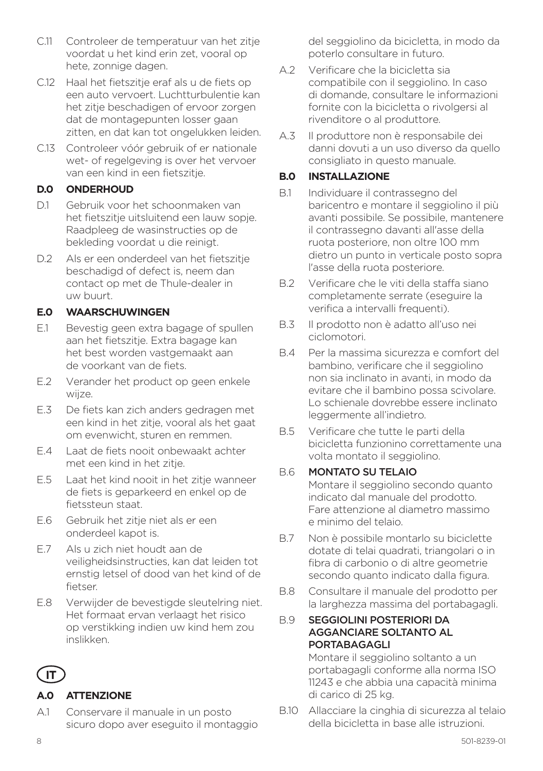C.11 Controleer de temperatuur van het zitje voordat u het kind erin zet, vooral op hete, zonnige dagen.

C.12 Haal het fietszitje eraf als u de fiets op een auto vervoert. Luchtturbulentie kan het zitje beschadigen of ervoor zorgen dat de montagepunten losser gaan zitten, en dat kan tot ongelukken leiden.

C.13 Controleer vóór gebruik of er nationale wet- of regelgeving is over het vervoer van een kind in een fietszitje.

**D.0 ONDERHOUD**

D.1 Gebruik voor het schoonmaken van het fietszitje uitsluitend een lauw sopje. Raadpleeg de wasinstructies op de bekleding voordat u die reinigt.

D.2 Als er een onderdeel van het fietszitje beschadigd of defect is, neem dan contact op met de Thule-dealer in uw buurt.

**E.0 WAARSCHUWINGEN**

E.1 Bevestig geen extra bagage of spullen aan het fietszitje. Extra bagage kan het best worden vastgemaakt aan de voorkant van de fiets.

E.2 Verander het product op geen enkele wijze.

E.3 De fiets kan zich anders gedragen met een kind in het zitje, vooral als het gaat om evenwicht, sturen en remmen.

E.4 Laat de fiets nooit onbewaakt achter met een kind in het zitje.

E.5 Laat het kind nooit in het zitje wanneer de fiets is geparkeerd en enkel op de fietssteun staat.

E.6 Gebruik het zitje niet als er een onderdeel kapot is.

E.7 Als u zich niet houdt aan de veiligheidsinstructies, kan dat leiden tot ernstig letsel of dood van het kind of de fietser.

E.8 Verwijder de bevestigde sleutelring niet. Het formaat ervan verlaagt het risico op verstikking indien uw kind hem zou inslikken.

## IT

**A.0 ATTENZIONE**

A.1 Conservare il manuale in un posto sicuro dopo aver eseguito il montaggio del seggiolino da bicicletta, in modo da poterlo consultare in futuro.

A.2 Verificare che la bicicletta sia compatibile con il seggiolino. In caso di domande, consultare le informazioni fornite con la bicicletta o rivolgersi al rivenditore o al produttore.

A.3 Il produttore non è responsabile dei danni dovuti a un uso diverso da quello consigliato in questo manuale.

**B.0 INSTALLAZIONE**

B.1 Individuare il contrassegno del baricentro e montare il seggiolino il più avanti possibile. Se possibile, mantenere il contrassegno davanti all'asse della ruota posteriore, non oltre 100 mm dietro un punto in verticale posto sopra l'asse della ruota posteriore.

B.2 Verificare che le viti della staffa siano completamente serrate (eseguire la verifica a intervalli frequenti).

B.3 Il prodotto non è adatto all'uso nei ciclomotori.

B.4 Per la massima sicurezza e comfort del bambino, verificare che il seggiolino non sia inclinato in avanti, in modo da evitare che il bambino possa scivolare. Lo schienale dovrebbe essere inclinato leggermente all'indietro.

B.5 Verificare che tutte le parti della bicicletta funzionino correttamente una volta montato il seggiolino.

B.6 **MONTATO SU TELAIO**
Montare il seggiolino secondo quanto indicato dal manuale del prodotto. Fare attenzione al diametro massimo e minimo del telaio.

B.7 Non è possibile montarlo su biciclette dotate di telai quadrati, triangolari o in fibra di carbonio o di altre geometrie secondo quanto indicato dalla figura.

B.8 Consultare il manuale del prodotto per la larghezza massima del portabagagli.

B.9 **SEGGIOLINI POSTERIORI DA AGGANCIARE SOLTANTO AL PORTABAGAGLI**
Montare il seggiolino soltanto a un portabagagli conforme alla norma ISO 11243 e che abbia una capacità minima di carico di 25 kg.

B.10 Allacciare la cinghia di sicurezza al telaio della bicicletta in base alle istruzioni.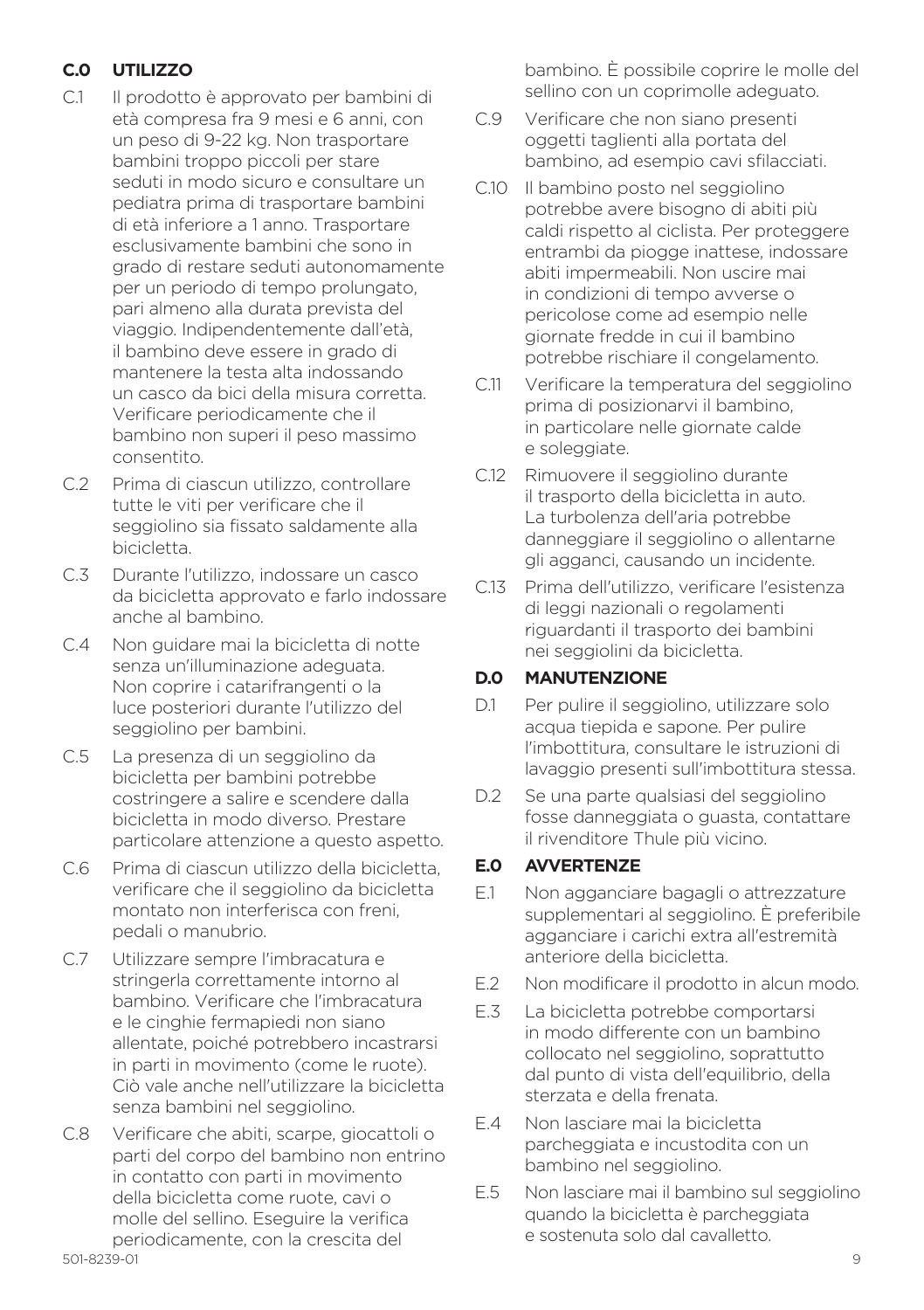## C.0 UTILIZZO

C.1 Il prodotto è approvato per bambini di età compresa fra 9 mesi e 6 anni, con un peso di 9-22 kg. Non trasportare bambini troppo piccoli per stare seduti in modo sicuro e consultare un pediatra prima di trasportare bambini di età inferiore a 1 anno. Trasportare esclusivamente bambini che sono in grado di restare seduti autonomamente per un periodo di tempo prolungato, pari almeno alla durata prevista del viaggio. Indipendentemente dall'età, il bambino deve essere in grado di mantenere la testa alta indossando un casco da bici della misura corretta. Verificare periodicamente che il bambino non superi il peso massimo consentito.

C.2 Prima di ciascun utilizzo, controllare tutte le viti per verificare che il seggiolino sia fissato saldamente alla bicicletta.

C.3 Durante l'utilizzo, indossare un casco da bicicletta approvato e farlo indossare anche al bambino.

C.4 Non guidare mai la bicicletta di notte senza un'illuminazione adeguata. Non coprire i catarifrangenti o la luce posteriori durante l'utilizzo del seggiolino per bambini.

C.5 La presenza di un seggiolino da bicicletta per bambini potrebbe costringere a salire e scendere dalla bicicletta in modo diverso. Prestare particolare attenzione a questo aspetto.

C.6 Prima di ciascun utilizzo della bicicletta, verificare che il seggiolino da bicicletta montato non interferisca con freni, pedali o manubrio.

C.7 Utilizzare sempre l'imbracatura e stringerla correttamente intorno al bambino. Verificare che l'imbracatura e le cinghie fermapiedi non siano allentate, poiché potrebbero incastrarsi in parti in movimento (come le ruote). Ciò vale anche nell'utilizzare la bicicletta senza bambini nel seggiolino.

C.8 Verificare che abiti, scarpe, giocattoli o parti del corpo del bambino non entrino in contatto con parti in movimento della bicicletta come ruote, cavi o molle del sellino. Eseguire la verifica periodicamente, con la crescita del bambino. È possibile coprire le molle del sellino con un coprimolle adeguato.

C.9 Verificare che non siano presenti oggetti taglienti alla portata del bambino, ad esempio cavi sfilacciati.

C.10 Il bambino posto nel seggiolino potrebbe avere bisogno di abiti più caldi rispetto al ciclista. Per proteggere entrambi da piogge inattese, indossare abiti impermeabili. Non uscire mai in condizioni di tempo avverse o pericolose come ad esempio nelle giornate fredde in cui il bambino potrebbe rischiare il congelamento.

C.11 Verificare la temperatura del seggiolino prima di posizionarvi il bambino, in particolare nelle giornate calde e soleggiate.

C.12 Rimuovere il seggiolino durante il trasporto della bicicletta in auto. La turbolenza dell'aria potrebbe danneggiare il seggiolino o allentarne gli agganci, causando un incidente.

C.13 Prima dell'utilizzo, verificare l'esistenza di leggi nazionali o regolamenti riguardanti il trasporto dei bambini nei seggiolini da bicicletta.

## D.0 MANUTENZIONE

D.1 Per pulire il seggiolino, utilizzare solo acqua tiepida e sapone. Per pulire l'imbottitura, consultare le istruzioni di lavaggio presenti sull'imbottitura stessa.

D.2 Se una parte qualsiasi del seggiolino fosse danneggiata o guasta, contattare il rivenditore Thule più vicino.

## E.0 AVVERTENZE

E.1 Non agganciare bagagli o attrezzature supplementari al seggiolino. È preferibile agganciare i carichi extra all'estremità anteriore della bicicletta.

E.2 Non modificare il prodotto in alcun modo.

E.3 La bicicletta potrebbe comportarsi in modo differente con un bambino collocato nel seggiolino, soprattutto dal punto di vista dell'equilibrio, della sterzata e della frenata.

E.4 Non lasciare mai la bicicletta parcheggiata e incustodita con un bambino nel seggiolino.

E.5 Non lasciare mai il bambino sul seggiolino quando la bicicletta è parcheggiata e sostenuta solo dal cavalletto.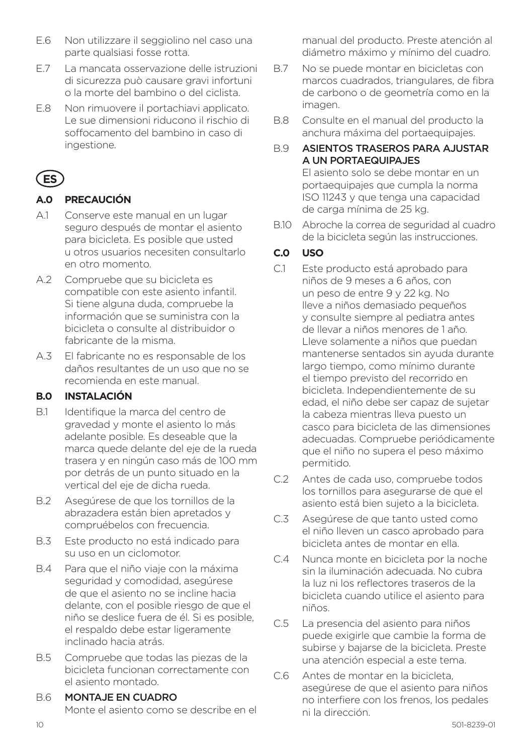E.6 Non utilizzare il seggiolino nel caso una parte qualsiasi fosse rotta.

E.7 La mancata osservazione delle istruzioni di sicurezza può causare gravi infortuni o la morte del bambino o del ciclista.

E.8 Non rimuovere il portachiavi applicato. Le sue dimensioni riducono il rischio di soffocamento del bambino in caso di ingestione.

# ES

## A.0 PRECAUCIÓN

A.1 Conserve este manual en un lugar seguro después de montar el asiento para bicicleta. Es posible que usted u otros usuarios necesiten consultarlo en otro momento.

A.2 Compruebe que su bicicleta es compatible con este asiento infantil. Si tiene alguna duda, compruebe la información que se suministra con la bicicleta o consulte al distribuidor o fabricante de la misma.

A.3 El fabricante no es responsable de los daños resultantes de un uso que no se recomienda en este manual.

## B.0 INSTALACIÓN

B.1 Identifique la marca del centro de gravedad y monte el asiento lo más adelante posible. Es deseable que la marca quede delante del eje de la rueda trasera y en ningún caso más de 100 mm por detrás de un punto situado en la vertical del eje de dicha rueda.

B.2 Asegúrese de que los tornillos de la abrazadera están bien apretados y compruébelos con frecuencia.

B.3 Este producto no está indicado para su uso en un ciclomotor.

B.4 Para que el niño viaje con la máxima seguridad y comodidad, asegúrese de que el asiento no se incline hacia delante, con el posible riesgo de que el niño se deslice fuera de él. Si es posible, el respaldo debe estar ligeramente inclinado hacia atrás.

B.5 Compruebe que todas las piezas de la bicicleta funcionan correctamente con el asiento montado.

B.6 **MONTAJE EN CUADRO**
Monte el asiento como se describe en el manual del producto. Preste atención al diámetro máximo y mínimo del cuadro.

B.7 No se puede montar en bicicletas con marcos cuadrados, triangulares, de fibra de carbono o de geometría como en la imagen.

B.8 Consulte en el manual del producto la anchura máxima del portaequipajes.

B.9 **ASIENTOS TRASEROS PARA AJUSTAR A UN PORTAEQUIPAJES**
El asiento solo se debe montar en un portaequipajes que cumpla la norma ISO 11243 y que tenga una capacidad de carga mínima de 25 kg.

B.10 Abroche la correa de seguridad al cuadro de la bicicleta según las instrucciones.

## C.0 USO

C.1 Este producto está aprobado para niños de 9 meses a 6 años, con un peso de entre 9 y 22 kg. No lleve a niños demasiado pequeños y consulte siempre al pediatra antes de llevar a niños menores de 1 año. Lleve solamente a niños que puedan mantenerse sentados sin ayuda durante largo tiempo, como mínimo durante el tiempo previsto del recorrido en bicicleta. Independientemente de su edad, el niño debe ser capaz de sujetar la cabeza mientras lleva puesto un casco para bicicleta de las dimensiones adecuadas. Compruebe periódicamente que el niño no supera el peso máximo permitido.

C.2 Antes de cada uso, compruebe todos los tornillos para asegurarse de que el asiento está bien sujeto a la bicicleta.

C.3 Asegúrese de que tanto usted como el niño lleven un casco aprobado para bicicleta antes de montar en ella.

C.4 Nunca monte en bicicleta por la noche sin la iluminación adecuada. No cubra la luz ni los reflectores traseros de la bicicleta cuando utilice el asiento para niños.

C.5 La presencia del asiento para niños puede exigirle que cambie la forma de subirse y bajarse de la bicicleta. Preste una atención especial a este tema.

C.6 Antes de montar en la bicicleta, asegúrese de que el asiento para niños no interfiere con los frenos, los pedales ni la dirección.

501-8239-01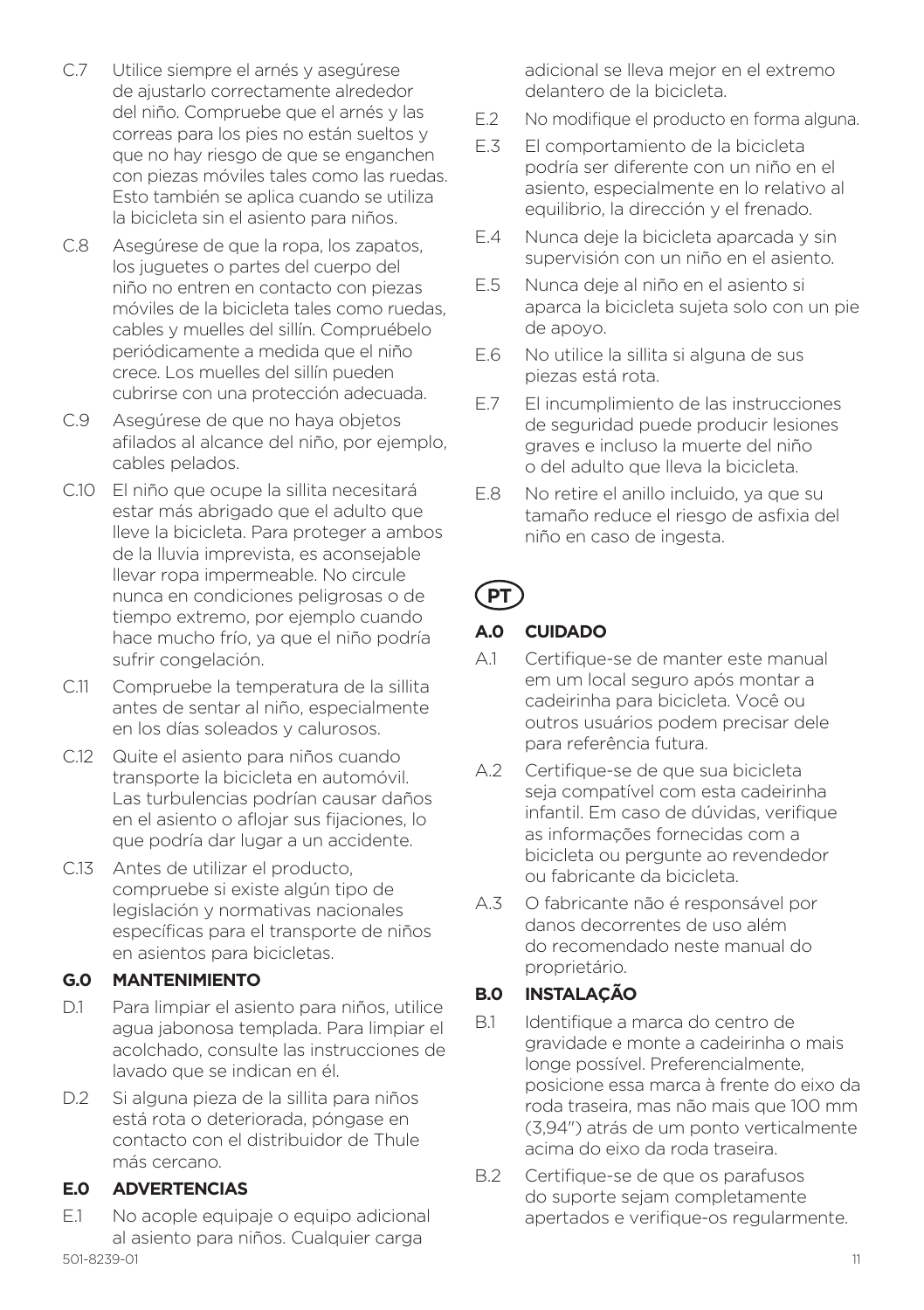C.7 Utilice siempre el arnés y asegúrese de ajustarlo correctamente alrededor del niño. Compruebe que el arnés y las correas para los pies no están sueltos y que no hay riesgo de que se enganchen con piezas móviles tales como las ruedas. Esto también se aplica cuando se utiliza la bicicleta sin el asiento para niños.

C.8 Asegúrese de que la ropa, los zapatos, los juguetes o partes del cuerpo del niño no entren en contacto con piezas móviles de la bicicleta tales como ruedas, cables y muelles del sillín. Compruébelo periódicamente a medida que el niño crece. Los muelles del sillín pueden cubrirse con una protección adecuada.

C.9 Asegúrese de que no haya objetos afilados al alcance del niño, por ejemplo, cables pelados.

C.10 El niño que ocupe la sillita necesitará estar más abrigado que el adulto que lleve la bicicleta. Para proteger a ambos de la lluvia imprevista, es aconsejable llevar ropa impermeable. No circule nunca en condiciones peligrosas o de tiempo extremo, por ejemplo cuando hace mucho frío, ya que el niño podría sufrir congelación.

C.11 Compruebe la temperatura de la sillita antes de sentar al niño, especialmente en los días soleados y calurosos.

C.12 Quite el asiento para niños cuando transporte la bicicleta en automóvil. Las turbulencias podrían causar daños en el asiento o aflojar sus fijaciones, lo que podría dar lugar a un accidente.

C.13 Antes de utilizar el producto, compruebe si existe algún tipo de legislación y normativas nacionales específicas para el transporte de niños en asientos para bicicletas.

**G.0 MANTENIMIENTO**

D.1 Para limpiar el asiento para niños, utilice agua jabonosa templada. Para limpiar el acolchado, consulte las instrucciones de lavado que se indican en él.

D.2 Si alguna pieza de la sillita para niños está rota o deteriorada, póngase en contacto con el distribuidor de Thule más cercano.

**E.0 ADVERTENCIAS**

E.1 No acople equipaje o equipo adicional al asiento para niños. Cualquier carga adicional se lleva mejor en el extremo delantero de la bicicleta.

E.2 No modifique el producto en forma alguna.

E.3 El comportamiento de la bicicleta podría ser diferente con un niño en el asiento, especialmente en lo relativo al equilibrio, la dirección y el frenado.

E.4 Nunca deje la bicicleta aparcada y sin supervisión con un niño en el asiento.

E.5 Nunca deje al niño en el asiento si aparca la bicicleta sujeta solo con un pie de apoyo.

E.6 No utilice la sillita si alguna de sus piezas está rota.

E.7 El incumplimiento de las instrucciones de seguridad puede producir lesiones graves e incluso la muerte del niño o del adulto que lleva la bicicleta.

E.8 No retire el anillo incluido, ya que su tamaño reduce el riesgo de asfixia del niño en caso de ingesta.

**PT**

**A.0 CUIDADO**

A.1 Certifique-se de manter este manual em um local seguro após montar a cadeirinha para bicicleta. Você ou outros usuários podem precisar dele para referência futura.

A.2 Certifique-se de que sua bicicleta seja compatível com esta cadeirinha infantil. Em caso de dúvidas, verifique as informações fornecidas com a bicicleta ou pergunte ao revendedor ou fabricante da bicicleta.

A.3 O fabricante não é responsável por danos decorrentes de uso além do recomendado neste manual do proprietário.

**B.0 INSTALAÇÃO**

B.1 Identifique a marca do centro de gravidade e monte a cadeirinha o mais longe possível. Preferencialmente, posicione essa marca à frente do eixo da roda traseira, mas não mais que 100 mm (3,94") atrás de um ponto verticalmente acima do eixo da roda traseira.

B.2 Certifique-se de que os parafusos do suporte sejam completamente apertados e verifique-os regularmente.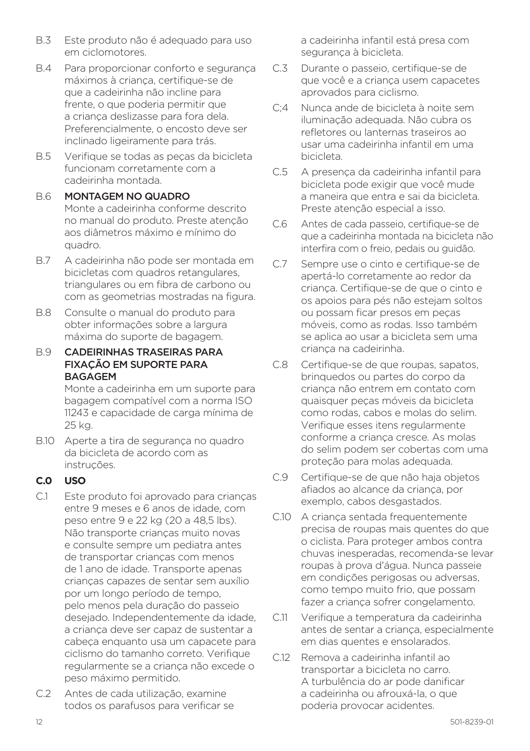B.3 Este produto não é adequado para uso em ciclomotores.

B.4 Para proporcionar conforto e segurança máximos à criança, certifique-se de que a cadeirinha não incline para frente, o que poderia permitir que a criança deslizasse para fora dela. Preferencialmente, o encosto deve ser inclinado ligeiramente para trás.

B.5 Verifique se todas as peças da bicicleta funcionam corretamente com a cadeirinha montada.

B.6 **MONTAGEM NO QUADRO**
Monte a cadeirinha conforme descrito no manual do produto. Preste atenção aos diâmetros máximo e mínimo do quadro.

B.7 A cadeirinha não pode ser montada em bicicletas com quadros retangulares, triangulares ou em fibra de carbono ou com as geometrias mostradas na figura.

B.8 Consulte o manual do produto para obter informações sobre a largura máxima do suporte de bagagem.

B.9 **CADEIRINHAS TRASEIRAS PARA FIXAÇÃO EM SUPORTE PARA BAGAGEM**
Monte a cadeirinha em um suporte para bagagem compatível com a norma ISO 11243 e capacidade de carga mínima de 25 kg.

B.10 Aperte a tira de segurança no quadro da bicicleta de acordo com as instruções.

## C.0 USO

C.1 Este produto foi aprovado para crianças entre 9 meses e 6 anos de idade, com peso entre 9 e 22 kg (20 a 48,5 lbs). Não transporte crianças muito novas e consulte sempre um pediatra antes de transportar crianças com menos de 1 ano de idade. Transporte apenas crianças capazes de sentar sem auxílio por um longo período de tempo, pelo menos pela duração do passeio desejado. Independentemente da idade, a criança deve ser capaz de sustentar a cabeça enquanto usa um capacete para ciclismo do tamanho correto. Verifique regularmente se a criança não excede o peso máximo permitido.

C.2 Antes de cada utilização, examine todos os parafusos para verificar se a cadeirinha infantil está presa com segurança à bicicleta.

C.3 Durante o passeio, certifique-se de que você e a criança usem capacetes aprovados para ciclismo.

C;4 Nunca ande de bicicleta à noite sem iluminação adequada. Não cubra os refletores ou lanternas traseiros ao usar uma cadeirinha infantil em uma bicicleta.

C.5 A presença da cadeirinha infantil para bicicleta pode exigir que você mude a maneira que entra e sai da bicicleta. Preste atenção especial a isso.

C.6 Antes de cada passeio, certifique-se de que a cadeirinha montada na bicicleta não interfira com o freio, pedais ou guidão.

C.7 Sempre use o cinto e certifique-se de apertá-lo corretamente ao redor da criança. Certifique-se de que o cinto e os apoios para pés não estejam soltos ou possam ficar presos em peças móveis, como as rodas. Isso também se aplica ao usar a bicicleta sem uma criança na cadeirinha.

C.8 Certifique-se de que roupas, sapatos, brinquedos ou partes do corpo da criança não entrem em contato com quaisquer peças móveis da bicicleta como rodas, cabos e molas do selim. Verifique esses itens regularmente conforme a criança cresce. As molas do selim podem ser cobertas com uma proteção para molas adequada.

C.9 Certifique-se de que não haja objetos afiados ao alcance da criança, por exemplo, cabos desgastados.

C.10 A criança sentada frequentemente precisa de roupas mais quentes do que o ciclista. Para proteger ambos contra chuvas inesperadas, recomenda-se levar roupas à prova d'água. Nunca passeie em condições perigosas ou adversas, como tempo muito frio, que possam fazer a criança sofrer congelamento.

C.11 Verifique a temperatura da cadeirinha antes de sentar a criança, especialmente em dias quentes e ensolarados.

C.12 Remova a cadeirinha infantil ao transportar a bicicleta no carro. A turbulência do ar pode danificar a cadeirinha ou afrouxá-la, o que poderia provocar acidentes.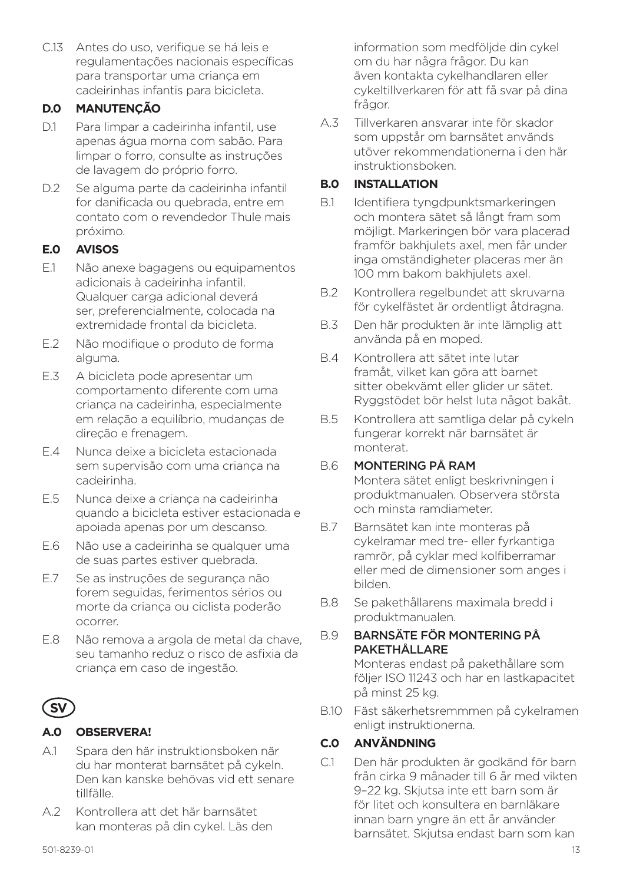C.13 Antes do uso, verifique se há leis e regulamentações nacionais específicas para transportar uma criança em cadeirinhas infantis para bicicleta.

## D.0 MANUTENÇÃO

D.1 Para limpar a cadeirinha infantil, use apenas água morna com sabão. Para limpar o forro, consulte as instruções de lavagem do próprio forro.

D.2 Se alguma parte da cadeirinha infantil for danificada ou quebrada, entre em contato com o revendedor Thule mais próximo.

## E.0 AVISOS

E.1 Não anexe bagagens ou equipamentos adicionais à cadeirinha infantil. Qualquer carga adicional deverá ser, preferencialmente, colocada na extremidade frontal da bicicleta.

E.2 Não modifique o produto de forma alguma.

E.3 A bicicleta pode apresentar um comportamento diferente com uma criança na cadeirinha, especialmente em relação a equilíbrio, mudanças de direção e frenagem.

E.4 Nunca deixe a bicicleta estacionada sem supervisão com uma criança na cadeirinha.

E.5 Nunca deixe a criança na cadeirinha quando a bicicleta estiver estacionada e apoiada apenas por um descanso.

E.6 Não use a cadeirinha se qualquer uma de suas partes estiver quebrada.

E.7 Se as instruções de segurança não forem seguidas, ferimentos sérios ou morte da criança ou ciclista poderão ocorrer.

E.8 Não remova a argola de metal da chave, seu tamanho reduz o risco de asfixia da criança em caso de ingestão.

# SV

## A.0 OBSERVERA!

A.1 Spara den här instruktionsboken när du har monterat barnsätet på cykeln. Den kan kanske behövas vid ett senare tillfälle.

A.2 Kontrollera att det här barnsätet kan monteras på din cykel. Läs den information som medföljde din cykel om du har några frågor. Du kan även kontakta cykelhandlaren eller cykeltillverkaren för att få svar på dina frågor.

A.3 Tillverkaren ansvarar inte för skador som uppstår om barnsätet används utöver rekommendationerna i den här instruktionsboken.

## B.0 INSTALLATION

B.1 Identifiera tyngdpunktsmarkeringen och montera sätet så långt fram som möjligt. Markeringen bör vara placerad framför bakhjulets axel, men får under inga omständigheter placeras mer än 100 mm bakom bakhjulets axel.

B.2 Kontrollera regelbundet att skruvarna för cykelfästet är ordentligt åtdragna.

B.3 Den här produkten är inte lämplig att använda på en moped.

B.4 Kontrollera att sätet inte lutar framåt, vilket kan göra att barnet sitter obekvämt eller glider ur sätet. Ryggstödet bör helst luta något bakåt.

B.5 Kontrollera att samtliga delar på cykeln fungerar korrekt när barnsätet är monterat.

B.6 **MONTERING PÅ RAM**
Montera sätet enligt beskrivningen i produktmanualen. Observera största och minsta ramdiameter.

B.7 Barnsätet kan inte monteras på cykelramar med tre- eller fyrkantiga ramrör, på cyklar med kolfiberramar eller med de dimensioner som anges i bilden.

B.8 Se pakethållarens maximala bredd i produktmanualen.

B.9 **BARNSÄTE FÖR MONTERING PÅ PAKETHÅLLARE**
Monteras endast på pakethållare som följer ISO 11243 och har en lastkapacitet på minst 25 kg.

B.10 Fäst säkerhetsremmmen på cykelramen enligt instruktionerna.

## C.0 ANVÄNDNING

C.1 Den här produkten är godkänd för barn från cirka 9 månader till 6 år med vikten 9–22 kg. Skjutsa inte ett barn som är för litet och konsultera en barnläkare innan barn yngre än ett år använder barnsätet. Skjutsa endast barn som kan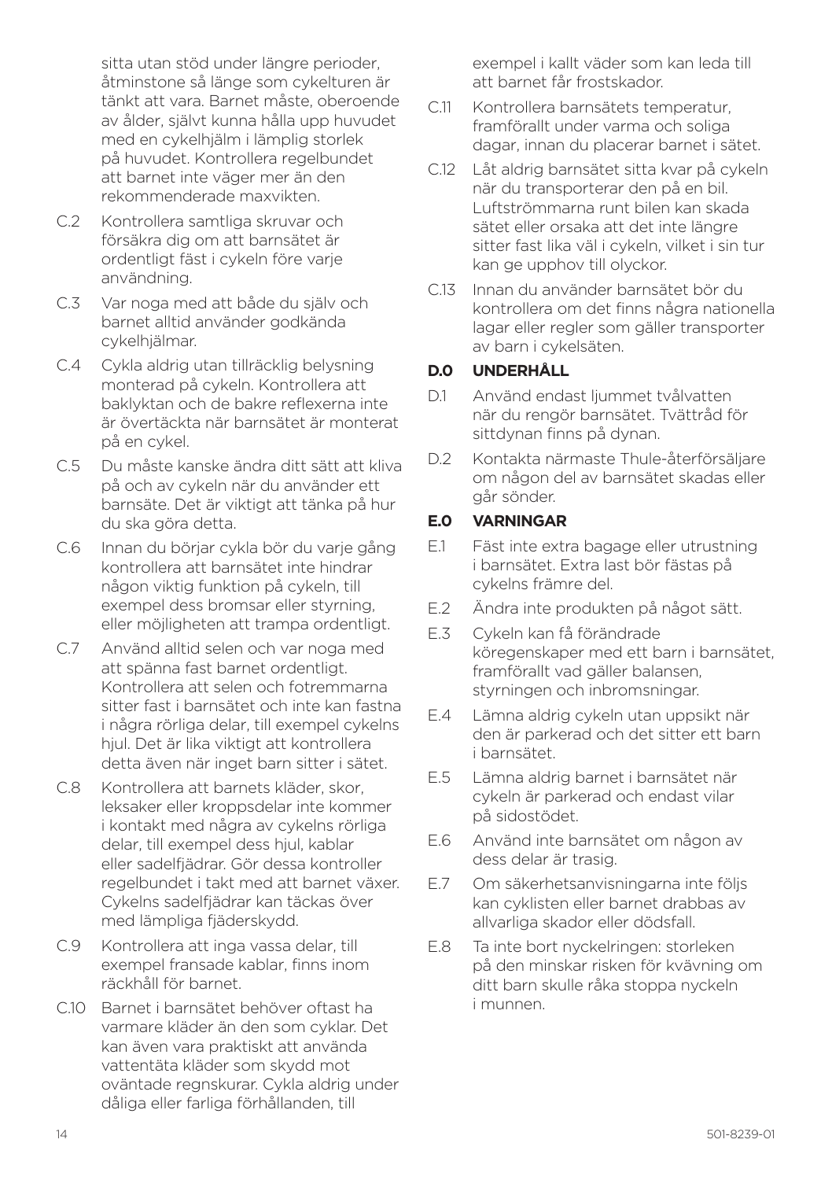sitta utan stöd under längre perioder, åtminstone så länge som cykelturen är tänkt att vara. Barnet måste, oberoende av ålder, självt kunna hålla upp huvudet med en cykelhjälm i lämplig storlek på huvudet. Kontrollera regelbundet att barnet inte väger mer än den rekommenderade maxvikten.

C.2 Kontrollera samtliga skruvar och försäkra dig om att barnsätet är ordentligt fäst i cykeln före varje användning.

C.3 Var noga med att både du själv och barnet alltid använder godkända cykelhjälmar.

C.4 Cykla aldrig utan tillräcklig belysning monterad på cykeln. Kontrollera att baklyktan och de bakre reflexerna inte är övertäckta när barnsätet är monterat på en cykel.

C.5 Du måste kanske ändra ditt sätt att kliva på och av cykeln när du använder ett barnsäte. Det är viktigt att tänka på hur du ska göra detta.

C.6 Innan du börjar cykla bör du varje gång kontrollera att barnsätet inte hindrar någon viktig funktion på cykeln, till exempel dess bromsar eller styrning, eller möjligheten att trampa ordentligt.

C.7 Använd alltid selen och var noga med att spänna fast barnet ordentligt. Kontrollera att selen och fotremmarna sitter fast i barnsätet och inte kan fastna i några rörliga delar, till exempel cykelns hjul. Det är lika viktigt att kontrollera detta även när inget barn sitter i sätet.

C.8 Kontrollera att barnets kläder, skor, leksaker eller kroppsdelar inte kommer i kontakt med några av cykelns rörliga delar, till exempel dess hjul, kablar eller sadelfjädrar. Gör dessa kontroller regelbundet i takt med att barnet växer. Cykelns sadelfjädrar kan täckas över med lämpliga fjäderskydd.

C.9 Kontrollera att inga vassa delar, till exempel fransade kablar, finns inom räckhåll för barnet.

C.10 Barnet i barnsätet behöver oftast ha varmare kläder än den som cyklar. Det kan även vara praktiskt att använda vattentäta kläder som skydd mot oväntade regnskurar. Cykla aldrig under dåliga eller farliga förhållanden, till exempel i kallt väder som kan leda till att barnet får frostskador.

C.11 Kontrollera barnsätets temperatur, framförallt under varma och soliga dagar, innan du placerar barnet i sätet.

C.12 Låt aldrig barnsätet sitta kvar på cykeln när du transporterar den på en bil. Luftströmmarna runt bilen kan skada sätet eller orsaka att det inte längre sitter fast lika väl i cykeln, vilket i sin tur kan ge upphov till olyckor.

C.13 Innan du använder barnsätet bör du kontrollera om det finns några nationella lagar eller regler som gäller transporter av barn i cykelsäten.

## D.0 UNDERHÅLL

D.1 Använd endast ljummet tvålvatten när du rengör barnsätet. Tvättråd för sittdynan finns på dynan.

D.2 Kontakta närmaste Thule-återförsäljare om någon del av barnsätet skadas eller går sönder.

## E.0 VARNINGAR

E.1 Fäst inte extra bagage eller utrustning i barnsätet. Extra last bör fästas på cykelns främre del.

E.2 Ändra inte produkten på något sätt.

E.3 Cykeln kan få förändrade köregenskaper med ett barn i barnsätet, framförallt vad gäller balansen, styrningen och inbromsningar.

E.4 Lämna aldrig cykeln utan uppsikt när den är parkerad och det sitter ett barn i barnsätet.

E.5 Lämna aldrig barnet i barnsätet när cykeln är parkerad och endast vilar på sidostödet.

E.6 Använd inte barnsätet om någon av dess delar är trasig.

E.7 Om säkerhetsanvisningarna inte följs kan cyklisten eller barnet drabbas av allvarliga skador eller dödsfall.

E.8 Ta inte bort nyckelringen: storleken på den minskar risken för kvävning om ditt barn skulle råka stoppa nyckeln i munnen.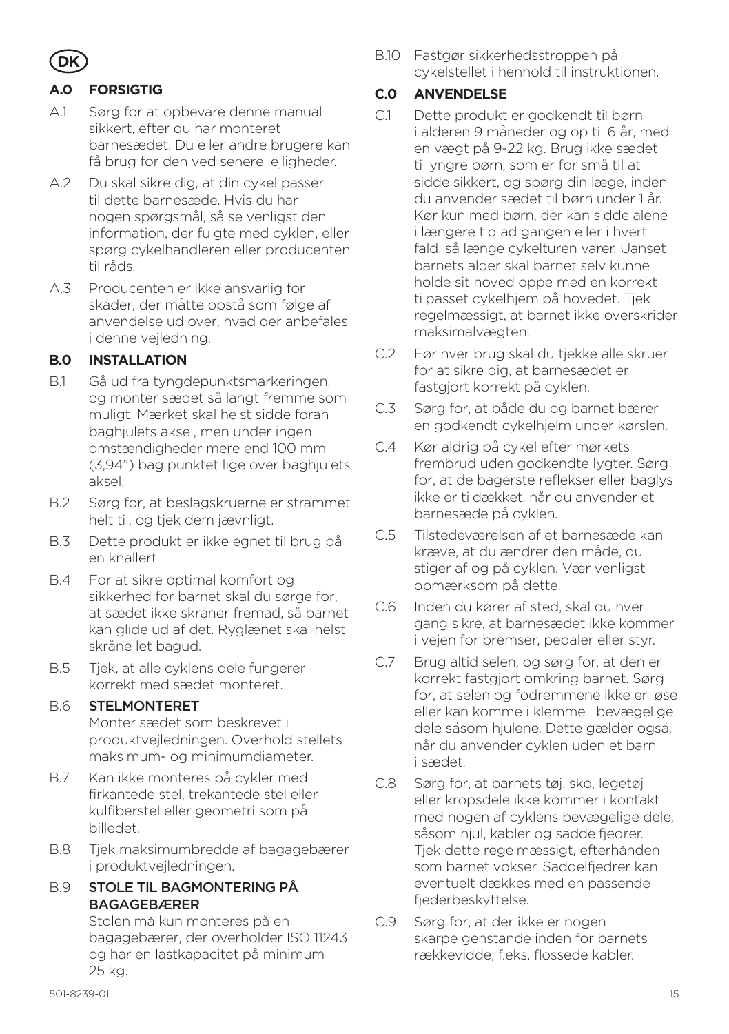**DK**

## A.0 FORSIGTIG

A.1 Sørg for at opbevare denne manual sikkert, efter du har monteret barnesædet. Du eller andre brugere kan få brug for den ved senere lejligheder.

A.2 Du skal sikre dig, at din cykel passer til dette barnesæde. Hvis du har nogen spørgsmål, så se venligst den information, der fulgte med cyklen, eller spørg cykelhandleren eller producenten til råds.

A.3 Producenten er ikke ansvarlig for skader, der måtte opstå som følge af anvendelse ud over, hvad der anbefales i denne vejledning.

## B.0 INSTALLATION

B.1 Gå ud fra tyngdepunktsmarkeringen, og monter sædet så langt fremme som muligt. Mærket skal helst sidde foran baghjulets aksel, men under ingen omstændigheder mere end 100 mm (3,94") bag punktet lige over baghjulets aksel.

B.2 Sørg for, at beslagskruerne er strammet helt til, og tjek dem jævnligt.

B.3 Dette produkt er ikke egnet til brug på en knallert.

B.4 For at sikre optimal komfort og sikkerhed for barnet skal du sørge for, at sædet ikke skråner fremad, så barnet kan glide ud af det. Ryglænet skal helst skråne let bagud.

B.5 Tjek, at alle cyklens dele fungerer korrekt med sædet monteret.

B.6 **STELMONTERET**
Monter sædet som beskrevet i produktvejledningen. Overhold stellets maksimum- og minimumdiameter.

B.7 Kan ikke monteres på cykler med firkantede stel, trekantede stel eller kulfiberstel eller geometri som på billedet.

B.8 Tjek maksimumbredde af bagagebærer i produktvejledningen.

B.9 **STOLE TIL BAGMONTERING PÅ BAGAGEBÆRER**
Stolen må kun monteres på en bagagebærer, der overholder ISO 11243 og har en lastkapacitet på minimum 25 kg.

B.10 Fastgør sikkerhedsstroppen på cykelstellet i henhold til instruktionen.

## C.0 ANVENDELSE

C.1 Dette produkt er godkendt til børn i alderen 9 måneder og op til 6 år, med en vægt på 9-22 kg. Brug ikke sædet til yngre børn, som er for små til at sidde sikkert, og spørg din læge, inden du anvender sædet til børn under 1 år. Kør kun med børn, der kan sidde alene i længere tid ad gangen eller i hvert fald, så længe cykelturen varer. Uanset barnets alder skal barnet selv kunne holde sit hoved oppe med en korrekt tilpasset cykelhjem på hovedet. Tjek regelmæssigt, at barnet ikke overskrider maksimalvægten.

C.2 Før hver brug skal du tjekke alle skruer for at sikre dig, at barnesædet er fastgjort korrekt på cyklen.

C.3 Sørg for, at både du og barnet bærer en godkendt cykelhjelm under kørslen.

C.4 Kør aldrig på cykel efter mørkets frembrud uden godkendte lygter. Sørg for, at de bagerste reflekser eller baglys ikke er tildækket, når du anvender et barnesæde på cyklen.

C.5 Tilstedeværelsen af et barnesæde kan kræve, at du ændrer den måde, du stiger af og på cyklen. Vær venligst opmærksom på dette.

C.6 Inden du kører af sted, skal du hver gang sikre, at barnesædet ikke kommer i vejen for bremser, pedaler eller styr.

C.7 Brug altid selen, og sørg for, at den er korrekt fastgjort omkring barnet. Sørg for, at selen og fodremmene ikke er løse eller kan komme i klemme i bevægelige dele såsom hjulene. Dette gælder også, når du anvender cyklen uden et barn i sædet.

C.8 Sørg for, at barnets tøj, sko, legetøj eller kropsdele ikke kommer i kontakt med nogen af cyklens bevægelige dele, såsom hjul, kabler og saddelfjedrer. Tjek dette regelmæssigt, efterhånden som barnet vokser. Saddelfjedrer kan eventuelt dækkes med en passende fjederbeskyttelse.

C.9 Sørg for, at der ikke er nogen skarpe genstande inden for barnets rækkevidde, f.eks. flossede kabler.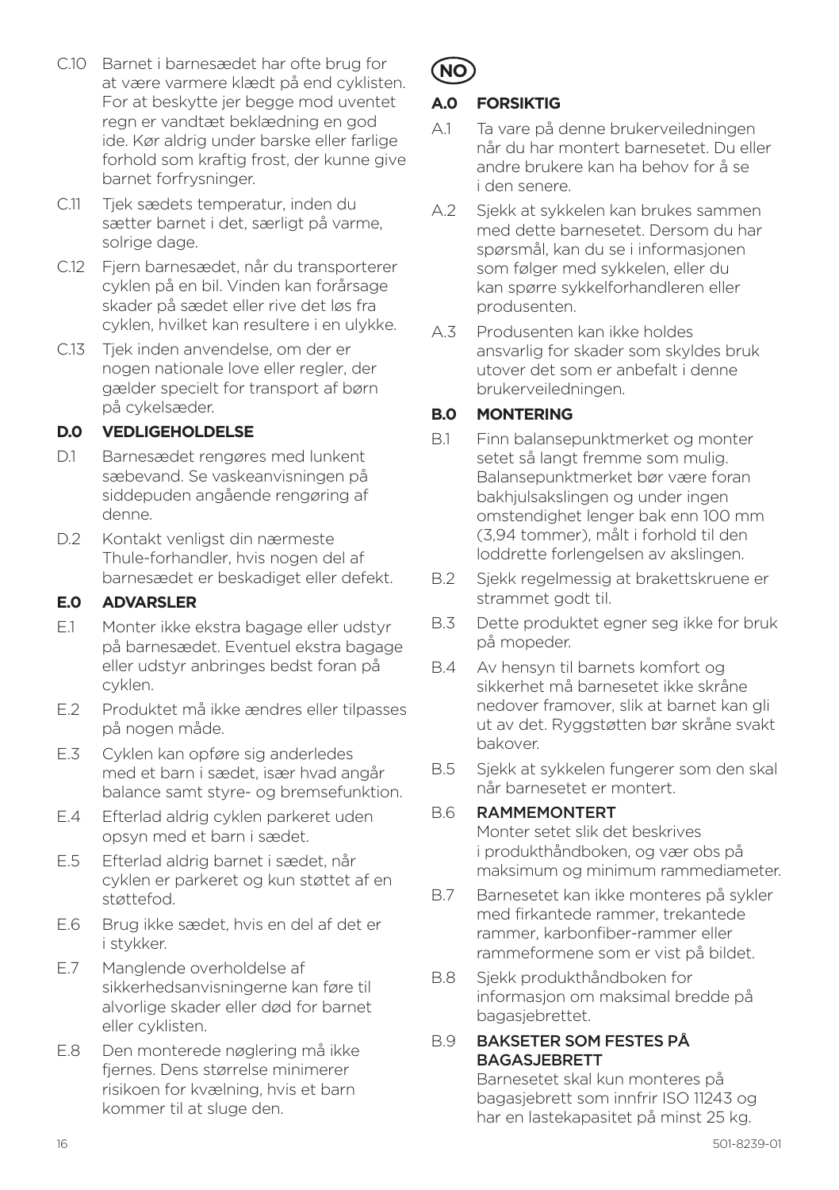C.10 Barnet i barnesædet har ofte brug for at være varmere klædt på end cyklisten. For at beskytte jer begge mod uventet regn er vandtæt beklædning en god idé. Kør aldrig under barske eller farlige forhold som kraftig frost, der kunne give barnet forfrysninger.

C.11 Tjek sædets temperatur, inden du sætter barnet i det, særligt på varme, solrige dage.

C.12 Fjern barnesædet, når du transporterer cyklen på en bil. Vinden kan forårsage skader på sædet eller rive det løs fra cyklen, hvilket kan resultere i en ulykke.

C.13 Tjek inden anvendelse, om der er nogen nationale love eller regler, der gælder specielt for transport af børn på cykelsæder.

## D.0 VEDLIGEHOLDELSE

D.1 Barnesædet rengøres med lunkent sæbevand. Se vaskeanvisningen på siddepuden angående rengøring af denne.

D.2 Kontakt venligst din nærmeste Thule-forhandler, hvis nogen del af barnesædet er beskadiget eller defekt.

## E.0 ADVARSLER

E.1 Monter ikke ekstra bagage eller udstyr på barnesædet. Eventuel ekstra bagage eller udstyr anbringes bedst foran på cyklen.

E.2 Produktet må ikke ændres eller tilpasses på nogen måde.

E.3 Cyklen kan opføre sig anderledes med et barn i sædet, især hvad angår balance samt styre- og bremsefunktion.

E.4 Efterlad aldrig cyklen parkeret uden opsyn med et barn i sædet.

E.5 Efterlad aldrig barnet i sædet, når cyklen er parkeret og kun støttet af en støttefod.

E.6 Brug ikke sædet, hvis en del af det er i stykker.

E.7 Manglende overholdelse af sikkerhedsanvisningerne kan føre til alvorlige skader eller død for barnet eller cyklisten.

E.8 Den monterede nøglering må ikke fjernes. Dens størrelse minimerer risikoen for kvælning, hvis et barn kommer til at sluge den.

# NO

## A.0 FORSIKTIG

A.1 Ta vare på denne brukerveiledningen når du har montert barnesetet. Du eller andre brukere kan ha behov for å se i den senere.

A.2 Sjekk at sykkelen kan brukes sammen med dette barnesetet. Dersom du har spørsmål, kan du se i informasjonen som følger med sykkelen, eller du kan spørre sykkelforhandleren eller produsenten.

A.3 Produsenten kan ikke holdes ansvarlig for skader som skyldes bruk utover det som er anbefalt i denne brukerveiledningen.

## B.0 MONTERING

B.1 Finn balansepunktmerket og monter setet så langt fremme som mulig. Balansepunktmerket bør være foran bakhjulsakslingen og under ingen omstendighet lenger bak enn 100 mm (3,94 tommer), målt i forhold til den loddrette forlengelsen av akslingen.

B.2 Sjekk regelmessig at brakettskruene er strammet godt til.

B.3 Dette produktet egner seg ikke for bruk på mopeder.

B.4 Av hensyn til barnets komfort og sikkerhet må barnesetet ikke skråne nedover framover, slik at barnet kan gli ut av det. Ryggstøtten bør skråne svakt bakover.

B.5 Sjekk at sykkelen fungerer som den skal når barnesetet er montert.

B.6 **RAMMEMONTERT**
Monter setet slik det beskrives i produkthåndboken, og vær obs på maksimum og minimum rammediameter.

B.7 Barnesetet kan ikke monteres på sykler med firkantede rammer, trekantede rammer, karbonfiber-rammer eller rammeformene som er vist på bildet.

B.8 Sjekk produkthåndboken for informasjon om maksimal bredde på bagasjebrettet.

B.9 **BAKSETER SOM FESTES PÅ BAGASJEBRETT**
Barnesetet skal kun monteres på bagasjebrett som innfrir ISO 11243 og har en lastekapasitet på minst 25 kg.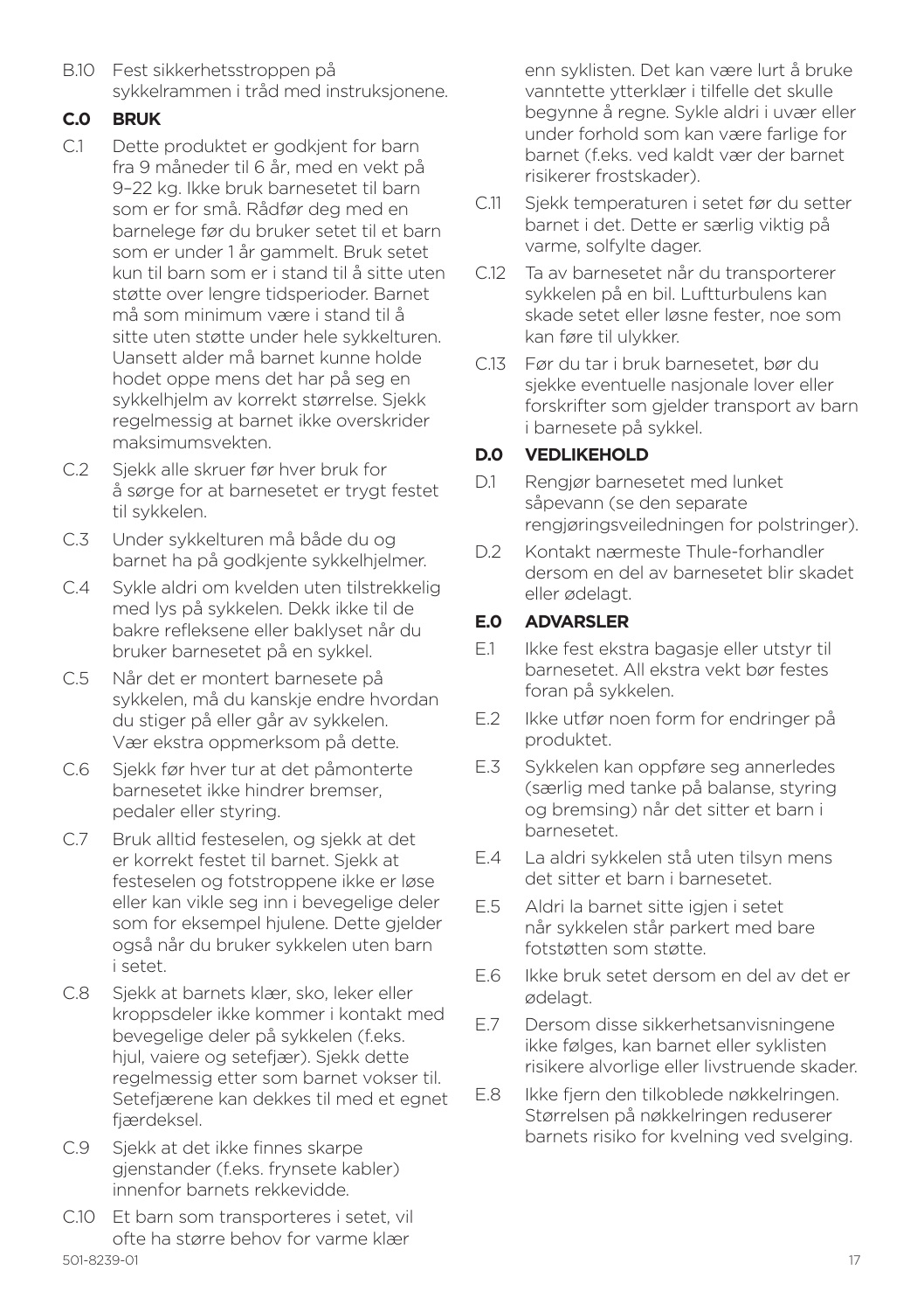B.10 Fest sikkerhetsstroppen på sykkelrammen i tråd med instruksjonene.

## C.0 BRUK

C.1 Dette produktet er godkjent for barn fra 9 måneder til 6 år, med en vekt på 9–22 kg. Ikke bruk barnesetet til barn som er for små. Rådfør deg med en barnelege før du bruker setet til et barn som er under 1 år gammelt. Bruk setet kun til barn som er i stand til å sitte uten støtte over lengre tidsperioder. Barnet må som minimum være i stand til å sitte uten støtte under hele sykkelturen. Uansett alder må barnet kunne holde hodet oppe mens det har på seg en sykkelhjelm av korrekt størrelse. Sjekk regelmessig at barnet ikke overskrider maksimumsvekten.

C.2 Sjekk alle skruer før hver bruk for å sørge for at barnesetet er trygt festet til sykkelen.

C.3 Under sykkelturen må både du og barnet ha på godkjente sykkelhjelmer.

C.4 Sykle aldri om kvelden uten tilstrekkelig med lys på sykkelen. Dekk ikke til de bakre refleksene eller baklyset når du bruker barnesetet på en sykkel.

C.5 Når det er montert barnesete på sykkelen, må du kanskje endre hvordan du stiger på eller går av sykkelen. Vær ekstra oppmerksom på dette.

C.6 Sjekk før hver tur at det påmonterte barnesetet ikke hindrer bremser, pedaler eller styring.

C.7 Bruk alltid festeselen, og sjekk at det er korrekt festet til barnet. Sjekk at festeselen og fotstroppene ikke er løse eller kan vikle seg inn i bevegelige deler som for eksempel hjulene. Dette gjelder også når du bruker sykkelen uten barn i setet.

C.8 Sjekk at barnets klær, sko, leker eller kroppsdeler ikke kommer i kontakt med bevegelige deler på sykkelen (f.eks. hjul, vaiere og setefjær). Sjekk dette regelmessig etter som barnet vokser til. Setefjærene kan dekkes til med et egnet fjærdeksel.

C.9 Sjekk at det ikke finnes skarpe gjenstander (f.eks. frynsete kabler) innenfor barnets rekkevidde.

C.10 Et barn som transporteres i setet, vil ofte ha større behov for varme klær enn syklisten. Det kan være lurt å bruke vanntette ytterklær i tilfelle det skulle begynne å regne. Sykle aldri i uvær eller under forhold som kan være farlige for barnet (f.eks. ved kaldt vær der barnet risikerer frostskader).

C.11 Sjekk temperaturen i setet før du setter barnet i det. Dette er særlig viktig på varme, solfylte dager.

C.12 Ta av barnesetet når du transporterer sykkelen på en bil. Luftturbulens kan skade setet eller løsne fester, noe som kan føre til ulykker.

C.13 Før du tar i bruk barnesetet, bør du sjekke eventuelle nasjonale lover eller forskrifter som gjelder transport av barn i barnesete på sykkel.

## D.0 VEDLIKEHOLD

D.1 Rengjør barnesetet med lunket såpevann (se den separate rengjøringsveiledningen for polstringer).

D.2 Kontakt nærmeste Thule-forhandler dersom en del av barnesetet blir skadet eller ødelagt.

## E.0 ADVARSLER

E.1 Ikke fest ekstra bagasje eller utstyr til barnesetet. All ekstra vekt bør festes foran på sykkelen.

E.2 Ikke utfør noen form for endringer på produktet.

E.3 Sykkelen kan oppføre seg annerledes (særlig med tanke på balanse, styring og bremsing) når det sitter et barn i barnesetet.

E.4 La aldri sykkelen stå uten tilsyn mens det sitter et barn i barnesetet.

E.5 Aldri la barnet sitte igjen i setet når sykkelen står parkert med bare fotstøtten som støtte.

E.6 Ikke bruk setet dersom en del av det er ødelagt.

E.7 Dersom disse sikkerhetsanvisningene ikke følges, kan barnet eller syklisten risikere alvorlige eller livstruende skader.

E.8 Ikke fjern den tilkoblede nøkkelringen. Størrelsen på nøkkelringen reduserer barnets risiko for kvelning ved svelging.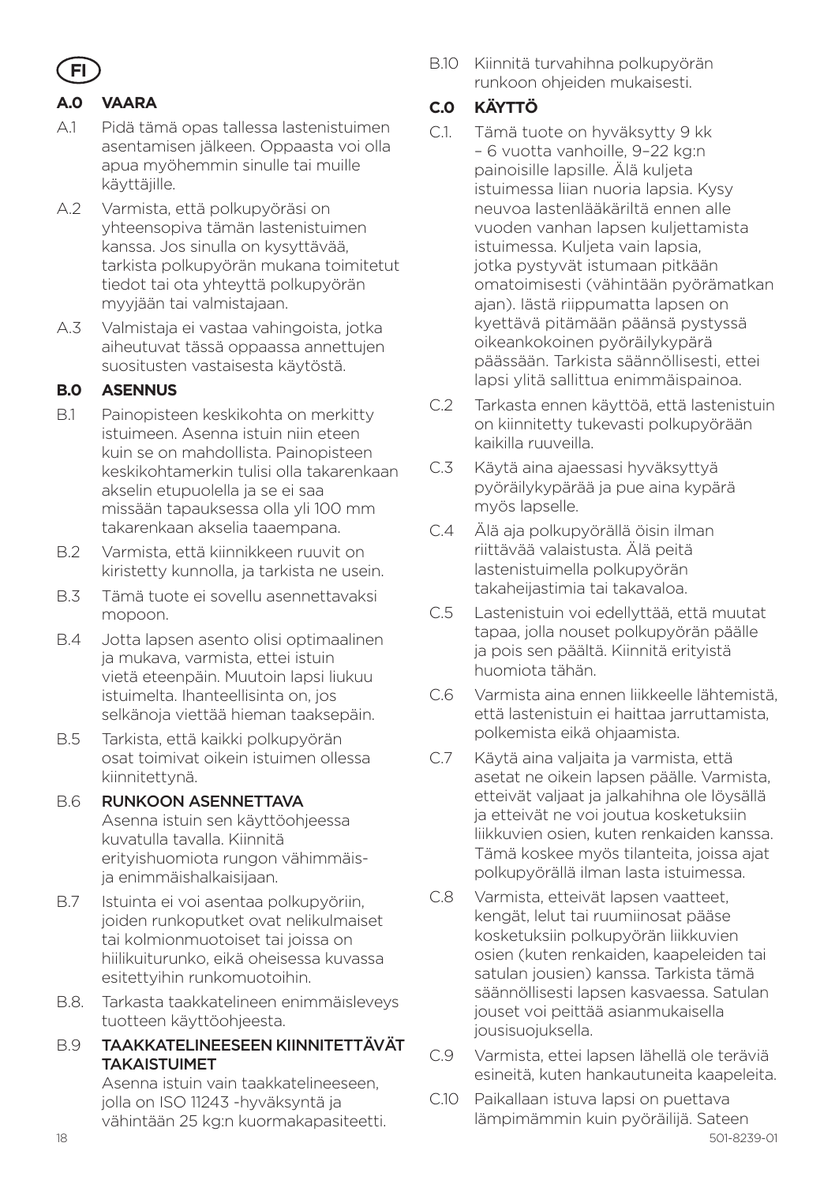FI

## A.0 VAARA

A.1 Pidä tämä opas tallessa lastenistuimen asentamisen jälkeen. Oppaasta voi olla apua myöhemmin sinulle tai muille käyttäjille.

A.2 Varmista, että polkupyöräsi on yhteensopiva tämän lastenistuimen kanssa. Jos sinulla on kysyttävää, tarkista polkupyörän mukana toimitetut tiedot tai ota yhteyttä polkupyörän myyjään tai valmistajaan.

A.3 Valmistaja ei vastaa vahingoista, jotka aiheutuvat tässä oppaassa annettujen suositusten vastaisesta käytöstä.

## B.0 ASENNUS

B.1 Painopisteen keskikohta on merkitty istuimeen. Asenna istuin niin eteen kuin se on mahdollista. Painopisteen keskikohtamerkin tulisi olla takarenkaan akselin etupuolella ja se ei saa missään tapauksessa olla yli 100 mm takarenkaan akselia taaempana.

B.2 Varmista, että kiinnikkeen ruuvit on kiristetty kunnolla, ja tarkista ne usein.

B.3 Tämä tuote ei sovellu asennettavaksi mopoon.

B.4 Jotta lapsen asento olisi optimaalinen ja mukava, varmista, ettei istuin vietä eteenpäin. Muutoin lapsi liukuu istuimelta. Ihanteellisinta on, jos selkänoja viettää hieman taaksepäin.

B.5 Tarkista, että kaikki polkupyörän osat toimivat oikein istuimen ollessa kiinnitettynä.

B.6 **RUNKOON ASENNETTAVA**
Asenna istuin sen käyttöohjeessa kuvatulla tavalla. Kiinnitä erityishuomiota rungon vähimmäis- ja enimmäishalkaisijaan.

B.7 Istuinta ei voi asentaa polkupyöriin, joiden runkoputket ovat nelikulmaiset tai kolmionmuotoiset tai joissa on hiilikuiturunko, eikä oheisessa kuvassa esitettyihin runkomuotoihin.

B.8. Tarkasta taakkatelineen enimmäisleveys tuotteen käyttöohjeesta.

B.9 **TAAKKATELINEESEEN KIINNITETTÄVÄT TAKAISTUIMET**
Asenna istuin vain taakkatelineeseen, jolla on ISO 11243 -hyväksyntä ja vähintään 25 kg:n kuormakapasiteetti.

B.10 Kiinnitä turvahihna polkupyörän runkoon ohjeiden mukaisesti.

## C.0 KÄYTTÖ

C.1. Tämä tuote on hyväksytty 9 kk – 6 vuotta vanhoille, 9–22 kg:n painoisille lapsille. Älä kuljeta istuimessa liian nuoria lapsia. Kysy neuvoa lastenlääkäriltä ennen alle vuoden vanhan lapsen kuljettamista istuimessa. Kuljeta vain lapsia, jotka pystyvät istumaan pitkään omatoimisesti (vähintään pyörämatkan ajan). Iästä riippumatta lapsen on kyettävä pitämään päänsä pystyssä oikeankokoinen pyöräilykypärä päässään. Tarkista säännöllisesti, ettei lapsi ylitä sallittua enimmäispainoa.

C.2 Tarkasta ennen käyttöä, että lastenistuin on kiinnitetty tukevasti polkupyörään kaikilla ruuveilla.

C.3 Käytä aina ajaessasi hyväksyttyä pyöräilykypärää ja pue aina kypärä myös lapselle.

C.4 Älä aja polkupyörällä öisin ilman riittävää valaistusta. Älä peitä lastenistuimella polkupyörän takaheijastimia tai takavaloa.

C.5 Lastenistuin voi edellyttää, että muutat tapaa, jolla nouset polkupyörän päälle ja pois sen päältä. Kiinnitä erityistä huomiota tähän.

C.6 Varmista aina ennen liikkeelle lähtemistä, että lastenistuin ei haittaa jarruttamista, polkemista eikä ohjaamista.

C.7 Käytä aina valjaita ja varmista, että asetat ne oikein lapsen päälle. Varmista, etteivät valjaat ja jalkahihna ole löysällä ja etteivät ne voi joutua kosketuksiin liikkuvien osien, kuten renkaiden kanssa. Tämä koskee myös tilanteita, joissa ajat polkupyörällä ilman lasta istuimessa.

C.8 Varmista, etteivät lapsen vaatteet, kengät, lelut tai ruumiinosat pääse kosketuksiin polkupyörän liikkuvien osien (kuten renkaiden, kaapeleiden tai satulan jousien) kanssa. Tarkista tämä säännöllisesti lapsen kasvaessa. Satulan jouset voi peittää asianmukaisella jousisuojuksella.

C.9 Varmista, ettei lapsen lähellä ole teräviä esineitä, kuten hankautuneita kaapeleita.

C.10 Paikallaan istuva lapsi on puettava lämpimämmin kuin pyöräilijä. Sateen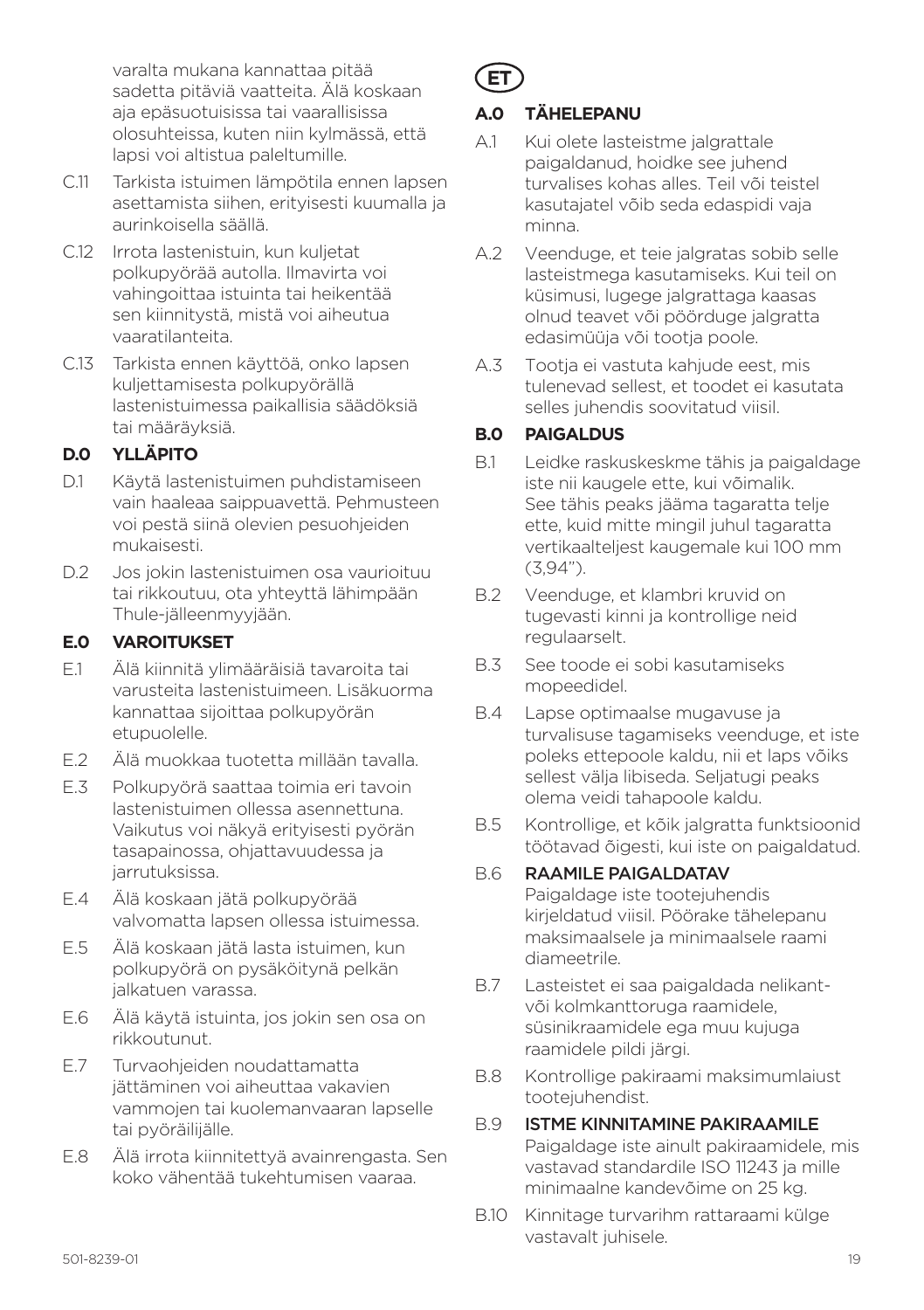varalta mukana kannattaa pitää sadetta pitäviä vaatteita. Älä koskaan aja epäsuotuisissa tai vaarallisissa olosuhteissa, kuten niin kylmässä, että lapsi voi altistua paleltumille.

C.11 Tarkista istuimen lämpötila ennen lapsen asettamista siihen, erityisesti kuumalla ja aurinkoisella säällä.

C.12 Irrota lastenistuin, kun kuljetat polkupyörää autolla. Ilmavirta voi vahingoittaa istuinta tai heikentää sen kiinnitystä, mistä voi aiheutua vaaratilanteita.

C.13 Tarkista ennen käyttöä, onko lapsen kuljettamisesta polkupyörällä lastenistuimessa paikallisia säädöksiä tai määräyksiä.

## D.0 YLLÄPITO

D.1 Käytä lastenistuimen puhdistamiseen vain haaleaa saippuavettä. Pehmusteen voi pestä siinä olevien pesuohjeiden mukaisesti.

D.2 Jos jokin lastenistuimen osa vaurioituu tai rikkoutuu, ota yhteyttä lähimpään Thule-jälleenmyyjään.

## E.0 VAROITUKSET

E.1 Älä kiinnitä ylimääräisiä tavaroita tai varusteita lastenistuimeen. Lisäkuorma kannattaa sijoittaa polkupyörän etupuolelle.

E.2 Älä muokkaa tuotetta millään tavalla.

E.3 Polkupyörä saattaa toimia eri tavoin lastenistuimen ollessa asennettuna. Vaikutus voi näkyä erityisesti pyörän tasapainossa, ohjattavuudessa ja jarrutuksissa.

E.4 Älä koskaan jätä polkupyörää valvomatta lapsen ollessa istuimessa.

E.5 Älä koskaan jätä lasta istuimen, kun polkupyörä on pysäköitynä pelkän jalkatuen varassa.

E.6 Älä käytä istuinta, jos jokin sen osa on rikkoutunut.

E.7 Turvaohjeiden noudattamatta jättäminen voi aiheuttaa vakavien vammojen tai kuolemanvaaran lapselle tai pyöräilijälle.

E.8 Älä irrota kiinnitettyä avainrengasta. Sen koko vähentää tukehtumisen vaaraa.

# ET

## A.0 TÄHELEPANU

A.1 Kui olete lasteistme jalgrattale paigaldanud, hoidke see juhend turvalises kohas alles. Teil või teistel kasutajatel võib seda edaspidi vaja minna.

A.2 Veenduge, et teie jalgratas sobib selle lasteistmega kasutamiseks. Kui teil on küsimusi, lugege jalgrattaga kaasas olnud teavet või pöörduge jalgratta edasimüüja või tootja poole.

A.3 Tootja ei vastuta kahjude eest, mis tulenevad sellest, et toodet ei kasutata selles juhendis soovitatud viisil.

## B.0 PAIGALDUS

B.1 Leidke raskuskeskme tähis ja paigaldage iste nii kaugele ette, kui võimalik. See tähis peaks jääma tagaratta telje ette, kuid mitte mingil juhul tagaratta vertikaalteljest kaugemale kui 100 mm (3,94").

B.2 Veenduge, et klambri kruvid on tugevasti kinni ja kontrollige neid regulaarselt.

B.3 See toode ei sobi kasutamiseks mopeedidel.

B.4 Lapse optimaalse mugavuse ja turvalisuse tagamiseks veenduge, et iste poleks ettepoole kaldu, nii et laps võiks sellest välja libiseda. Seljatugi peaks olema veidi tahapoole kaldu.

B.5 Kontrollige, et kõik jalgratta funktsioonid töötavad õigesti, kui iste on paigaldatud.

B.6 **RAAMILE PAIGALDATAV**
Paigaldage iste tootejuhendis kirjeldatud viisil. Pöörake tähelepanu maksimaalsele ja minimaalsele raami diameetrile.

B.7 Lasteistet ei saa paigaldada nelikant- või kolmkanttoruga raamidele, süsinikraamidele ega muu kujuga raamidele pildi järgi.

B.8 Kontrollige pakiraami maksimumlaiust tootejuhendist.

B.9 **ISTME KINNITAMINE PAKIRAAMILE**
Paigaldage iste ainult pakiraamidele, mis vastavad standardile ISO 11243 ja mille minimaalne kandevõime on 25 kg.

B.10 Kinnitage turvarihm rattaraami külge vastavalt juhisele.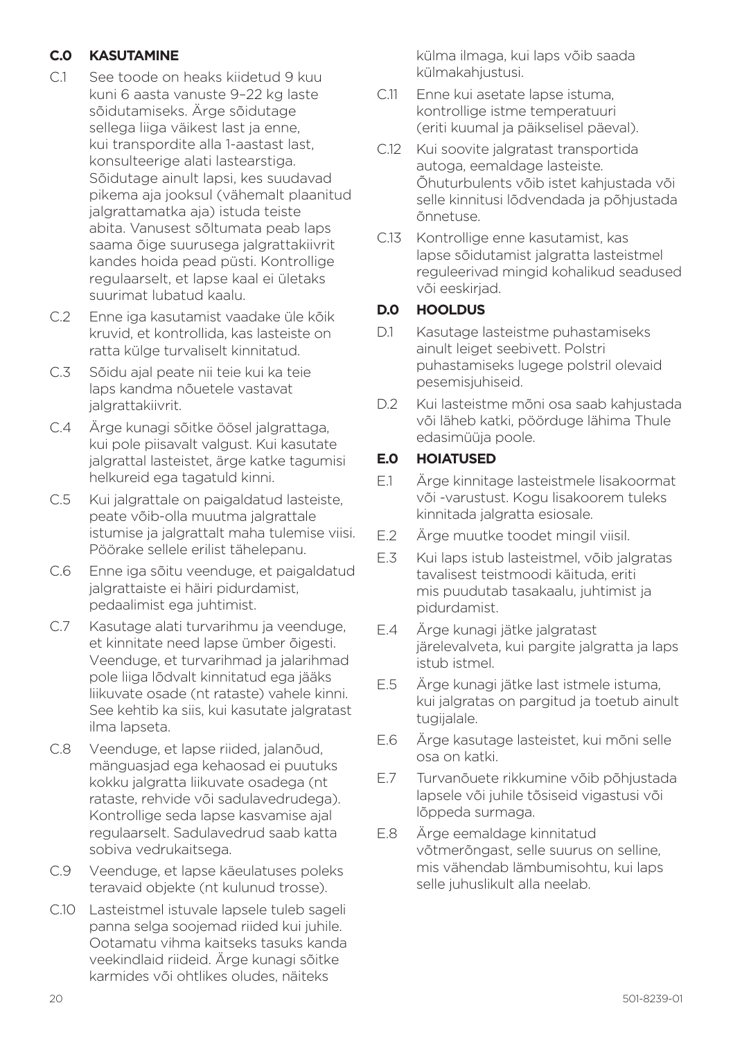## C.0 KASUTAMINE

C.1 See toode on heaks kiidetud 9 kuu kuni 6 aasta vanuste 9–22 kg laste sõidutamiseks. Ärge sõidutage sellega liiga väikest last ja enne, kui transpordite alla 1-aastast last, konsulteerige alati lastearstiga. Sõidutage ainult lapsi, kes suudavad pikema aja jooksul (vähemalt plaanitud jalgrattamatka aja) istuda teiste abita. Vanusest sõltumata peab laps saama õige suurusega jalgrattakiivrit kandes hoida pead püsti. Kontrollige regulaarselt, et lapse kaal ei ületaks suurimat lubatud kaalu.

C.2 Enne iga kasutamist vaadake üle kõik kruvid, et kontrollida, kas lasteiste on ratta külge turvaliselt kinnitatud.

C.3 Sõidu ajal peate nii teie kui ka teie laps kandma nõuetele vastavat jalgrattakiivrit.

C.4 Ärge kunagi sõitke öösel jalgrattaga, kui pole piisavalt valgust. Kui kasutate jalgrattal lasteistet, ärge katke tagumisi helkureid ega tagatuld kinni.

C.5 Kui jalgrattale on paigaldatud lasteiste, peate võib-olla muutma jalgrattale istumise ja jalgrattalt maha tulemise viisi. Pöörake sellele erilist tähelepanu.

C.6 Enne iga sõitu veenduge, et paigaldatud jalgrattaiste ei häiri pidurdamist, pedaalimist ega juhtimist.

C.7 Kasutage alati turvarihmu ja veenduge, et kinnitate need lapse ümber õigesti. Veenduge, et turvarihmad ja jalarihmad pole liiga lõdvalt kinnitatud ega jääks liikuvate osade (nt rataste) vahele kinni. See kehtib ka siis, kui kasutate jalgratast ilma lapseta.

C.8 Veenduge, et lapse riided, jalanõud, mänguasjad ega kehaosad ei puutuks kokku jalgratta liikuvate osadega (nt rataste, rehvide või sadulavedrudega). Kontrollige seda lapse kasvamise ajal regulaarselt. Sadulavedrud saab katta sobiva vedrukaitsega.

C.9 Veenduge, et lapse käeulatuses poleks teravaid objekte (nt kulunud trosse).

C.10 Lasteistmel istuvale lapsele tuleb sageli panna selga soojemad riided kui juhile. Ootamatu vihma kaitseks tasuks kanda veekindlaid riideid. Ärge kunagi sõitke karmides või ohtlikes oludes, näiteks külma ilmaga, kui laps võib saada külmakahjustusi.

C.11 Enne kui asetate lapse istuma, kontrollige istme temperatuuri (eriti kuumal ja päikselisel päeval).

C.12 Kui soovite jalgratast transportida autoga, eemaldage lasteiste. Õhuturbulents võib istet kahjustada või selle kinnitusi lõdvendada ja põhjustada õnnetuse.

C.13 Kontrollige enne kasutamist, kas lapse sõidutamist jalgratta lasteistmel reguleerivad mingid kohalikud seadused või eeskirjad.

## D.0 HOOLDUS

D.1 Kasutage lasteistme puhastamiseks ainult leiget seebivett. Polstri puhastamiseks lugege polstril olevaid pesemisjuhiseid.

D.2 Kui lasteistme mõni osa saab kahjustada või läheb katki, pöörduge lähima Thule edasimüüja poole.

## E.0 HOIATUSED

E.1 Ärge kinnitage lasteistmele lisakoormat või -varustust. Kogu lisakoorem tuleks kinnitada jalgratta esiosale.

E.2 Ärge muutke toodet mingil viisil.

E.3 Kui laps istub lasteistmel, võib jalgratas tavalisest teistmoodi käituda, eriti mis puudutab tasakaalu, juhtimist ja pidurdamist.

E.4 Ärge kunagi jätke jalgratast järelevalveta, kui pargite jalgratta ja laps istub istmel.

E.5 Ärge kunagi jätke last istmele istuma, kui jalgratas on pargitud ja toetub ainult tugijalale.

E.6 Ärge kasutage lasteistet, kui mõni selle osa on katki.

E.7 Turvanõuete rikkumine võib põhjustada lapsele või juhile tõsiseid vigastusi või lõppeda surmaga.

E.8 Ärge eemaldage kinnitatud võtmerõngast, selle suurus on selline, mis vähendab lämbumisohtu, kui laps selle juhuslikult alla neelab.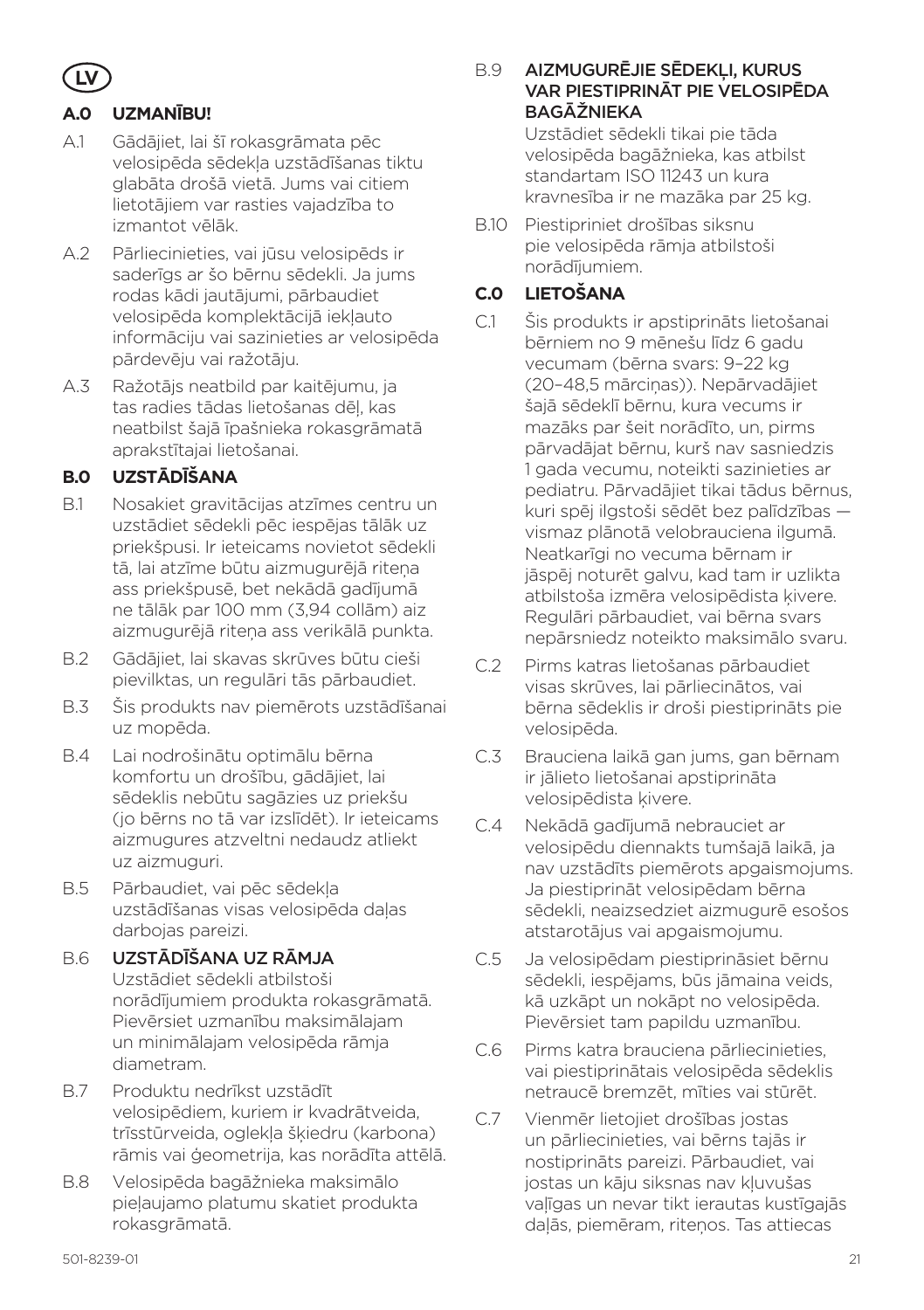LV

## A.0 UZMANĪBU!

A.1 Gādājiet, lai šī rokasgrāmata pēc velosipēda sēdekļa uzstādīšanas tiktu glabāta drošā vietā. Jums vai citiem lietotājiem var rasties vajadzība to izmantot vēlāk.

A.2 Pārliecinieties, vai jūsu velosipēds ir saderīgs ar šo bērnu sēdekli. Ja jums rodas kādi jautājumi, pārbaudiet velosipēda komplektācijā iekļauto informāciju vai sazinieties ar velosipēda pārdevēju vai ražotāju.

A.3 Ražotājs neatbild par kaitējumu, ja tas radies tādas lietošanas dēļ, kas neatbilst šajā īpašnieka rokasgrāmatā aprakstītajai lietošanai.

## B.0 UZSTĀDĪŠANA

B.1 Nosakiet gravitācijas atzīmes centru un uzstādiet sēdekli pēc iespējas tālāk uz priekšpusi. Ir ieteicams novietot sēdekli tā, lai atzīme būtu aizmugurējā riteņa ass priekšpusē, bet nekādā gadījumā ne tālāk par 100 mm (3,94 collām) aiz aizmugurējā riteņa ass verikālā punkta.

B.2 Gādājiet, lai skavas skrūves būtu cieši pievilktas, un regulāri tās pārbaudiet.

B.3 Šis produkts nav piemērots uzstādīšanai uz mopēda.

B.4 Lai nodrošinātu optimālu bērna komfortu un drošību, gādājiet, lai sēdeklis nebūtu sagāzies uz priekšu (jo bērns no tā var izslīdēt). Ir ieteicams aizmugures atzveltni nedaudz atliekt uz aizmuguri.

B.5 Pārbaudiet, vai pēc sēdekļa uzstādīšanas visas velosipēda daļas darbojas pareizi.

B.6 **UZSTĀDĪŠANA UZ RĀMJA**
Uzstādiet sēdekli atbilstoši norādījumiem produkta rokasgrāmatā. Pievērsiet uzmanību maksimālajam un minimālajam velosipēda rāmja diametram.

B.7 Produktu nedrīkst uzstādīt velosipēdiem, kuriem ir kvadrātveida, trīsstūrveida, oglekļa šķiedru (karbona) rāmis vai ģeometrija, kas norādīta attēlā.

B.8 Velosipēda bagāžnieka maksimālo pieļaujamo platumu skatiet produkta rokasgrāmatā.

B.9 **AIZMUGURĒJIE SĒDEKĻI, KURUS VAR PIESTIPRINĀT PIE VELOSIPĒDA BAGĀŽNIEKA**
Uzstādiet sēdekli tikai pie tāda velosipēda bagāžnieka, kas atbilst standartam ISO 11243 un kura kravnesība ir ne mazāka par 25 kg.

B.10 Piestipriniet drošības siksnu pie velosipēda rāmja atbilstoši norādījumiem.

## C.0 LIETOŠANA

C.1 Šis produkts ir apstiprināts lietošanai bērniem no 9 mēnešu līdz 6 gadu vecumam (bērna svars: 9–22 kg (20–48,5 mārciņas)). Nepārvadājiet šajā sēdeklī bērnu, kura vecums ir mazāks par šeit norādīto, un, pirms pārvadājat bērnu, kurš nav sasniedzis 1 gada vecumu, noteikti sazinieties ar pediatru. Pārvadājiet tikai tādus bērnus, kuri spēj ilgstoši sēdēt bez palīdzības — vismaz plānotā velobrauciena ilgumā. Neatkarīgi no vecuma bērnam ir jāspēj noturēt galvu, kad tam ir uzlikta atbilstoša izmēra velosipēdista ķivere. Regulāri pārbaudiet, vai bērna svars nepārsniedz noteikto maksimālo svaru.

C.2 Pirms katras lietošanas pārbaudiet visas skrūves, lai pārliecinātos, vai bērna sēdeklis ir droši piestiprināts pie velosipēda.

C.3 Brauciena laikā gan jums, gan bērnam ir jālieto lietošanai apstiprināta velosipēdista ķivere.

C.4 Nekādā gadījumā nebrauciet ar velosipēdu diennakts tumšajā laikā, ja nav uzstādīts piemērots apgaismojums. Ja piestiprināt velosipēdam bērna sēdekli, neaizsedziet aizmugurē esošos atstarotājus vai apgaismojumu.

C.5 Ja velosipēdam piestiprināsiet bērnu sēdekli, iespējams, būs jāmaina veids, kā uzkāpt un nokāpt no velosipēda. Pievērsiet tam papildu uzmanību.

C.6 Pirms katra brauciena pārliecinieties, vai piestiprinātais velosipēda sēdeklis netraucē bremzēt, mīties vai stūrēt.

C.7 Vienmēr lietojiet drošības jostas un pārliecinieties, vai bērns tajās ir nostiprināts pareizi. Pārbaudiet, vai jostas un kāju siksnas nav kļuvušas vaļīgas un nevar tikt ierautas kustīgajās daļās, piemēram, riteņos. Tas attiecas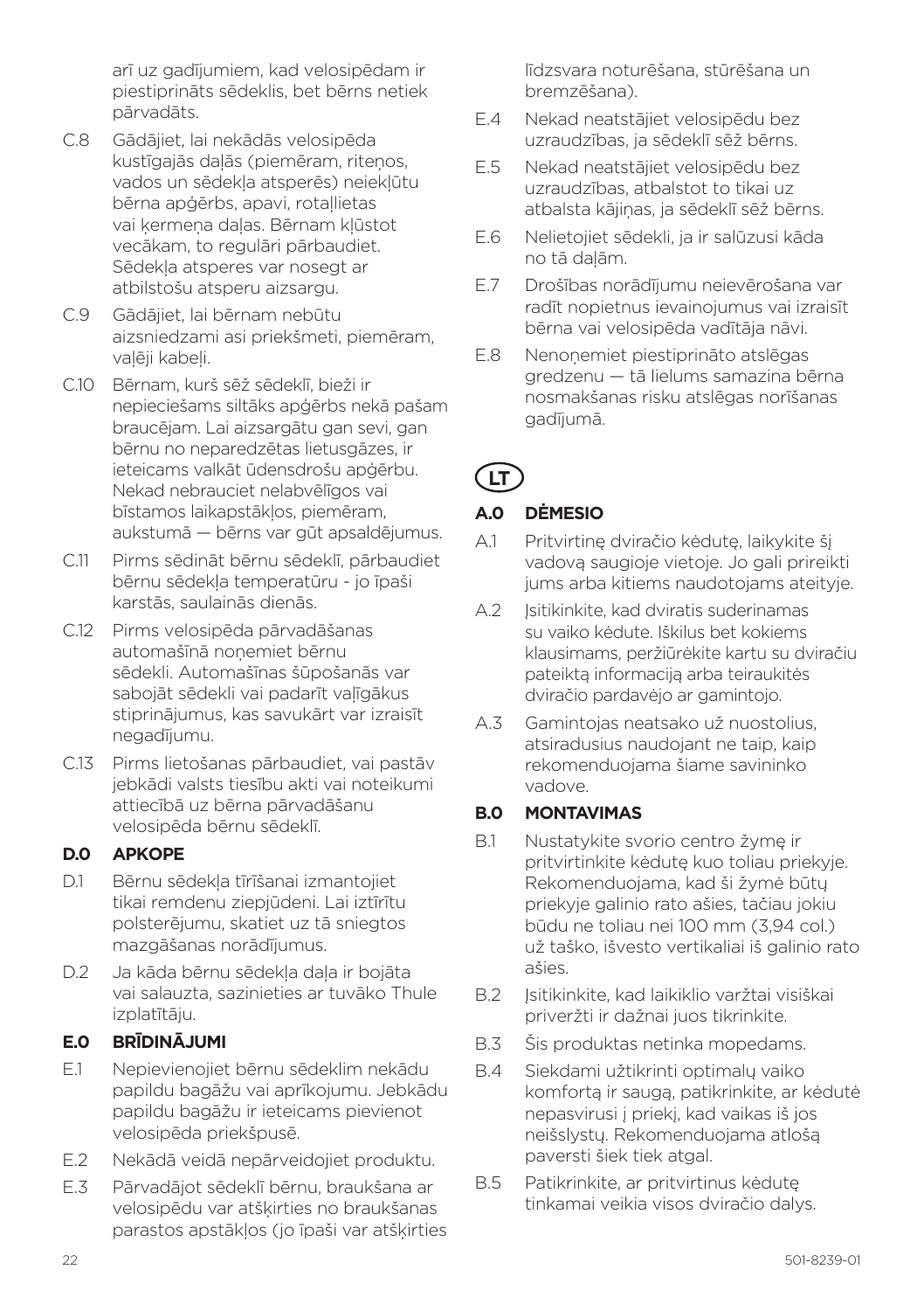arī uz gadījumiem, kad velosipēdam ir piestiprināts sēdeklis, bet bērns netiek pārvadāts.

C.8 Gādājiet, lai nekādās velosipēda kustīgajās daļās (piemēram, riteņos, vados un sēdekļa atsperēs) neiekļūtu bērna apģērbs, apavi, rotaļlietas vai ķermeņa daļas. Bērnam kļūstot vecākam, to regulāri pārbaudiet. Sēdekļa atsperes var nosegt ar atbilstošu atsperu aizsargu.

C.9 Gādājiet, lai bērnam nebūtu aizsniedzami asi priekšmeti, piemēram, vaļēji kabeļi.

C.10 Bērnam, kurš sēž sēdeklī, bieži ir nepieciešams siltāks apģērbs nekā pašam braucējam. Lai aizsargātu gan sevi, gan bērnu no neparedzētas lietusgāzes, ir ieteicams valkāt ūdensdrošu apģērbu. Nekad nebrauciet nelabvēlīgos vai bīstamos laikapstākļos, piemēram, aukstumā — bērns var gūt apsaldējumus.

C.11 Pirms sēdināt bērnu sēdeklī, pārbaudiet bērnu sēdekļa temperatūru - jo īpaši karstās, saulainās dienās.

C.12 Pirms velosipēda pārvadāšanas automašīnā noņemiet bērnu sēdekli. Automašīnas šūpošanās var sabojāt sēdekli vai padarīt vaļīgākus stiprinājumus, kas savukārt var izraisīt negadījumu.

C.13 Pirms lietošanas pārbaudiet, vai pastāv jebkādi valsts tiesību akti vai noteikumi attiecībā uz bērna pārvadāšanu velosipēda bērnu sēdeklī.

### D.0 APKOPE

D.1 Bērnu sēdekļa tīrīšanai izmantojiet tikai remdenu ziepjūdeni. Lai iztīrītu polsterējumu, skatiet uz tā sniegtos mazgāšanas norādījumus.

D.2 Ja kāda bērnu sēdekļa daļa ir bojāta vai salauzta, sazinieties ar tuvāko Thule izplatītāju.

### E.0 BRĪDINĀJUMI

E.1 Nepievienojiet bērnu sēdeklim nekādu papildu bagāžu vai aprīkojumu. Jebkādu papildu bagāžu ir ieteicams pievienot velosipēda priekšpusē.

E.2 Nekādā veidā nepārveidojiet produktu.

E.3 Pārvadājot sēdeklī bērnu, braukšana ar velosipēdu var atšķirties no braukšanas parastos apstākļos (jo īpaši var atšķirties līdzsvara noturēšana, stūrēšana un bremzēšana).

E.4 Nekad neatstājiet velosipēdu bez uzraudzības, ja sēdeklī sēž bērns.

E.5 Nekad neatstājiet velosipēdu bez uzraudzības, atbalstot to tikai uz atbalsta kājiņas, ja sēdeklī sēž bērns.

E.6 Nelietojiet sēdekli, ja ir salūzusi kāda no tā daļām.

E.7 Drošības norādījumu neievērošana var radīt nopietnus ievainojumus vai izraisīt bērna vai velosipēda vadītāja nāvi.

E.8 Nenoņemiet piestiprināto atslēgas gredzenu — tā lielums samazina bērna nosmakšanas risku atslēgas norīšanas gadījumā.

## LT

### A.0 DĖMESIO

A.1 Pritvirtinę dviračio kėdutę, laikykite šį vadovą saugioje vietoje. Jo gali prireikti jums arba kitiems naudotojams ateityje.

A.2 Įsitikinkite, kad dviratis suderinamas su vaiko kėdute. Iškilus bet kokiems klausimams, peržiūrėkite kartu su dviračiu pateiktą informaciją arba teiraukitės dviračio pardavėjo ar gamintojo.

A.3 Gamintojas neatsako už nuostolius, atsiradusius naudojant ne taip, kaip rekomenduojama šiame savininko vadove.

### B.0 MONTAVIMAS

B.1 Nustatykite svorio centro žymę ir pritvirtinkite kėdutę kuo toliau priekyje. Rekomenduojama, kad ši žymė būtų priekyje galinio rato ašies, tačiau jokiu būdu ne toliau nei 100 mm (3,94 col.) už taško, išvesto vertikaliai iš galinio rato ašies.

B.2 Įsitikinkite, kad laikiklio varžtai visiškai priveržti ir dažnai juos tikrinkite.

B.3 Šis produktas netinka mopedams.

B.4 Siekdami užtikrinti optimalų vaiko komfortą ir saugą, patikrinkite, ar kėdutė nepasvirusi į priekį, kad vaikas iš jos neišslystų. Rekomenduojama atlošą paversti šiek tiek atgal.

B.5 Patikrinkite, ar pritvirtinus kėdutę tinkamai veikia visos dviračio dalys.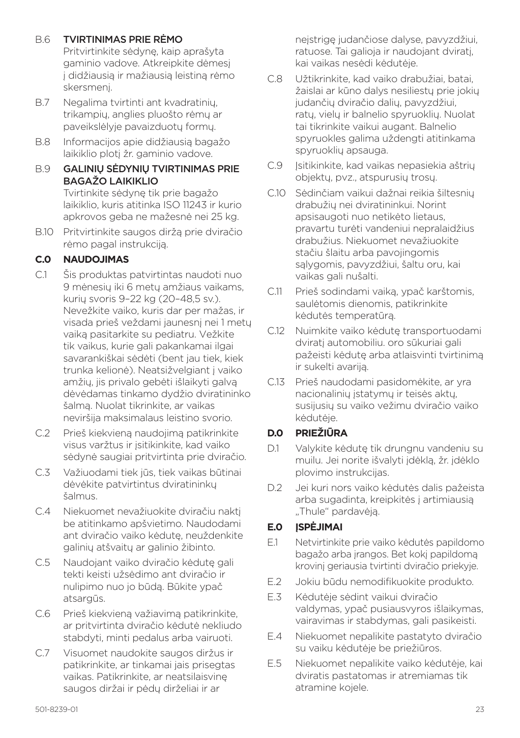B.6 **TVIRTINIMAS PRIE RĖMO**
Pritvirtinkite sėdynę, kaip aprašyta gaminio vadove. Atkreipkite dėmesį į didžiausią ir mažiausią leistiną rėmo skersmenį.

B.7 Negalima tvirtinti ant kvadratinių, trikampių, anglies pluošto rėmų ar paveikslėlyje pavaizduotų formų.

B.8 Informacijos apie didžiausią bagažo laikiklio plotį žr. gaminio vadove.

B.9 **GALINIŲ SĖDYNIŲ TVIRTINIMAS PRIE BAGAŽO LAIKIKLIO**
Tvirtinkite sėdynę tik prie bagažo laikiklio, kuris atitinka ISO 11243 ir kurio apkrovos geba ne mažesnė nei 25 kg.

B.10 Pritvirtinkite saugos diržą prie dviračio rėmo pagal instrukciją.

## C.0 NAUDOJIMAS

C.1 Šis produktas patvirtintas naudoti nuo 9 mėnesių iki 6 metų amžiaus vaikams, kurių svoris 9–22 kg (20–48,5 sv.). Nevežkite vaiko, kuris dar per mažas, ir visada prieš veždami jaunesnį nei 1 metų vaiką pasitarkite su pediatru. Vežkite tik vaikus, kurie gali pakankamai ilgai savarankiškai sėdėti (bent jau tiek, kiek trunka kelionė). Neatsižvelgiant į vaiko amžių, jis privalo gebėti išlaikyti galvą dėvėdamas tinkamo dydžio dviratininko šalmą. Nuolat tikrinkite, ar vaikas neviršija maksimalaus leistino svorio.

C.2 Prieš kiekvieną naudojimą patikrinkite visus varžtus ir įsitikinkite, kad vaiko sėdynė saugiai pritvirtinta prie dviračio.

C.3 Važiuodami tiek jūs, tiek vaikas būtinai dėvėkite patvirtintus dviratininkų šalmus.

C.4 Niekuomet nevažiuokite dviračiu naktį be atitinkamo apšvietimo. Naudodami ant dviračio vaiko kėdutę, neuždenkite galinių atšvaitų ar galinio žibinto.

C.5 Naudojant vaiko dviračio kėdutę gali tekti keisti užsėdimo ant dviračio ir nulipimo nuo jo būdą. Būkite ypač atsargūs.

C.6 Prieš kiekvieną važiavimą patikrinkite, ar pritvirtinta dviračio kėdutė nekliudo stabdyti, minti pedalus arba vairuoti.

C.7 Visuomet naudokite saugos diržus ir patikrinkite, ar tinkamai jais prisegtas vaikas. Patikrinkite, ar neatsilaisvinę saugos diržai ir pėdų dirželiai ir ar neįstrigę judančiose dalyse, pavyzdžiui, ratuose. Tai galioja ir naudojant dviratį, kai vaikas nesėdi kėdutėje.

C.8 Užtikrinkite, kad vaiko drabužiai, batai, žaislai ar kūno dalys nesiliestų prie jokių judančių dviračio dalių, pavyzdžiui, ratų, vielų ir balnelio spyruoklių. Nuolat tai tikrinkite vaikui augant. Balnelio spyruokles galima uždengti atitinkama spyruoklių apsauga.

C.9 Įsitikinkite, kad vaikas nepasiekia aštrių objektų, pvz., atspurusių trosų.

C.10 Sėdinčiam vaikui dažnai reikia šiltesnių drabužių nei dviratininkui. Norint apsisaugoti nuo netikėto lietaus, pravartu turėti vandeniui nepralaidžius drabužius. Niekuomet nevažiuokite stačiu šlaitu arba pavojingomis sąlygomis, pavyzdžiui, šaltu oru, kai vaikas gali nušalti.

C.11 Prieš sodindami vaiką, ypač karštomis, saulėtomis dienomis, patikrinkite kėdutės temperatūrą.

C.12 Nuimkite vaiko kėdutę transportuodami dviratį automobiliu. oro sūkuriai gali pažeisti kėdutę arba atlaisvinti tvirtinimą ir sukelti avariją.

C.13 Prieš naudodami pasidomėkite, ar yra nacionalinių įstatymų ir teisės aktų, susijusių su vaiko vežimu dviračio vaiko kėdutėje.

## D.0 PRIEŽIŪRA

D.1 Valykite kėdutę tik drungnu vandeniu su muilu. Jei norite išvalyti įdėklą, žr. įdėklo plovimo instrukcijas.

D.2 Jei kuri nors vaiko kėdutės dalis pažeista arba sugadinta, kreipkitės į artimiausią „Thule“ pardavėją.

## E.0 ĮSPĖJIMAI

E.1 Netvirtinkite prie vaiko kėdutės papildomo bagažo arba įrangos. Bet kokį papildomą krovinį geriausia tvirtinti dviračio priekyje.

E.2 Jokiu būdu nemodifikuokite produkto.

E.3 Kėdutėje sėdint vaikui dviračio valdymas, ypač pusiausvyros išlaikymas, vairavimas ir stabdymas, gali pasikeisti.

E.4 Niekuomet nepalikite pastatyto dviračio su vaiku kėdutėje be priežiūros.

E.5 Niekuomet nepalikite vaiko kėdutėje, kai dviratis pastatomas ir atremiamas tik atramine kojele.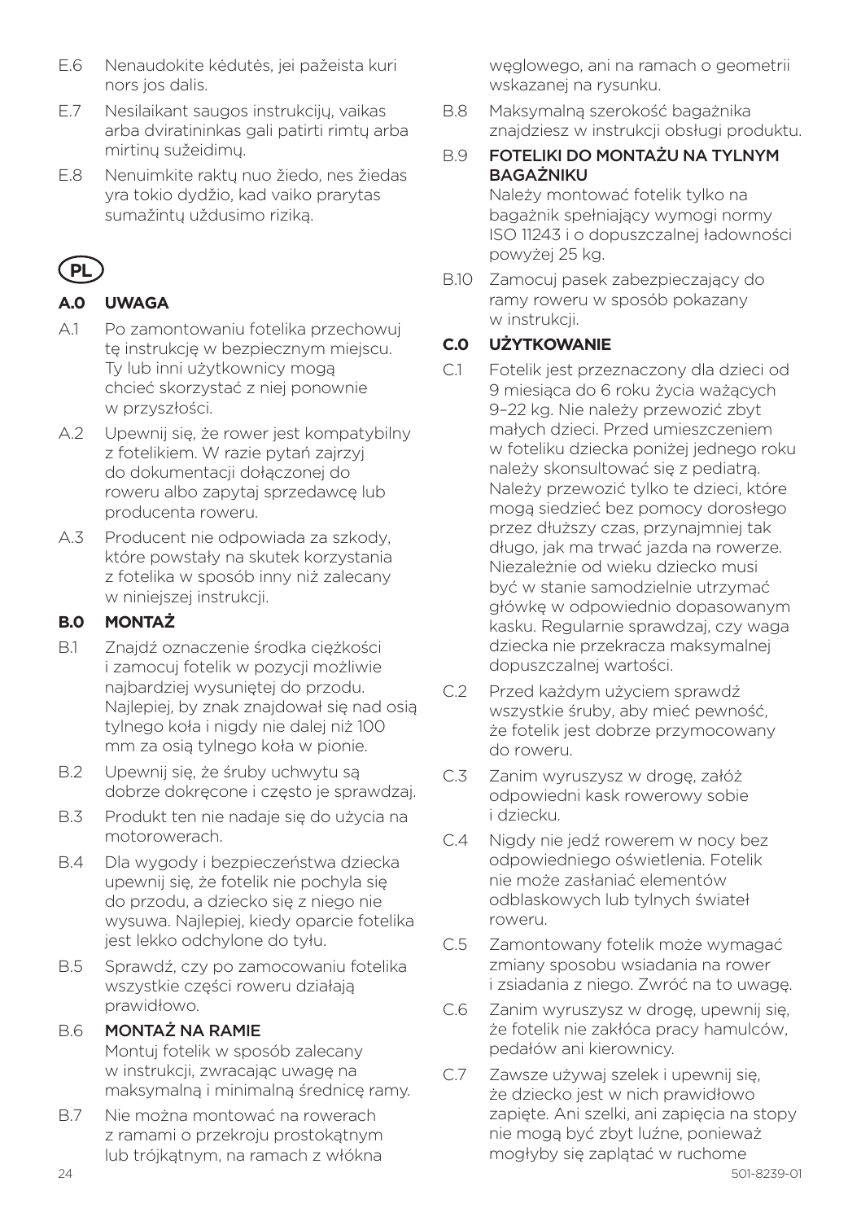E.6 Nenaudokite kėdutės, jei pažeista kuri nors jos dalis.

E.7 Nesilaikant saugos instrukcijų, vaikas arba dviratininkas gali patirti rimtų arba mirtinų sužeidimų.

E.8 Nenuimkite raktų nuo žiedo, nes žiedas yra tokio dydžio, kad vaiko prarytas sumažintų uždusimo riziką.

# PL

## A.0 UWAGA

A.1 Po zamontowaniu fotelika przechowuj tę instrukcję w bezpiecznym miejscu. Ty lub inni użytkownicy mogą chcieć skorzystać z niej ponownie w przyszłości.

A.2 Upewnij się, że rower jest kompatybilny z fotelikiem. W razie pytań zajrzyj do dokumentacji dołączonej do roweru albo zapytaj sprzedawcę lub producenta roweru.

A.3 Producent nie odpowiada za szkody, które powstały na skutek korzystania z fotelika w sposób inny niż zalecany w niniejszej instrukcji.

## B.0 MONTAŻ

B.1 Znajdź oznaczenie środka ciężkości i zamocuj fotelik w pozycji możliwie najbardziej wysuniętej do przodu. Najlepiej, by znak znajdował się nad osią tylnego koła i nigdy nie dalej niż 100 mm za osią tylnego koła w pionie.

B.2 Upewnij się, że śruby uchwytu są dobrze dokręcone i często je sprawdzaj.

B.3 Produkt ten nie nadaje się do użycia na motorowerach.

B.4 Dla wygody i bezpieczeństwa dziecka upewnij się, że fotelik nie pochyla się do przodu, a dziecko się z niego nie wysuwa. Najlepiej, kiedy oparcie fotelika jest lekko odchylone do tyłu.

B.5 Sprawdź, czy po zamocowaniu fotelika wszystkie części roweru działają prawidłowo.

B.6 MONTAŻ NA RAMIE
Montuj fotelik w sposób zalecany w instrukcji, zwracając uwagę na maksymalną i minimalną średnicę ramy.

B.7 Nie można montować na rowerach z ramami o przekroju prostokątnym lub trójkątnym, na ramach z włókna węglowego, ani na ramach o geometrii wskazanej na rysunku.

B.8 Maksymalną szerokość bagażnika znajdziesz w instrukcji obsługi produktu.

B.9 FOTELIKI DO MONTAŻU NA TYLNYM BAGAŻNIKU
Należy montować fotelik tylko na bagażnik spełniający wymogi normy ISO 11243 i o dopuszczalnej ładowności powyżej 25 kg.

B.10 Zamocuj pasek zabezpieczający do ramy roweru w sposób pokazany w instrukcji.

## C.0 UŻYTKOWANIE

C.1 Fotelik jest przeznaczony dla dzieci od 9 miesiąca do 6 roku życia ważących 9–22 kg. Nie należy przewozić zbyt małych dzieci. Przed umieszczeniem w foteliku dziecka poniżej jednego roku należy skonsultować się z pediatrą. Należy przewozić tylko te dzieci, które mogą siedzieć bez pomocy dorosłego przez dłuższy czas, przynajmniej tak długo, jak ma trwać jazda na rowerze. Niezależnie od wieku dziecko musi być w stanie samodzielnie utrzymać główkę w odpowiednio dopasowanym kasku. Regularnie sprawdzaj, czy waga dziecka nie przekracza maksymalnej dopuszczalnej wartości.

C.2 Przed każdym użyciem sprawdź wszystkie śruby, aby mieć pewność, że fotelik jest dobrze przymocowany do roweru.

C.3 Zanim wyruszysz w drogę, załóż odpowiedni kask rowerowy sobie i dziecku.

C.4 Nigdy nie jedź rowerem w nocy bez odpowiedniego oświetlenia. Fotelik nie może zasłaniać elementów odblaskowych lub tylnych świateł roweru.

C.5 Zamontowany fotelik może wymagać zmiany sposobu wsiadania na rower i zsiadania z niego. Zwróć na to uwagę.

C.6 Zanim wyruszysz w drogę, upewnij się, że fotelik nie zakłóca pracy hamulców, pedałów ani kierownicy.

C.7 Zawsze używaj szelek i upewnij się, że dziecko jest w nich prawidłowo zapięte. Ani szelki, ani zapięcia na stopy nie mogą być zbyt luźne, ponieważ mogłyby się zaplątać w ruchome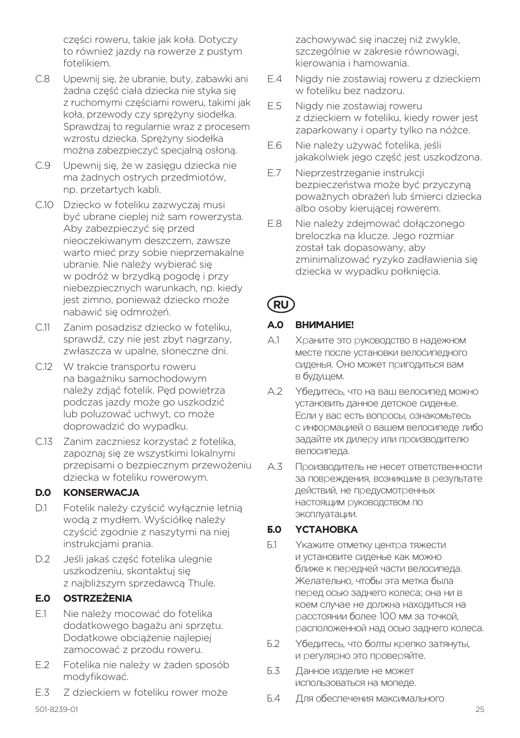części roweru, takie jak koła. Dotyczy to również jazdy na rowerze z pustym fotelikiem.

C.8 Upewnij się, że ubranie, buty, zabawki ani żadna część ciała dziecka nie styka się z ruchomymi częściami roweru, takimi jak koła, przewody czy sprężyny siodełka. Sprawdzaj to regularnie wraz z procesem wzrostu dziecka. Sprężyny siodełka można zabezpieczyć specjalną osłoną.

C.9 Upewnij się, że w zasięgu dziecka nie ma żadnych ostrych przedmiotów, np. przetartych kabli.

C.10 Dziecko w foteliku zazwyczaj musi być ubrane cieplej niż sam rowerzysta. Aby zabezpieczyć się przed nieoczekiwanym deszczem, zawsze warto mieć przy sobie nieprzemakalne ubranie. Nie należy wybierać się w podróż w brzydką pogodę i przy niebezpiecznych warunkach, np. kiedy jest zimno, ponieważ dziecko może nabawić się odmrożeń.

C.11 Zanim posadzisz dziecko w foteliku, sprawdź, czy nie jest zbyt nagrzany, zwłaszcza w upalne, słoneczne dni.

C.12 W trakcie transportu roweru na bagażniku samochodowym należy zdjąć fotelik. Pęd powietrza podczas jazdy może go uszkodzić lub poluzować uchwyt, co może doprowadzić do wypadku.

C.13 Zanim zaczniesz korzystać z fotelika, zapoznaj się ze wszystkimi lokalnymi przepisami o bezpiecznym przewożeniu dziecka w foteliku rowerowym.

## D.0 KONSERWACJA

D.1 Fotelik należy czyścić wyłącznie letnią wodą z mydłem. Wyściółkę należy czyścić zgodnie z naszytymi na niej instrukcjami prania.

D.2 Jeśli jakaś część fotelika ulegnie uszkodzeniu, skontaktuj się z najbliższym sprzedawcą Thule.

## E.0 OSTRZEŻENIA

E.1 Nie należy mocować do fotelika dodatkowego bagażu ani sprzętu. Dodatkowe obciążenie najlepiej zamocować z przodu roweru.

E.2 Fotelika nie należy w żaden sposób modyfikować.

E.3 Z dzieckiem w foteliku rower może zachowywać się inaczej niż zwykle, szczególnie w zakresie równowagi, kierowania i hamowania.

E.4 Nigdy nie zostawiaj roweru z dzieckiem w foteliku bez nadzoru.

E.5 Nigdy nie zostawiaj roweru z dzieckiem w foteliku, kiedy rower jest zaparkowany i oparty tylko na nóżce.

E.6 Nie należy używać fotelika, jeśli jakakolwiek jego część jest uszkodzona.

E.7 Nieprzestrzeganie instrukcji bezpieczeństwa może być przyczyną poważnych obrażeń lub śmierci dziecka albo osoby kierującej rowerem.

E.8 Nie należy zdejmować dołączonego breloczka na klucze. Jego rozmiar został tak dopasowany, aby zminimalizować ryzyko zadławienia się dziecka w wypadku połknięcia.

# RU

## A.0 ВНИМАНИЕ!

A.1 Храните это руководство в надежном месте после установки велосипедного сиденья. Оно может пригодиться вам в будущем.

A.2 Убедитесь, что на ваш велосипед можно установить данное детское сиденье. Если у вас есть вопросы, ознакомьтесь с информацией о вашем велосипеде либо задайте их дилеру или производителю велосипеда.

A.3 Производитель не несет ответственности за повреждения, возникшие в результате действий, не предусмотренных настоящим руководством по эксплуатации.

## Б.0 УСТАНОВКА

Б.1 Укажите отметку центра тяжести и установите сиденье как можно ближе к передней части велосипеда. Желательно, чтобы эта метка была перед осью заднего колеса; она ни в коем случае не должна находиться на расстоянии более 100 мм за точкой, расположенной над осью заднего колеса.

Б.2 Убедитесь, что болты крепко затянуты, и регулярно это проверяйте.

Б.3 Данное изделие не может использоваться на мопеде.

Б.4 Для обеспечения максимального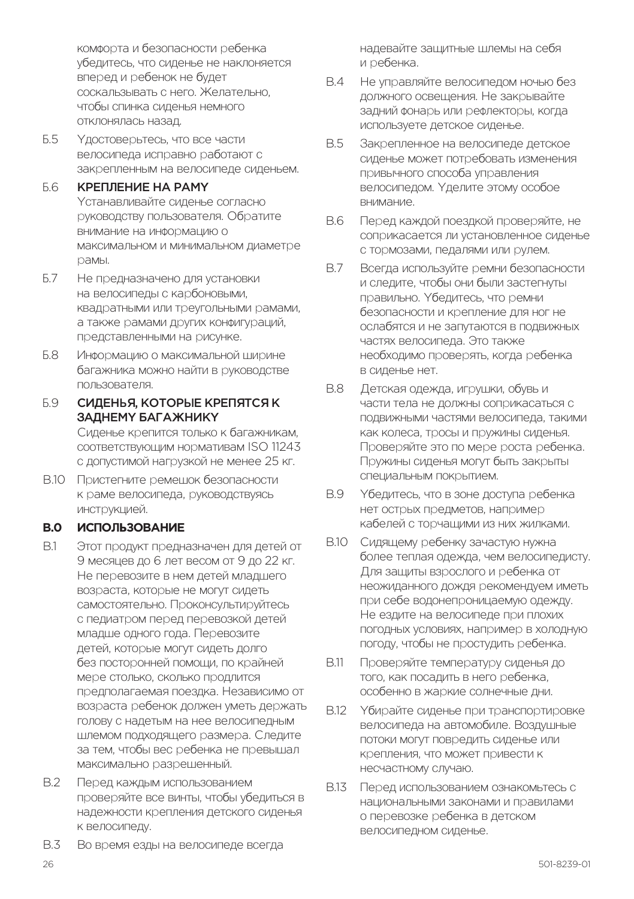комфорта и безопасности ребенка убедитесь, что сиденье не наклоняется вперед и ребенок не будет соскальзывать с него. Желательно, чтобы спинка сиденья немного отклонялась назад.

Б.5 Удостоверьтесь, что все части велосипеда исправно работают с закрепленным на велосипеде сиденьем.

Б.6 **КРЕПЛЕНИЕ НА РАМУ**
Устанавливайте сиденье согласно руководству пользователя. Обратите внимание на информацию о максимальном и минимальном диаметре рамы.

Б.7 Не предназначено для установки на велосипеды с карбоновыми, квадратными или треугольными рамами, а также рамами других конфигураций, представленными на рисунке.

Б.8 Информацию о максимальной ширине багажника можно найти в руководстве пользователя.

Б.9 **СИДЕНЬЯ, КОТОРЫЕ КРЕПЯТСЯ К ЗАДНЕМУ БАГАЖНИКУ**
Сиденье крепится только к багажникам, соответствующим нормативам ISO 11243 с допустимой нагрузкой не менее 25 кг.

В.10 Пристегните ремешок безопасности к раме велосипеда, руководствуясь инструкцией.

## В.0 ИСПОЛЬЗОВАНИЕ

В.1 Этот продукт предназначен для детей от 9 месяцев до 6 лет весом от 9 до 22 кг. Не перевозите в нем детей младшего возраста, которые не могут сидеть самостоятельно. Проконсультируйтесь с педиатром перед перевозкой детей младше одного года. Перевозите детей, которые могут сидеть долго без посторонней помощи, по крайней мере столько, сколько продлится предполагаемая поездка. Независимо от возраста ребенок должен уметь держать голову с надетым на нее велосипедным шлемом подходящего размера. Следите за тем, чтобы вес ребенка не превышал максимально разрешенный.

В.2 Перед каждым использованием проверяйте все винты, чтобы убедиться в надежности крепления детского сиденья к велосипеду.

В.3 Во время езды на велосипеде всегда надевайте защитные шлемы на себя и ребенка.

В.4 Не управляйте велосипедом ночью без должного освещения. Не закрывайте задний фонарь или рефлекторы, когда используете детское сиденье.

В.5 Закрепленное на велосипеде детское сиденье может потребовать изменения привычного способа управления велосипедом. Уделите этому особое внимание.

В.6 Перед каждой поездкой проверяйте, не соприкасается ли установленное сиденье с тормозами, педалями или рулем.

В.7 Всегда используйте ремни безопасности и следите, чтобы они были застегнуты правильно. Убедитесь, что ремни безопасности и крепление для ног не ослабятся и не запутаются в подвижных частях велосипеда. Это также необходимо проверять, когда ребенка в сиденье нет.

В.8 Детская одежда, игрушки, обувь и части тела не должны соприкасаться с подвижными частями велосипеда, такими как колеса, тросы и пружины сиденья. Проверяйте это по мере роста ребенка. Пружины сиденья могут быть закрыты специальным покрытием.

В.9 Убедитесь, что в зоне доступа ребенка нет острых предметов, например кабелей с торчащими из них жилками.

В.10 Сидящему ребенку зачастую нужна более теплая одежда, чем велосипедисту. Для защиты взрослого и ребенка от неожиданного дождя рекомендуем иметь при себе водонепроницаемую одежду. Не ездите на велосипеде при плохих погодных условиях, например в холодную погоду, чтобы не простудить ребенка.

В.11 Проверяйте температуру сиденья до того, как посадить в него ребенка, особенно в жаркие солнечные дни.

В.12 Убирайте сиденье при транспортировке велосипеда на автомобиле. Воздушные потоки могут повредить сиденье или крепления, что может привести к несчастному случаю.

В.13 Перед использованием ознакомьтесь с национальными законами и правилами о перевозке ребенка в детском велосипедном сиденье.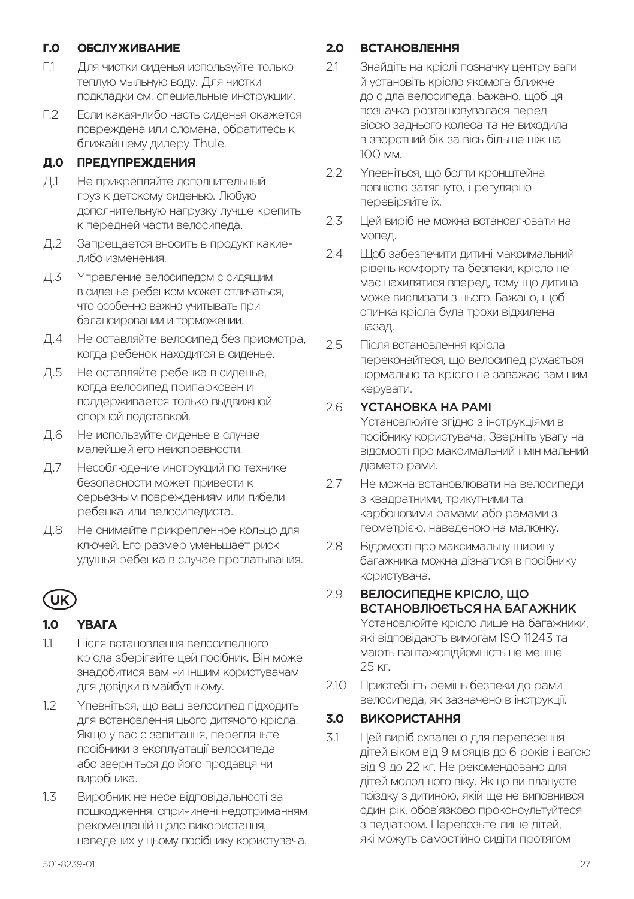## Г.0 ОБСЛУЖИВАНИЕ

Г.1 Для чистки сиденья используйте только теплую мыльную воду. Для чистки подкладки см. специальные инструкции.

Г.2 Если какая-либо часть сиденья окажется повреждена или сломана, обратитесь к ближайшему дилеру Thule.

## Д.0 ПРЕДУПРЕЖДЕНИЯ

Д.1 Не прикрепляйте дополнительный груз к детскому сиденью. Любую дополнительную нагрузку лучше крепить к передней части велосипеда.

Д.2 Запрещается вносить в продукт какие-либо изменения.

Д.3 Управление велосипедом с сидящим в сиденье ребенком может отличаться, что особенно важно учитывать при балансировании и торможении.

Д.4 Не оставляйте велосипед без присмотра, когда ребенок находится в сиденье.

Д.5 Не оставляйте ребенка в сиденье, когда велосипед припаркован и поддерживается только выдвижной опорной подставкой.

Д.6 Не используйте сиденье в случае малейшей его неисправности.

Д.7 Несоблюдение инструкций по технике безопасности может привести к серьезным повреждениям или гибели ребенка или велосипедиста.

Д.8 Не снимайте прикрепленное кольцо для ключей. Его размер уменьшает риск удушья ребенка в случае проглатывания.

# UK

## 1.0 УВАГА

1.1 Після встановлення велосипедного крісла зберігайте цей посібник. Він може знадобитися вам чи іншим користувачам для довідки в майбутньому.

1.2 Упевніться, що ваш велосипед підходить для встановлення цього дитячого крісла. Якщо у вас є запитання, перегляньте посібники з експлуатації велосипеда або зверніться до його продавця чи виробника.

1.3 Виробник не несе відповідальності за пошкодження, спричинені недотриманням рекомендацій щодо використання, наведених у цьому посібнику користувача.

## 2.0 ВСТАНОВЛЕННЯ

2.1 Знайдіть на кріслі позначку центру ваги й установіть крісло якомога ближче до сідла велосипеда. Бажано, щоб ця позначка розташовувалася перед віссю заднього колеса та не виходила в зворотний бік за вісь більше ніж на 100 мм.

2.2 Упевніться, що болти кронштейна повністю затягнуто, і регулярно перевіряйте їх.

2.3 Цей виріб не можна встановлювати на мопед.

2.4 Щоб забезпечити дитині максимальний рівень комфорту та безпеки, крісло не має нахилятися вперед, тому що дитина може вислизати з нього. Бажано, щоб спинка крісла була трохи відхилена назад.

2.5 Після встановлення крісла переконайтеся, що велосипед рухається нормально та крісло не заважає вам ним керувати.

2.6 **УСТАНОВКА НА РАМІ**
Установлюйте згідно з інструкціями в посібнику користувача. Зверніть увагу на відомості про максимальний і мінімальний діаметр рами.

2.7 Не можна встановлювати на велосипеди з квадратними, трикутними та карбоновими рамами або рамами з геометрією, наведеною на малюнку.

2.8 Відомості про максимальну ширину багажника можна дізнатися в посібнику користувача.

2.9 **ВЕЛОСИПЕДНЕ КРІСЛО, ЩО ВСТАНОВЛЮЄТЬСЯ НА БАГАЖНИК**
Установлюйте крісло лише на багажники, які відповідають вимогам ISO 11243 та мають вантажопідйомність не менше 25 кг.

2.10 Пристебніть ремінь безпеки до рами велосипеда, як зазначено в інструкції.

## 3.0 ВИКОРИСТАННЯ

3.1 Цей виріб схвалено для перевезення дітей віком від 9 місяців до 6 років і вагою від 9 до 22 кг. Не рекомендовано для дітей молодшого віку. Якщо ви плануєте поїздку з дитиною, якій ще не виповнився один рік, обов'язково проконсультуйтеся з педіатром. Перевозьте лише дітей, які можуть самостійно сидіти протягом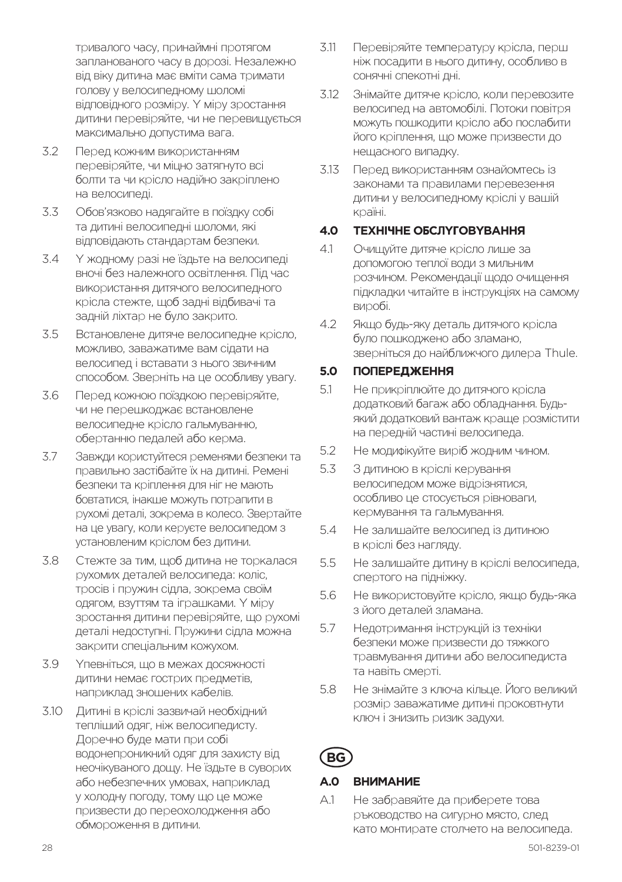тривалого часу, принаймні протягом запланованого часу в дорозі. Незалежно від віку дитина має вміти сама тримати голову у велосипедному шоломі відповідного розміру. У міру зростання дитини перевіряйте, чи не перевищується максимально допустима вага.

3.2 Перед кожним використанням перевіряйте, чи міцно затягнуто всі болти та чи крісло надійно закріплено на велосипеді.

3.3 Обов'язково надягайте в поїздку собі та дитині велосипедні шоломи, які відповідають стандартам безпеки.

3.4 У жодному разі не їздьте на велосипеді вночі без належного освітлення. Під час використання дитячого велосипедного крісла стежте, щоб задні відбивачі та задній ліхтар не було закрито.

3.5 Встановлене дитяче велосипедне крісло, можливо, заважатиме вам сідати на велосипед і вставати з нього звичним способом. Зверніть на це особливу увагу.

3.6 Перед кожною поїздкою перевіряйте, чи не перешкоджає встановлене велосипедне крісло гальмуванню, обертанню педалей або керма.

3.7 Завжди користуйтеся ременями безпеки та правильно застібайте їх на дитині. Ремені безпеки та кріплення для ніг не мають бовтатися, інакше можуть потрапити в рухомі деталі, зокрема в колесо. Звертайте на це увагу, коли керуєте велосипедом з установленим кріслом без дитини.

3.8 Стежте за тим, щоб дитина не торкалася рухомих деталей велосипеда: коліс, тросів і пружин сідла, зокрема своїм одягом, взуттям та іграшками. У міру зростання дитини перевіряйте, що рухомі деталі недоступні. Пружини сідла можна закрити спеціальним кожухом.

3.9 Упевніться, що в межах досяжності дитини немає гострих предметів, наприклад зношених кабелів.

3.10 Дитині в кріслі зазвичай необхідний тепліший одяг, ніж велосипедисту. Доречно буде мати при собі водонепроникний одяг для захисту від неочікуваного дощу. Не їздьте в суворих або небезпечних умовах, наприклад у холодну погоду, тому що це може призвести до переохолодження або обмороження в дитини.

3.11 Перевіряйте температуру крісла, перш ніж посадити в нього дитину, особливо в сонячні спекотні дні.

3.12 Знімайте дитяче крісло, коли перевозите велосипед на автомобілі. Потоки повітря можуть пошкодити крісло або послабити його кріплення, що може призвести до нещасного випадку.

3.13 Перед використанням ознайомтесь із законами та правилами перевезення дитини у велосипедному кріслі у вашій країні.

## 4.0 ТЕХНІЧНЕ ОБСЛУГОВУВАННЯ

4.1 Очищуйте дитяче крісло лише за допомогою теплої води з мильним розчином. Рекомендації щодо очищення підкладки читайте в інструкціях на самому виробі.

4.2 Якщо будь-яку деталь дитячого крісла було пошкоджено або зламано, зверніться до найближчого дилера Thule.

## 5.0 ПОПЕРЕДЖЕННЯ

5.1 Не прикріплюйте до дитячого крісла додатковий багаж або обладнання. Будь-який додатковий вантаж краще розмістити на передній частині велосипеда.

5.2 Не модифікуйте виріб жодним чином.

5.3 З дитиною в кріслі керування велосипедом може відрізнятися, особливо це стосується рівноваги, кермування та гальмування.

5.4 Не залишайте велосипед із дитиною в кріслі без нагляду.

5.5 Не залишайте дитину в кріслі велосипеда, спертого на підніжку.

5.6 Не використовуйте крісло, якщо будь-яка з його деталей зламана.

5.7 Недотримання інструкцій із техніки безпеки може призвести до тяжкого травмування дитини або велосипедиста та навіть смерті.

5.8 Не знімайте з ключа кільце. Його великий розмір заважатиме дитині проковтнути ключ і знизить ризик задухи.

# BG

## A.0 ВНИМАНИЕ

A.1 Не забравяйте да приберете това ръководство на сигурно място, след като монтирате столчето на велосипеда.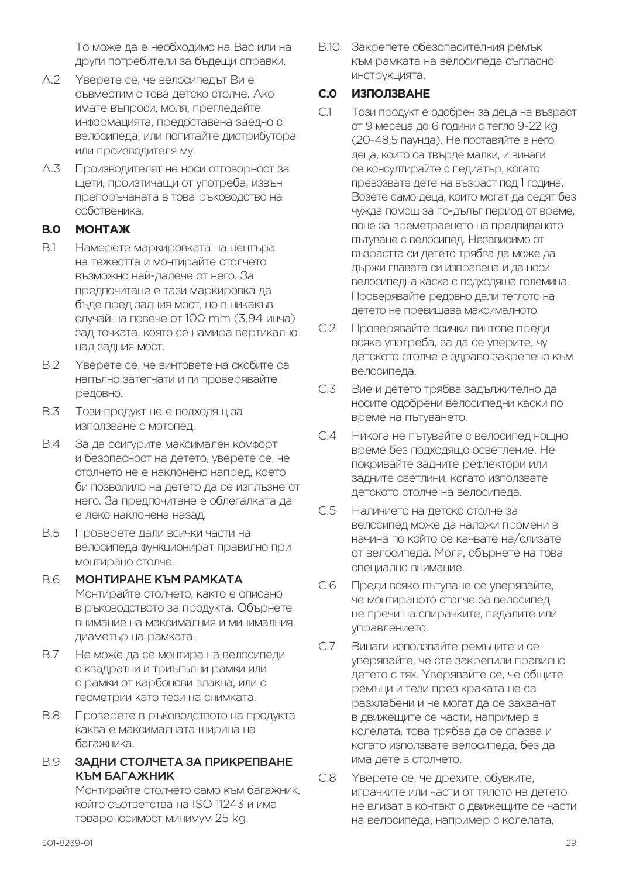То може да е необходимо на Вас или на други потребители за бъдещи справки.

A.2 Уверете се, че велосипедът Ви е съвместим с това детско столче. Ако имате въпроси, моля, прегледайте информацията, предоставена заедно с велосипеда, или попитайте дистрибутора или производителя му.

A.3 Производителят не носи отговорност за щети, произтичащи от употреба, извън препоръчаната в това ръководство на собственика.

## B.0 МОНТАЖ

B.1 Намерете маркировката на центъра на тежестта и монтирайте столчето възможно най-далече от него. За предпочитане е тази маркировка да бъде пред задния мост, но в никакъв случай на повече от 100 mm (3,94 инча) зад точката, която се намира вертикално над задния мост.

B.2 Уверете се, че винтовете на скобите са напълно затегнати и ги проверявайте редовно.

B.3 Този продукт не е подходящ за използване с мотопед.

B.4 За да осигурите максимален комфорт и безопасност на детето, уверете се, че столчето не е наклонено напред, което би позволило на детето да се изплъзне от него. За предпочитане е облегалката да е леко наклонена назад.

B.5 Проверете дали всички части на велосипеда функционират правилно при монтирано столче.

B.6 **МОНТИРАНЕ КЪМ РАМКАТА**
Монтирайте столчето, както е описано в ръководството за продукта. Обърнете внимание на максималния и минималния диаметър на рамката.

B.7 Не може да се монтира на велосипеди с квадратни и триъгълни рамки или с рамки от карбонови влакна, или с геометрии като тези на снимката.

B.8 Проверете в ръководството на продукта каква е максималната ширина на багажника.

B.9 **ЗАДНИ СТОЛЧЕТА ЗА ПРИКРЕПВАНЕ КЪМ БАГАЖНИК**
Монтирайте столчето само към багажник, който съответства на ISO 11243 и има товароносимост минимум 25 kg.

B.10 Закрепете обезопасителния ремък към рамката на велосипеда съгласно инструкцията.

## C.0 ИЗПОЛЗВАНЕ

C.1 Този продукт е одобрен за деца на възраст от 9 месеца до 6 години с тегло 9-22 kg (20-48,5 паунда). Не поставяйте в него деца, които са твърде малки, и винаги се консултирайте с педиатър, когато превозвате дете на възраст под 1 година. Возете само деца, които могат да седят без чужда помощ за по-дълъг период от време, поне за времетраенето на предвиденото пътуване с велосипед. Независимо от възрастта си детето трябва да може да държи главата си изправена и да носи велосипедна каска с подходяща големина. Проверявайте редовно дали теглото на детето не превишава максималното.

C.2 Проверявайте всички винтове преди всяка употреба, за да се уверите, чу детското столче е здраво закрепено към велосипеда.

C.3 Вие и детето трябва задължително да носите одобрени велосипедни каски по време на пътуването.

C.4 Никога не пътувайте с велосипед нощно време без подходящо осветление. Не покривайте задните рефлектори или задните светлини, когато използвате детското столче на велосипеда.

C.5 Наличието на детско столче за велосипед може да наложи промени в начина по който се качвате на/слизате от велосипеда. Моля, обърнете на това специално внимание.

C.6 Преди всяко пътуване се уверявайте, че монтираното столче за велосипед не пречи на спирачките, педалите или управлението.

C.7 Винаги използвайте ремъците и се уверявайте, че сте закрепили правилно детето с тях. Уверявайте се, че общите ремъци и тези през краката не са разхлабени и не могат да се захванат в движещите се части, например в колелата. това трябва да се спазва и когато използвате велосипеда, без да има дете в столчето.

C.8 Уверете се, че дрехите, обувките, играчките или части от тялото на детето не влизат в контакт с движещите се части на велосипеда, например с колелата,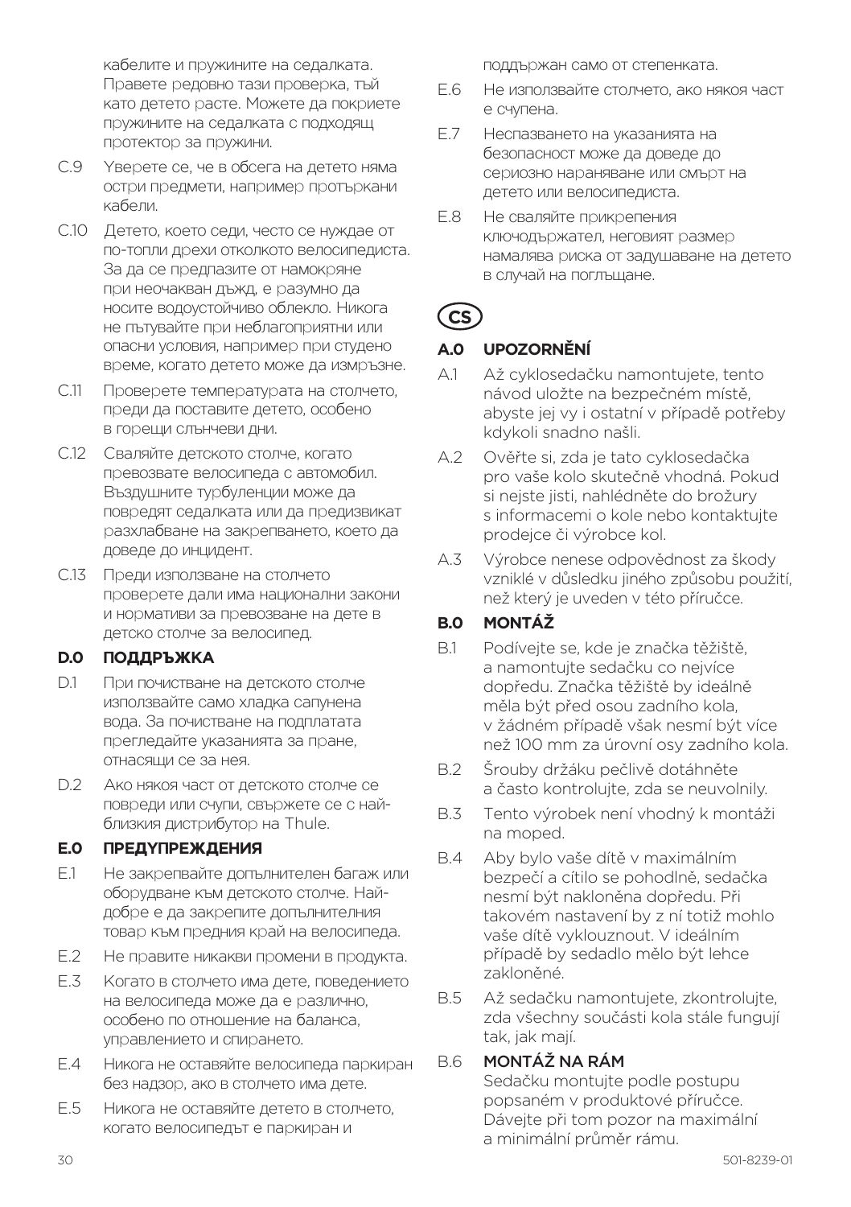кабелите и пружините на седалката. Правете редовно тази проверка, тъй като детето расте. Можете да покриете пружините на седалката с подходящ протектор за пружини.

C.9 Уверете се, че в обсега на детето няма остри предмети, например протъркани кабели.

C.10 Детето, което седи, често се нуждае от по-топли дрехи отколкото велосипедиста. За да се предпазите от намокряне при неочакван дъжд, е разумно да носите водоустойчиво облекло. Никога не пътувайте при неблагоприятни или опасни условия, например при студено време, когато детето може да измръзне.

C.11 Проверете температурата на столчето, преди да поставите детето, особено в горещи слънчеви дни.

C.12 Сваляйте детското столче, когато превозвате велосипеда с автомобил. Въздушните турбуленции може да повредят седалката или да предизвикат разхлабване на закрепването, което да доведе до инцидент.

C.13 Преди използване на столчето проверете дали има национални закони и нормативи за превозване на дете в детско столче за велосипед.

## D.0 ПОДДРЪЖКА

D.1 При почистване на детското столче използвайте само хладка сапунена вода. За почистване на подплатата прегледайте указанията за пране, отнасящи се за нея.

D.2 Ако някоя част от детското столче се повреди или счупи, свържете се с най-близкия дистрибутор на Thule.

## E.0 ПРЕДУПРЕЖДЕНИЯ

E.1 Не закрепвайте допълнителен багаж или оборудване към детското столче. Най-добре е да закрепите допълнителния товар към предния край на велосипеда.

E.2 Не правите никакви промени в продукта.

E.3 Когато в столчето има дете, поведението на велосипеда може да е различно, особено по отношение на баланса, управлението и спирането.

E.4 Никога не оставяйте велосипеда паркиран без надзор, ако в столчето има дете.

E.5 Никога не оставяйте детето в столчето, когато велосипедът е паркиран и поддържан само от степенката.

E.6 Не използвайте столчето, ако някоя част е счупена.

E.7 Неспазването на указанията на безопасност може да доведе до сериозно нараняване или смърт на детето или велосипедиста.

E.8 Не сваляйте прикрепения ключодържател, неговият размер намалява риска от задушаване на детето в случай на поглъщане.

# CS

## A.0 UPOZORNĚNÍ

A.1 Až cyklosedačku namontujete, tento návod uložte na bezpečném místě, abyste jej vy i ostatní v případě potřeby kdykoli snadno našli.

A.2 Ověřte si, zda je tato cyklosedačka pro vaše kolo skutečně vhodná. Pokud si nejste jisti, nahlédněte do brožury s informacemi o kole nebo kontaktujte prodejce či výrobce kol.

A.3 Výrobce nenese odpovědnost za škody vzniklé v důsledku jiného způsobu použití, než který je uveden v této příručce.

## B.0 MONTÁŽ

B.1 Podívejte se, kde je značka těžiště, a namontujte sedačku co nejvíce dopředu. Značka těžiště by ideálně měla být před osou zadního kola, v žádném případě však nesmí být více než 100 mm za úrovní osy zadního kola.

B.2 Šrouby držáku pečlivě dotáhněte a často kontrolujte, zda se neuvolnily.

B.3 Tento výrobek není vhodný k montáži na moped.

B.4 Aby bylo vaše dítě v maximálním bezpečí a cítilo se pohodlně, sedačka nesmí být nakloněna dopředu. Při takovém nastavení by z ní totiž mohlo vaše dítě vyklouznout. V ideálním případě by sedadlo mělo být lehce zakloněné.

B.5 Až sedačku namontujete, zkontrolujte, zda všechny součásti kola stále fungují tak, jak mají.

B.6 **MONTÁŽ NA RÁM**
Sedačku montujte podle postupu popsaném v produktové příručce. Dávejte při tom pozor na maximální a minimální průměr rámu.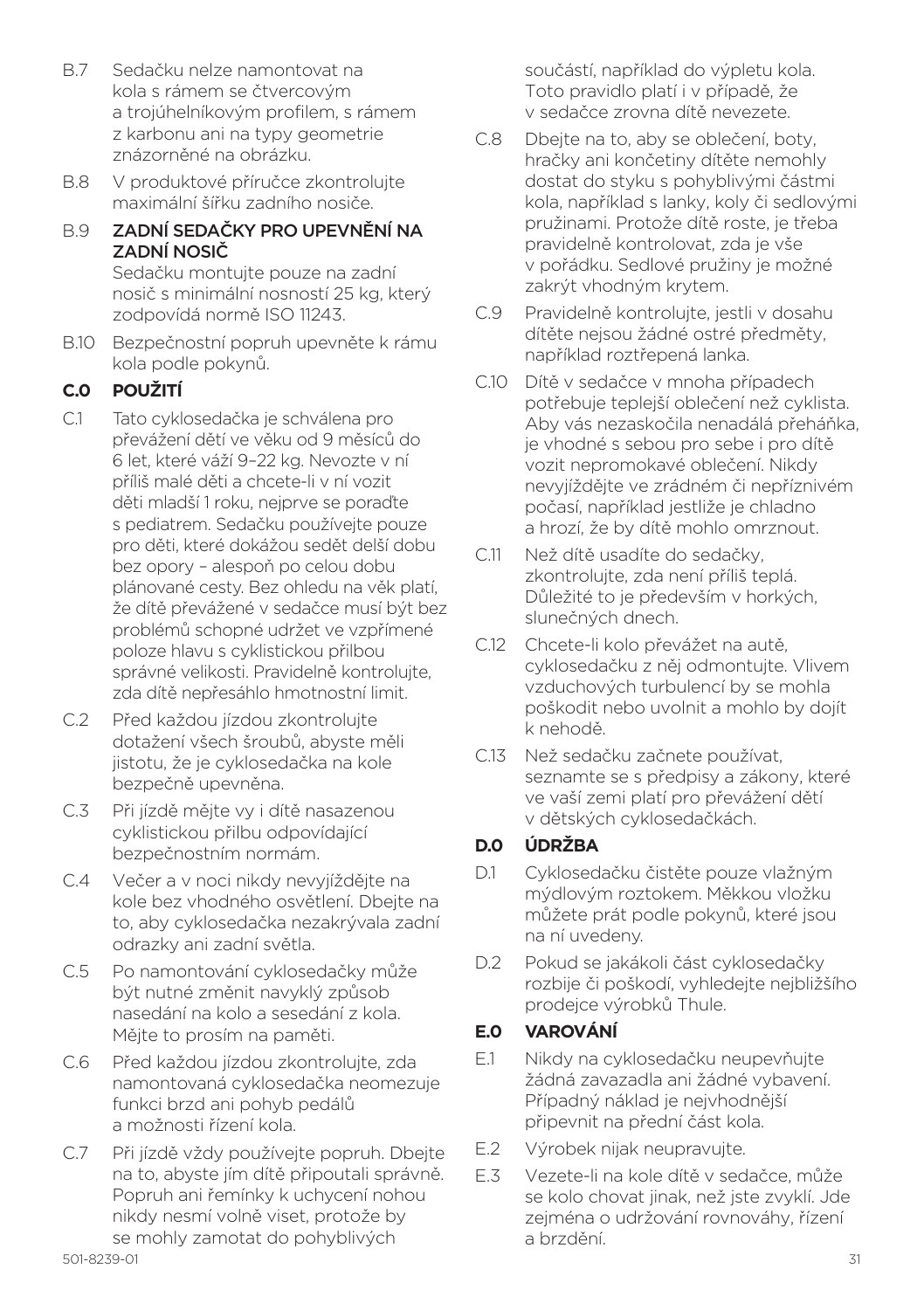B.7 Sedačku nelze namontovat na kola s rámem se čtvercovým a trojúhelníkovým profilem, s rámem z karbonu ani na typy geometrie znázorněné na obrázku.

B.8 V produktové příručce zkontrolujte maximální šířku zadního nosiče.

B.9 **ZADNÍ SEDAČKY PRO UPEVNĚNÍ NA ZADNÍ NOSIČ**
Sedačku montujte pouze na zadní nosič s minimální nosností 25 kg, který zodpovídá normě ISO 11243.

B.10 Bezpečnostní popruh upevněte k rámu kola podle pokynů.

## C.0 POUŽITÍ

C.1 Tato cyklosedačka je schválena pro převážení dětí ve věku od 9 měsíců do 6 let, které váží 9–22 kg. Nevozte v ní příliš malé děti a chcete-li v ní vozit děti mladší 1 roku, nejprve se poraďte s pediatrem. Sedačku používejte pouze pro děti, které dokážou sedět delší dobu bez opory – alespoň po celou dobu plánované cesty. Bez ohledu na věk platí, že dítě převážené v sedačce musí být bez problémů schopné udržet ve vzpřímené poloze hlavu s cyklistickou přilbou správné velikosti. Pravidelně kontrolujte, zda dítě nepřesáhlo hmotnostní limit.

C.2 Před každou jízdou zkontrolujte dotažení všech šroubů, abyste měli jistotu, že je cyklosedačka na kole bezpečně upevněna.

C.3 Při jízdě mějte vy i dítě nasazenou cyklistickou přilbu odpovídající bezpečnostním normám.

C.4 Večer a v noci nikdy nevyjíždějte na kole bez vhodného osvětlení. Dbejte na to, aby cyklosedačka nezakrývala zadní odrazky ani zadní světla.

C.5 Po namontování cyklosedačky může být nutné změnit navyklý způsob nasedání na kolo a sesedání z kola. Mějte to prosím na paměti.

C.6 Před každou jízdou zkontrolujte, zda namontovaná cyklosedačka neomezuje funkci brzd ani pohyb pedálů a možnosti řízení kola.

C.7 Při jízdě vždy používejte popruh. Dbejte na to, abyste jím dítě připoutali správně. Popruh ani řemínky k uchycení nohou nikdy nesmí volně viset, protože by se mohly zamotat do pohyblivých součástí, například do výpletu kola. Toto pravidlo platí i v případě, že v sedačce zrovna dítě nevezete.

C.8 Dbejte na to, aby se oblečení, boty, hračky ani končetiny dítěte nemohly dostat do styku s pohyblivými částmi kola, například s lanky, koly či sedlovými pružinami. Protože dítě roste, je třeba pravidelně kontrolovat, zda je vše v pořádku. Sedlové pružiny je možné zakrýt vhodným krytem.

C.9 Pravidelně kontrolujte, jestli v dosahu dítěte nejsou žádné ostré předměty, například roztřepená lanka.

C.10 Dítě v sedačce v mnoha případech potřebuje teplejší oblečení než cyklista. Aby vás nezaskočila nenadálá přeháňka, je vhodné s sebou pro sebe i pro dítě vozit nepromokavé oblečení. Nikdy nevyjíždějte ve zrádném či nepříznivém počasí, například jestliže je chladno a hrozí, že by dítě mohlo omrznout.

C.11 Než dítě usadíte do sedačky, zkontrolujte, zda není příliš teplá. Důležité to je především v horkých, slunečných dnech.

C.12 Chcete-li kolo převážet na autě, cyklosedačku z něj odmontujte. Vlivem vzduchových turbulencí by se mohla poškodit nebo uvolnit a mohlo by dojít k nehodě.

C.13 Než sedačku začnete používat, seznamte se s předpisy a zákony, které ve vaší zemi platí pro převážení dětí v dětských cyklosedačkách.

## D.0 ÚDRŽBA

D.1 Cyklosedačku čistěte pouze vlažným mýdlovým roztokem. Měkkou vložku můžete prát podle pokynů, které jsou na ní uvedeny.

D.2 Pokud se jakákoli část cyklosedačky rozbije či poškodí, vyhledejte nejbližšího prodejce výrobků Thule.

## E.0 VAROVÁNÍ

E.1 Nikdy na cyklosedačku neupevňujte žádná zavazadla ani žádné vybavení. Případný náklad je nejvhodnější připevnit na přední část kola.

E.2 Výrobek nijak neupravujte.

E.3 Vezete-li na kole dítě v sedačce, může se kolo chovat jinak, než jste zvyklí. Jde zejména o udržování rovnováhy, řízení a brzdění.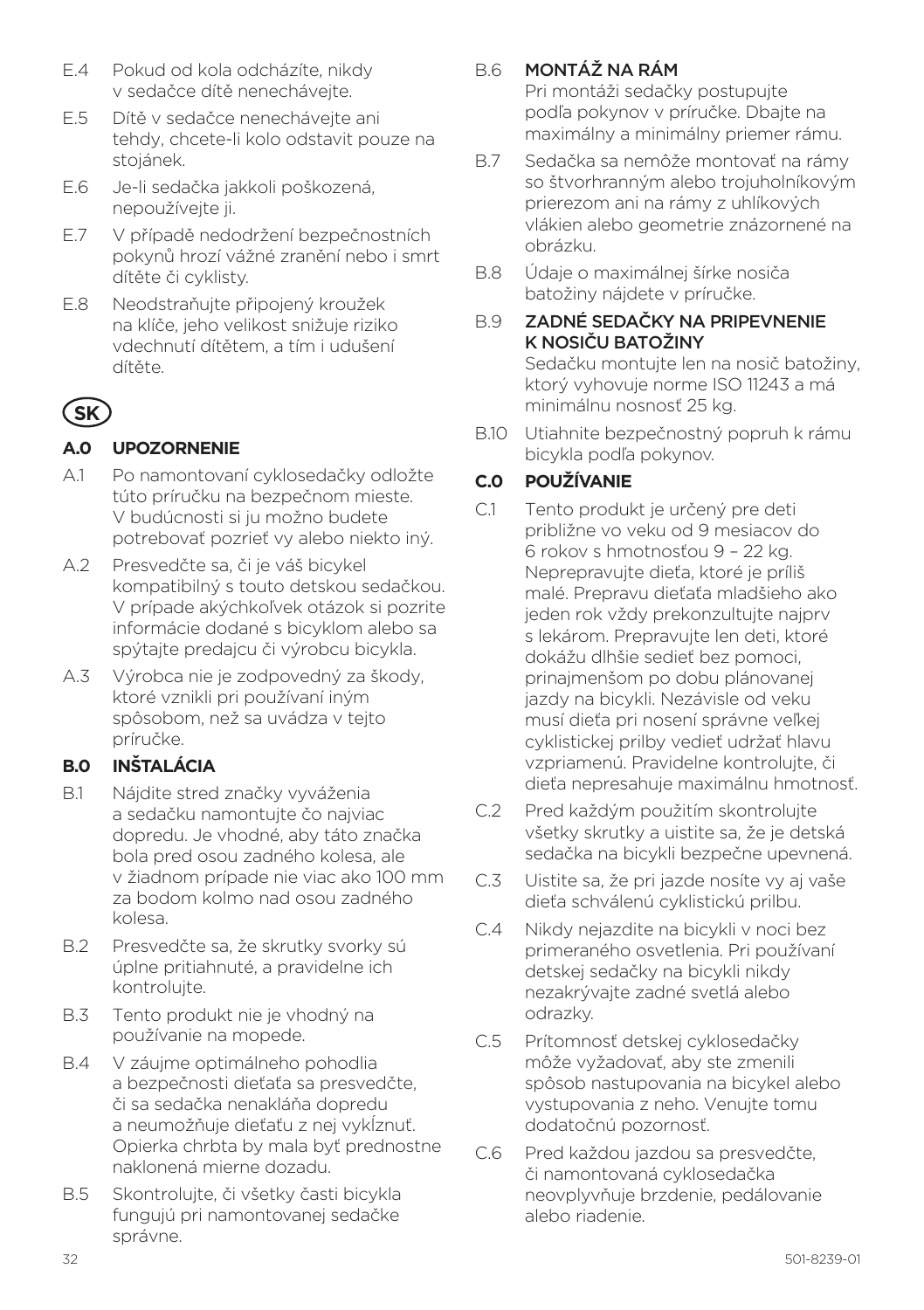E.4 Pokud od kola odcházíte, nikdy v sedačce dítě nenechávejte.

E.5 Dítě v sedačce nenechávejte ani tehdy, chcete-li kolo odstavit pouze na stojánek.

E.6 Je-li sedačka jakkoli poškozená, nepoužívejte ji.

E.7 V případě nedodržení bezpečnostních pokynů hrozí vážné zranění nebo i smrt dítěte či cyklisty.

E.8 Neodstraňujte připojený kroužek na klíče, jeho velikost snižuje riziko vdechnutí dítětem, a tím i udušení dítěte.

# SK

## A.0 UPOZORNENIE

A.1 Po namontovaní cyklosedačky odložte túto príručku na bezpečnom mieste. V budúcnosti si ju možno budete potrebovať pozrieť vy alebo niekto iný.

A.2 Presvedčte sa, či je váš bicykel kompatibilný s touto detskou sedačkou. V prípade akýchkoľvek otázok si pozrite informácie dodané s bicyklom alebo sa spýtajte predajcu či výrobcu bicykla.

A.3 Výrobca nie je zodpovedný za škody, ktoré vznikli pri používaní iným spôsobom, než sa uvádza v tejto príručke.

## B.0 INŠTALÁCIA

B.1 Nájdite stred značky vyváženia a sedačku namontujte čo najviac dopredu. Je vhodné, aby táto značka bola pred osou zadného kolesa, ale v žiadnom prípade nie viac ako 100 mm za bodom kolmo nad osou zadného kolesa.

B.2 Presvedčte sa, že skrutky svorky sú úplne pritiahnuté, a pravidelne ich kontrolujte.

B.3 Tento produkt nie je vhodný na používanie na mopede.

B.4 V záujme optimálneho pohodlia a bezpečnosti dieťaťa sa presvedčte, či sa sedačka nenakláňa dopredu a neumožňuje dieťaťu z nej vykĺznuť. Opierka chrbta by mala byť prednostne naklonená mierne dozadu.

B.5 Skontrolujte, či všetky časti bicykla fungujú pri namontovanej sedačke správne.

B.6 **MONTÁŽ NA RÁM**
Pri montáži sedačky postupujte podľa pokynov v príručke. Dbajte na maximálny a minimálny priemer rámu.

B.7 Sedačka sa nemôže montovať na rámy so štvorhranným alebo trojuholníkovým prierezom ani na rámy z uhlíkových vlákien alebo geometrie znázornené na obrázku.

B.8 Údaje o maximálnej šírke nosiča batožiny nájdete v príručke.

B.9 **ZADNÉ SEDAČKY NA PRIPEVNENIE K NOSIČU BATOŽINY**
Sedačku montujte len na nosič batožiny, ktorý vyhovuje norme ISO 11243 a má minimálnu nosnosť 25 kg.

B.10 Utiahnite bezpečnostný popruh k rámu bicykla podľa pokynov.

## C.0 POUŽÍVANIE

C.1 Tento produkt je určený pre deti približne vo veku od 9 mesiacov do 6 rokov s hmotnosťou 9 – 22 kg. Neprepravujte dieťa, ktoré je príliš malé. Prepravu dieťaťa mladšieho ako jeden rok vždy prekonzultujte najprv s lekárom. Prepravujte len deti, ktoré dokážu dlhšie sedieť bez pomoci, prinajmenšom po dobu plánovanej jazdy na bicykli. Nezávisle od veku musí dieťa pri nosení správne veľkej cyklistickej prilby vedieť udržať hlavu vzpriamenú. Pravidelne kontrolujte, či dieťa nepresahuje maximálnu hmotnosť.

C.2 Pred každým použitím skontrolujte všetky skrutky a uistite sa, že je detská sedačka na bicykli bezpečne upevnená.

C.3 Uistite sa, že pri jazde nosíte vy aj vaše dieťa schválenú cyklistickú prilbu.

C.4 Nikdy nejazdite na bicykli v noci bez primeraného osvetlenia. Pri používaní detskej sedačky na bicykli nikdy nezakrývajte zadné svetlá alebo odrazky.

C.5 Prítomnosť detskej cyklosedačky môže vyžadovať, aby ste zmenili spôsob nastupovania na bicykel alebo vystupovania z neho. Venujte tomu dodatočnú pozornosť.

C.6 Pred každou jazdou sa presvedčte, či namontovaná cyklosedačka neovplyvňuje brzdenie, pedálovanie alebo riadenie.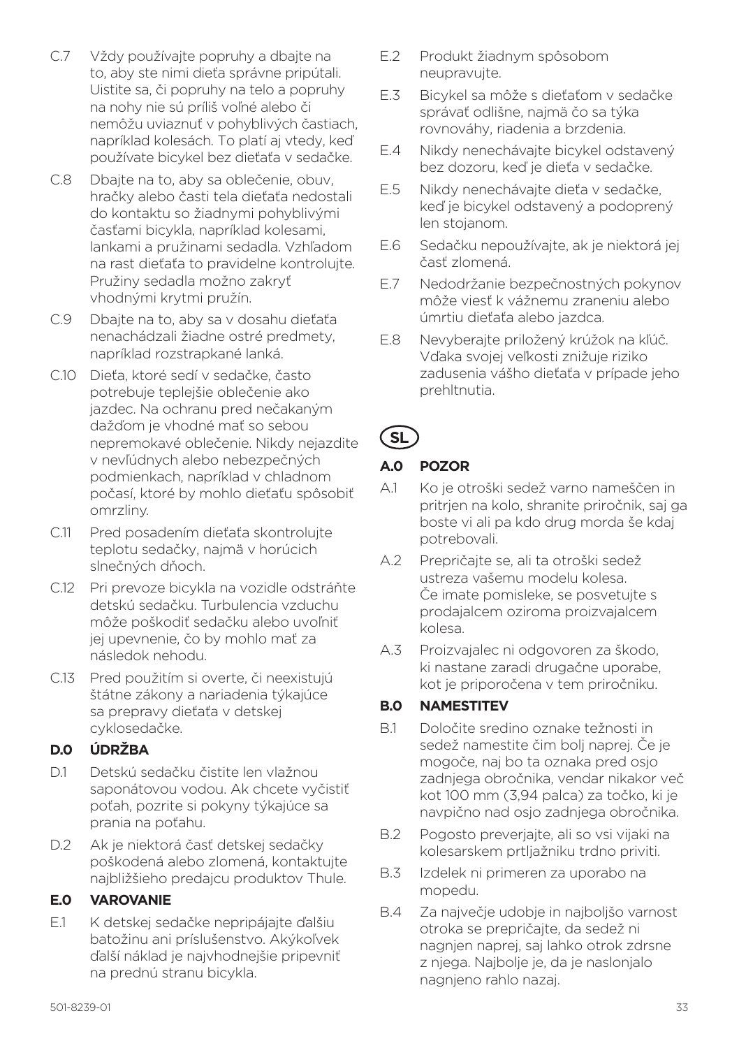C.7 Vždy používajte popruhy a dbajte na to, aby ste nimi dieťa správne pripútali. Uistite sa, či popruhy na telo a popruhy na nohy nie sú príliš voľné alebo či nemôžu uviaznuť v pohyblivých častiach, napríklad kolesách. To platí aj vtedy, keď používate bicykel bez dieťaťa v sedačke.

C.8 Dbajte na to, aby sa oblečenie, obuv, hračky alebo časti tela dieťaťa nedostali do kontaktu so žiadnymi pohyblivými časťami bicykla, napríklad kolesami, lankami a pružinami sedadla. Vzhľadom na rast dieťaťa to pravidelne kontrolujte. Pružiny sedadla možno zakryť vhodnými krytmi pružín.

C.9 Dbajte na to, aby sa v dosahu dieťaťa nenachádzali žiadne ostré predmety, napríklad rozstrapkané lanká.

C.10 Dieťa, ktoré sedí v sedačke, často potrebuje teplejšie oblečenie ako jazdec. Na ochranu pred nečakaným dažďom je vhodné mať so sebou nepremokavé oblečenie. Nikdy nejazdite v nevľúdnych alebo nebezpečných podmienkach, napríklad v chladnom počasí, ktoré by mohlo dieťaťu spôsobiť omrzliny.

C.11 Pred posadením dieťaťa skontrolujte teplotu sedačky, najmä v horúcich slnečných dňoch.

C.12 Pri prevoze bicykla na vozidle odstráňte detskú sedačku. Turbulencia vzduchu môže poškodiť sedačku alebo uvoľniť jej upevnenie, čo by mohlo mať za následok nehodu.

C.13 Pred použitím si overte, či neexistujú štátne zákony a nariadenia týkajúce sa prepravy dieťaťa v detskej cyklosedačke.

**D.0 ÚDRŽBA**

D.1 Detskú sedačku čistite len vlažnou saponátovou vodou. Ak chcete vyčistiť poťah, pozrite si pokyny týkajúce sa prania na poťahu.

D.2 Ak je niektorá časť detskej sedačky poškodená alebo zlomená, kontaktujte najbližšieho predajcu produktov Thule.

**E.0 VAROVANIE**

E.1 K detskej sedačke nepripájajte ďalšiu batožinu ani príslušenstvo. Akýkoľvek ďalší náklad je najvhodnejšie pripevniť na prednú stranu bicykla.

E.2 Produkt žiadnym spôsobom neupravujte.

E.3 Bicykel sa môže s dieťaťom v sedačke správať odlišne, najmä čo sa týka rovnováhy, riadenia a brzdenia.

E.4 Nikdy nenechávajte bicykel odstavený bez dozoru, keď je dieťa v sedačke.

E.5 Nikdy nenechávajte dieťa v sedačke, keď je bicykel odstavený a podoprený len stojanom.

E.6 Sedačku nepoužívajte, ak je niektorá jej časť zlomená.

E.7 Nedodržanie bezpečnostných pokynov môže viesť k vážnemu zraneniu alebo úmrtiu dieťaťa alebo jazdca.

E.8 Nevyberajte priložený krúžok na kľúč. Vďaka svojej veľkosti znižuje riziko zadusenia vášho dieťaťa v prípade jeho prehltnutia.

**SL**

**A.0 POZOR**

A.1 Ko je otroški sedež varno nameščen in pritrjen na kolo, shranite priročnik, saj ga boste vi ali pa kdo drug morda še kdaj potrebovali.

A.2 Prepričajte se, ali ta otroški sedež ustreza vašemu modelu kolesa. Če imate pomisleke, se posvetujte s prodajalcem oziroma proizvajalcem kolesa.

A.3 Proizvajalec ni odgovoren za škodo, ki nastane zaradi drugačne uporabe, kot je priporočena v tem priročniku.

**B.0 NAMESTITEV**

B.1 Določite sredino oznake težnosti in sedež namestite čim bolj naprej. Če je mogoče, naj bo ta oznaka pred osjo zadnjega obročnika, vendar nikakor več kot 100 mm (3,94 palca) za točko, ki je navpično nad osjo zadnjega obročnika.

B.2 Pogosto preverjajte, ali so vsi vijaki na kolesarskem prtljažniku trdno priviti.

B.3 Izdelek ni primeren za uporabo na mopedu.

B.4 Za največje udobje in najboljšo varnost otroka se prepričajte, da sedež ni nagnjen naprej, saj lahko otrok zdrsne z njega. Najbolje je, da je naslonjalo nagnjeno rahlo nazaj.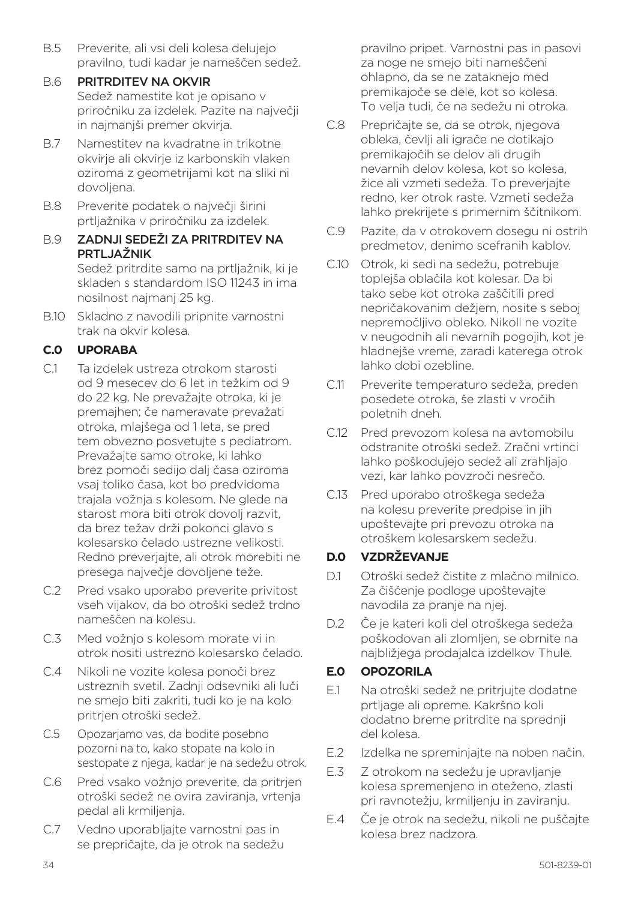B.5 Preverite, ali vsi deli kolesa delujejo pravilno, tudi kadar je nameščen sedež.

B.6 **PRITRDITEV NA OKVIR**
Sedež namestite kot je opisano v priročniku za izdelek. Pazite na največji in najmanjši premer okvirja.

B.7 Namestitev na kvadratne in trikotne okvirje ali okvirje iz karbonskih vlaken oziroma z geometrijami kot na sliki ni dovoljena.

B.8 Preverite podatek o največji širini prtljažnika v priročniku za izdelek.

B.9 **ZADNJI SEDEŽI ZA PRITRDITEV NA PRTLJAŽNIK**
Sedež pritrdite samo na prtljažnik, ki je skladen s standardom ISO 11243 in ima nosilnost najmanj 25 kg.

B.10 Skladno z navodili pripnite varnostni trak na okvir kolesa.

## C.0 UPORABA

C.1 Ta izdelek ustreza otrokom starosti od 9 mesecev do 6 let in težkim od 9 do 22 kg. Ne prevažajte otroka, ki je premajhen; če nameravate prevažati otroka, mlajšega od 1 leta, se pred tem obvezno posvetujte s pediatrom. Prevažajte samo otroke, ki lahko brez pomoči sedijo dalj časa oziroma vsaj toliko časa, kot bo predvidoma trajala vožnja s kolesom. Ne glede na starost mora biti otrok dovolj razvit, da brez težav drži pokonci glavo s kolesarsko čelado ustrezne velikosti. Redno preverjajte, ali otrok morebiti ne presega največje dovoljene teže.

C.2 Pred vsako uporabo preverite privitost vseh vijakov, da bo otroški sedež trdno nameščen na kolesu.

C.3 Med vožnjo s kolesom morate vi in otrok nositi ustrezno kolesarsko čelado.

C.4 Nikoli ne vozite kolesa ponoči brez ustreznih svetil. Zadnji odsevniki ali luči ne smejo biti zakriti, tudi ko je na kolo pritrjen otroški sedež.

C.5 Opozarjamo vas, da bodite posebno pozorni na to, kako stopate na kolo in sestopate z njega, kadar je na sedežu otrok.

C.6 Pred vsako vožnjo preverite, da pritrjen otroški sedež ne ovira zaviranja, vrtenja pedal ali krmiljenja.

C.7 Vedno uporabljajte varnostni pas in se prepričajte, da je otrok na sedežu pravilno pripet. Varnostni pas in pasovi za noge ne smejo biti nameščeni ohlapno, da se ne zataknejo med premikajoče se dele, kot so kolesa. To velja tudi, če na sedežu ni otroka.

C.8 Prepričajte se, da se otrok, njegova obleka, čevlji ali igrače ne dotikajo premikajočih se delov ali drugih nevarnih delov kolesa, kot so kolesa, žice ali vzmeti sedeža. To preverjajte redno, ker otrok raste. Vzmeti sedeža lahko prekrijete s primernim ščitnikom.

C.9 Pazite, da v otrokovem dosegu ni ostrih predmetov, denimo scefranih kablov.

C.10 Otrok, ki sedi na sedežu, potrebuje toplejša oblačila kot kolesar. Da bi tako sebe kot otroka zaščitili pred nepričakovanim dežjem, nosite s seboj nepremočljivo obleko. Nikoli ne vozite v neugodnih ali nevarnih pogojih, kot je hladnejše vreme, zaradi katerega otrok lahko dobi ozebline.

C.11 Preverite temperaturo sedeža, preden posedete otroka, še zlasti v vročih poletnih dneh.

C.12 Pred prevozom kolesa na avtomobilu odstranite otroški sedež. Zračni vrtinci lahko poškodujejo sedež ali zrahljajo vezi, kar lahko povzroči nesrečo.

C.13 Pred uporabo otroškega sedeža na kolesu preverite predpise in jih upoštevajte pri prevozu otroka na otroškem kolesarskem sedežu.

## D.0 VZDRŽEVANJE

D.1 Otroški sedež čistite z mlačno milnico. Za čiščenje podloge upoštevajte navodila za pranje na njej.

D.2 Če je kateri koli del otroškega sedeža poškodovan ali zlomljen, se obrnite na najbližjega prodajalca izdelkov Thule.

## E.0 OPOZORILA

E.1 Na otroški sedež ne pritrjujte dodatne prtljage ali opreme. Kakršno koli dodatno breme pritrdite na sprednji del kolesa.

E.2 Izdelka ne spreminjajte na noben način.

E.3 Z otrokom na sedežu je upravljanje kolesa spremenjeno in oteženo, zlasti pri ravnotežju, krmiljenju in zaviranju.

E.4 Če je otrok na sedežu, nikoli ne puščajte kolesa brez nadzora.

501-8239-01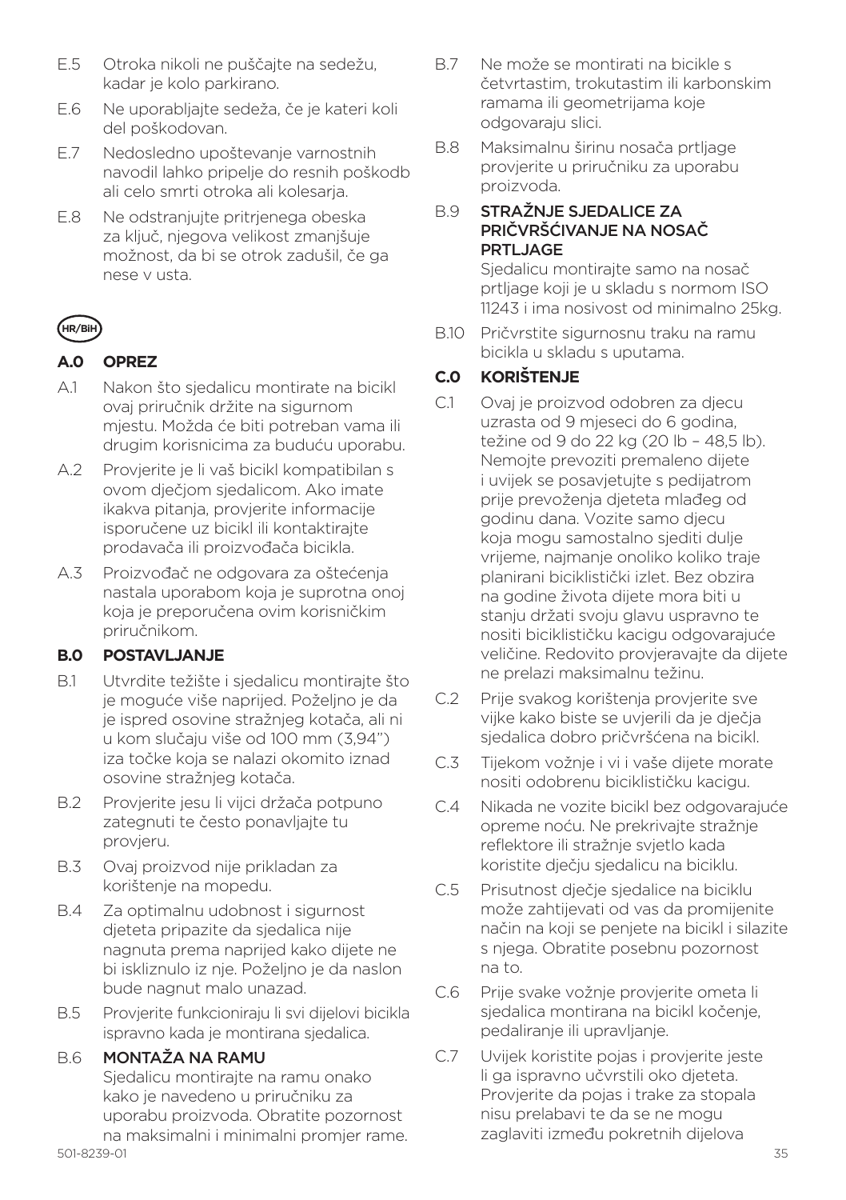E.5 Otroka nikoli ne puščajte na sedežu, kadar je kolo parkirano.

E.6 Ne uporabljajte sedeža, če je kateri koli del poškodovan.

E.7 Nedosledno upoštevanje varnostnih navodil lahko pripelje do resnih poškodb ali celo smrti otroka ali kolesarja.

E.8 Ne odstranjujte pritrjenega obeska za ključ, njegova velikost zmanjšuje možnost, da bi se otrok zadušil, če ga nese v usta.

HR/BiH

## A.0 OPREZ

A.1 Nakon što sjedalicu montirate na bicikl ovaj priručnik držite na sigurnom mjestu. Možda će biti potreban vama ili drugim korisnicima za buduću uporabu.

A.2 Provjerite je li vaš bicikl kompatibilan s ovom dječjom sjedalicom. Ako imate ikakva pitanja, provjerite informacije isporučene uz bicikl ili kontaktirajte prodavača ili proizvođača bicikla.

A.3 Proizvođač ne odgovara za oštećenja nastala uporabom koja je suprotna onoj koja je preporučena ovim korisničkim priručnikom.

## B.0 POSTAVLJANJE

B.1 Utvrdite težište i sjedalicu montirajte što je moguće više naprijed. Poželjno je da je ispred osovine stražnjeg kotača, ali ni u kom slučaju više od 100 mm (3,94") iza točke koja se nalazi okomito iznad osovine stražnjeg kotača.

B.2 Provjerite jesu li vijci držača potpuno zategnuti te često ponavljajte tu provjeru.

B.3 Ovaj proizvod nije prikladan za korištenje na mopedu.

B.4 Za optimalnu udobnost i sigurnost djeteta pripazite da sjedalica nije nagnuta prema naprijed kako dijete ne bi iskliznulo iz nje. Poželjno je da naslon bude nagnut malo unazad.

B.5 Provjerite funkcioniraju li svi dijelovi bicikla ispravno kada je montirana sjedalica.

B.6 **MONTAŽA NA RAMU**
Sjedalicu montirajte na ramu onako kako je navedeno u priručniku za uporabu proizvoda. Obratite pozornost na maksimalni i minimalni promjer rame.

B.7 Ne može se montirati na bicikle s četvrtastim, trokutastim ili karbonskim ramama ili geometrijama koje odgovaraju slici.

B.8 Maksimalnu širinu nosača prtljage provjerite u priručniku za uporabu proizvoda.

B.9 **STRAŽNJE SJEDALICE ZA PRIČVRŠĆIVANJE NA NOSAČ PRTLJAGE**
Sjedalicu montirajte samo na nosač prtljage koji je u skladu s normom ISO 11243 i ima nosivost od minimalno 25kg.

B.10 Pričvrstite sigurnosnu traku na ramu bicikla u skladu s uputama.

## C.0 KORIŠTENJE

C.1 Ovaj je proizvod odobren za djecu uzrasta od 9 mjeseci do 6 godina, težine od 9 do 22 kg (20 lb – 48,5 lb). Nemojte prevoziti premaleno dijete i uvijek se posavjetujte s pedijatrom prije prevoženja djeteta mlađeg od godinu dana. Vozite samo djecu koja mogu samostalno sjediti dulje vrijeme, najmanje onoliko koliko traje planirani biciklistički izlet. Bez obzira na godine života dijete mora biti u stanju držati svoju glavu uspravno te nositi biciklističku kacigu odgovarajuće veličine. Redovito provjeravajte da dijete ne prelazi maksimalnu težinu.

C.2 Prije svakog korištenja provjerite sve vijke kako biste se uvjerili da je dječja sjedalica dobro pričvršćena na bicikl.

C.3 Tijekom vožnje i vi i vaše dijete morate nositi odobrenu biciklističku kacigu.

C.4 Nikada ne vozite bicikl bez odgovarajuće opreme noću. Ne prekrivajte stražnje reflektore ili stražnje svjetlo kada koristite dječju sjedalicu na biciklu.

C.5 Prisutnost dječje sjedalice na biciklu može zahtijevati od vas da promijenite način na koji se penjete na bicikl i silazite s njega. Obratite posebnu pozornost na to.

C.6 Prije svake vožnje provjerite ometa li sjedalica montirana na bicikl kočenje, pedaliranje ili upravljanje.

C.7 Uvijek koristite pojas i provjerite jeste li ga ispravno učvrstili oko djeteta. Provjerite da pojas i trake za stopala nisu prelabavi te da se ne mogu zaglaviti između pokretnih dijelova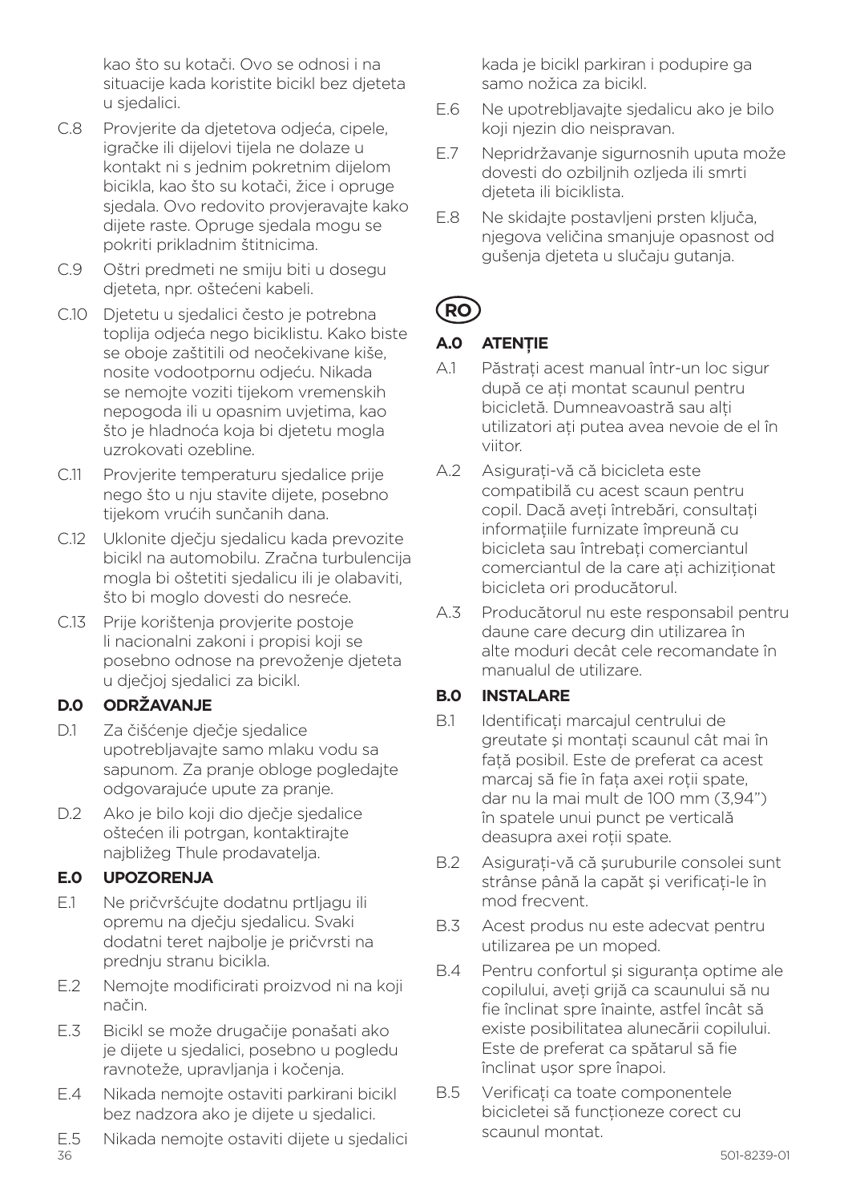kao što su kotači. Ovo se odnosi i na situacije kada koristite bicikl bez djeteta u sjedalici.

C.8 Provjerite da djetetova odjeća, cipele, igračke ili dijelovi tijela ne dolaze u kontakt ni s jednim pokretnim dijelom bicikla, kao što su kotači, žice i opruge sjedala. Ovo redovito provjeravajte kako dijete raste. Opruge sjedala mogu se pokriti prikladnim štitnicima.

C.9 Oštri predmeti ne smiju biti u dosegu djeteta, npr. oštećeni kabeli.

C.10 Djetetu u sjedalici često je potrebna toplija odjeća nego biciklistu. Kako biste se oboje zaštitili od neočekivane kiše, nosite vodootpornu odjeću. Nikada se nemojte voziti tijekom vremenskih nepogoda ili u opasnim uvjetima, kao što je hladnoća koja bi djetetu mogla uzrokovati ozebline.

C.11 Provjerite temperaturu sjedalice prije nego što u nju stavite dijete, posebno tijekom vrućih sunčanih dana.

C.12 Uklonite dječju sjedalicu kada prevozite bicikl na automobilu. Zračna turbulencija mogla bi oštetiti sjedalicu ili je olabaviti, što bi moglo dovesti do nesreće.

C.13 Prije korištenja provjerite postoje li nacionalni zakoni i propisi koji se posebno odnose na prevoženje djeteta u dječjoj sjedalici za bicikl.

### D.0 ODRŽAVANJE

D.1 Za čišćenje dječje sjedalice upotrebljavajte samo mlaku vodu sa sapunom. Za pranje obloge pogledajte odgovarajuće upute za pranje.

D.2 Ako je bilo koji dio dječje sjedalice oštećen ili potrgan, kontaktirajte najbližeg Thule prodavatelja.

### E.0 UPOZORENJA

E.1 Ne pričvršćujte dodatnu prtljagu ili opremu na dječju sjedalicu. Svaki dodatni teret najbolje je pričvrsti na prednju stranu bicikla.

E.2 Nemojte modificirati proizvod ni na koji način.

E.3 Bicikl se može drugačije ponašati ako je dijete u sjedalici, posebno u pogledu ravnoteže, upravljanja i kočenja.

E.4 Nikada nemojte ostaviti parkirani bicikl bez nadzora ako je dijete u sjedalici.

E.5 Nikada nemojte ostaviti dijete u sjedalici kada je bicikl parkiran i podupire ga samo nožica za bicikl.

E.6 Ne upotrebljavajte sjedalicu ako je bilo koji njezin dio neispravan.

E.7 Nepridržavanje sigurnosnih uputa može dovesti do ozbiljnih ozljeda ili smrti djeteta ili biciklista.

E.8 Ne skidajte postavljeni prsten ključa, njegova veličina smanjuje opasnost od gušenja djeteta u slučaju gutanja.

## RO

### A.0 ATENȚIE

A.1 Păstrați acest manual într-un loc sigur după ce ați montat scaunul pentru bicicletă. Dumneavoastră sau alți utilizatori ați putea avea nevoie de el în viitor.

A.2 Asigurați-vă că bicicleta este compatibilă cu acest scaun pentru copil. Dacă aveți întrebări, consultați informațiile furnizate împreună cu bicicleta sau întrebați comerciantul comerciantul de la care ați achiziționat bicicleta ori producătorul.

A.3 Producătorul nu este responsabil pentru daune care decurg din utilizarea în alte moduri decât cele recomandate în manualul de utilizare.

### B.0 INSTALARE

B.1 Identificați marcajul centrului de greutate și montați scaunul cât mai în față posibil. Este de preferat ca acest marcaj să fie în fața axei roții spate, dar nu la mai mult de 100 mm (3,94") în spatele unui punct pe verticală deasupra axei roții spate.

B.2 Asigurați-vă că șuruburile consolei sunt strânse până la capăt și verificați-le în mod frecvent.

B.3 Acest produs nu este adecvat pentru utilizarea pe un moped.

B.4 Pentru confortul și siguranța optime ale copilului, aveți grijă ca scaunului să nu fie înclinat spre înainte, astfel încât să existe posibilitatea alunecării copilului. Este de preferat ca spătarul să fie înclinat ușor spre înapoi.

B.5 Verificați ca toate componentele bicicletei să funcționeze corect cu scaunul montat.

501-8239-01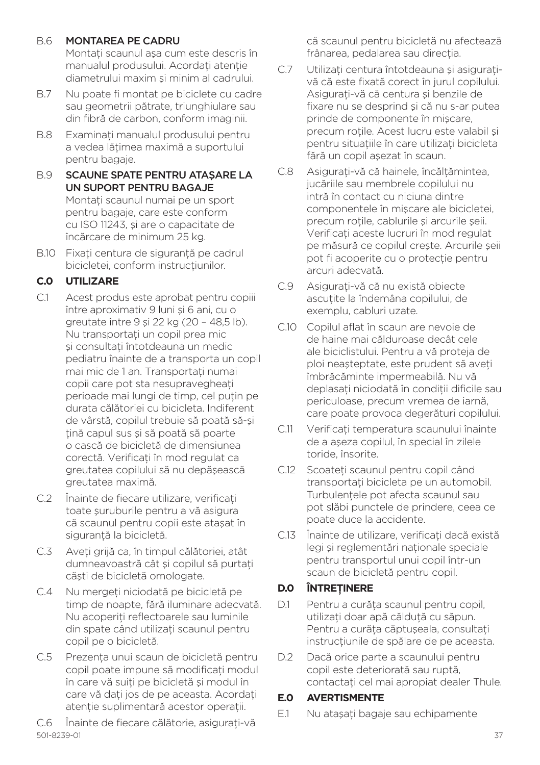B.6 **MONTAREA PE CADRU**
Montați scaunul așa cum este descris în manualul produsului. Acordați atenție diametrului maxim și minim al cadrului.

B.7 Nu poate fi montat pe biciclete cu cadre sau geometrii pătrate, triunghiulare sau din fibră de carbon, conform imaginii.

B.8 Examinați manualul produsului pentru a vedea lățimea maximă a suportului pentru bagaje.

B.9 **SCAUNE SPATE PENTRU ATAȘARE LA UN SUPORT PENTRU BAGAJE**
Montați scaunul numai pe un sport pentru bagaje, care este conform cu ISO 11243, și are o capacitate de încărcare de minimum 25 kg.

B.10 Fixați centura de siguranță pe cadrul bicicletei, conform instrucțiunilor.

## C.0 UTILIZARE

C.1 Acest produs este aprobat pentru copiii între aproximativ 9 luni și 6 ani, cu o greutate între 9 și 22 kg (20 – 48,5 lb). Nu transportați un copil prea mic și consultați întotdeauna un medic pediatru înainte de a transporta un copil mai mic de 1 an. Transportați numai copii care pot sta nesupravegheați perioade mai lungi de timp, cel puțin pe durata călătoriei cu bicicleta. Indiferent de vârstă, copilul trebuie să poată să-și țină capul sus și să poată să poarte o cască de bicicletă de dimensiunea corectă. Verificați în mod regulat ca greutatea copilului să nu depășească greutatea maximă.

C.2 Înainte de fiecare utilizare, verificați toate șuruburile pentru a vă asigura că scaunul pentru copii este atașat în siguranță la bicicletă.

C.3 Aveți grijă ca, în timpul călătoriei, atât dumneavoastră cât și copilul să purtați căști de bicicletă omologate.

C.4 Nu mergeți niciodată pe bicicletă pe timp de noapte, fără iluminare adecvată. Nu acoperiți reflectoarele sau luminile din spate când utilizați scaunul pentru copil pe o bicicletă.

C.5 Prezența unui scaun de bicicletă pentru copil poate impune să modificați modul în care vă suiți pe bicicletă și modul în care vă dați jos de pe aceasta. Acordați atenție suplimentară acestor operații.

C.6 Înainte de fiecare călătorie, asigurați-vă că scaunul pentru bicicletă nu afectează frânarea, pedalarea sau direcția.

C.7 Utilizați centura întotdeauna și asigurați-vă că este fixată corect în jurul copilului. Asigurați-vă că centura și benzile de fixare nu se desprind și că nu s-ar putea prinde de componente în mișcare, precum roțile. Acest lucru este valabil și pentru situațiile în care utilizați bicicleta fără un copil așezat în scaun.

C.8 Asigurați-vă că hainele, încălțămintea, jucăriile sau membrele copilului nu intră în contact cu niciuna dintre componentele în mișcare ale bicicletei, precum roțile, cablurile și arcurile șeii. Verificați aceste lucruri în mod regulat pe măsură ce copilul crește. Arcurile șeii pot fi acoperite cu o protecție pentru arcuri adecvată.

C.9 Asigurați-vă că nu există obiecte ascuțite la îndemâna copilului, de exemplu, cabluri uzate.

C.10 Copilul aflat în scaun are nevoie de de haine mai călduroase decât cele ale biciclistului. Pentru a vă proteja de ploi neașteptate, este prudent să aveți îmbrăcăminte impermeabilă. Nu vă deplasați niciodată în condiții dificile sau periculoase, precum vremea de iarnă, care poate provoca degerături copilului.

C.11 Verificați temperatura scaunului înainte de a așeza copilul, în special în zilele toride, însorite.

C.12 Scoateți scaunul pentru copil când transportați bicicleta pe un automobil. Turbulențele pot afecta scaunul sau pot slăbi punctele de prindere, ceea ce poate duce la accidente.

C.13 Înainte de utilizare, verificați dacă există legi și reglementări naționale speciale pentru transportul unui copil într-un scaun de bicicletă pentru copil.

## D.0 ÎNTREȚINERE

D.1 Pentru a curăța scaunul pentru copil, utilizați doar apă călduță cu săpun. Pentru a curăța căptușeala, consultați instrucțiunile de spălare de pe aceasta.

D.2 Dacă orice parte a scaunului pentru copil este deteriorată sau ruptă, contactați cel mai apropiat dealer Thule.

## E.0 AVERTISMENTE

E.1 Nu atașați bagaje sau echipamente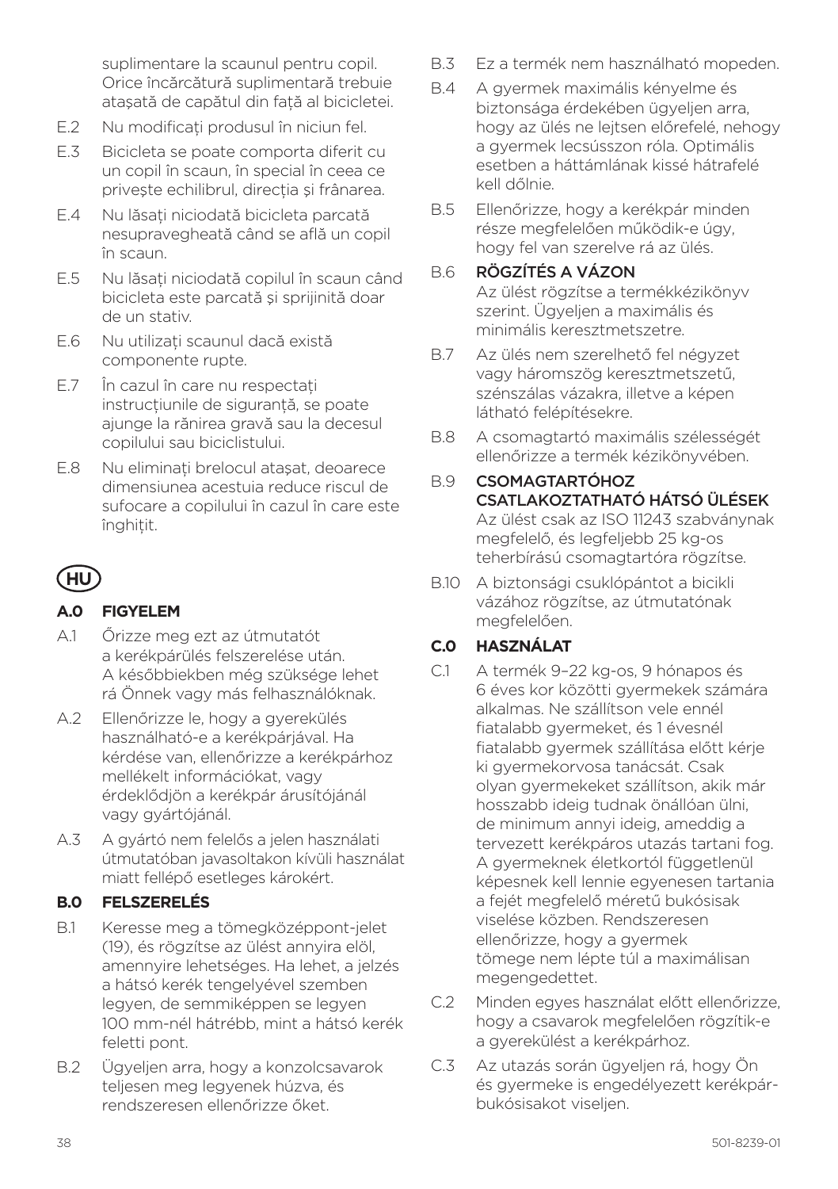suplimentare la scaunul pentru copil. Orice încărcătură suplimentară trebuie atașată de capătul din față al bicicletei.

E.2 Nu modificați produsul în niciun fel.

E.3 Bicicleta se poate comporta diferit cu un copil în scaun, în special în ceea ce privește echilibrul, direcția și frânarea.

E.4 Nu lăsați niciodată bicicleta parcată nesupravegheată când se află un copil în scaun.

E.5 Nu lăsați niciodată copilul în scaun când bicicleta este parcată și sprijinită doar de un stativ.

E.6 Nu utilizați scaunul dacă există componente rupte.

E.7 În cazul în care nu respectați instrucțiunile de siguranță, se poate ajunge la rănirea gravă sau la decesul copilului sau biciclistului.

E.8 Nu eliminați brelocul atașat, deoarece dimensiunea acestuia reduce riscul de sufocare a copilului în cazul în care este înghițit.

# HU

## A.0 FIGYELEM

A.1 Őrizze meg ezt az útmutatót a kerékpárülés felszerelése után. A későbbiekben még szüksége lehet rá Önnek vagy más felhasználóknak.

A.2 Ellenőrizze le, hogy a gyerekülés használható-e a kerékpárjával. Ha kérdése van, ellenőrizze a kerékpárhoz mellékelt információkat, vagy érdeklődjön a kerékpár árusítójánál vagy gyártójánál.

A.3 A gyártó nem felelős a jelen használati útmutatóban javasoltakon kívüli használat miatt fellépő esetleges károkért.

## B.0 FELSZERELÉS

B.1 Keresse meg a tömegközéppont-jelet (19), és rögzítse az ülést annyira elöl, amennyire lehetséges. Ha lehet, a jelzés a hátsó kerék tengelyével szemben legyen, de semmiképpen se legyen 100 mm-nél hátrébb, mint a hátsó kerék feletti pont.

B.2 Ügyeljen arra, hogy a konzolcsavarok teljesen meg legyenek húzva, és rendszeresen ellenőrizze őket.

B.3 Ez a termék nem használható mopeden.

B.4 A gyermek maximális kényelme és biztonsága érdekében ügyeljen arra, hogy az ülés ne lejtsen előrefelé, nehogy a gyermek lecsússzon róla. Optimális esetben a háttámlának kissé hátrafelé kell dőlnie.

B.5 Ellenőrizze, hogy a kerékpár minden része megfelelően működik-e úgy, hogy fel van szerelve rá az ülés.

B.6 **RÖGZÍTÉS A VÁZON**
Az ülést rögzítse a termékkézikönyv szerint. Ügyeljen a maximális és minimális keresztmetszetre.

B.7 Az ülés nem szerelhető fel négyzet vagy háromszög keresztmetszetű, szénszálas vázakra, illetve a képen látható felépítésekre.

B.8 A csomagtartó maximális szélességét ellenőrizze a termék kézikönyvében.

B.9 **CSOMAGTARTÓHOZ CSATLAKOZTATHATÓ HÁTSÓ ÜLÉSEK**
Az ülést csak az ISO 11243 szabványnak megfelelő, és legfeljebb 25 kg-os teherbírású csomagtartóra rögzítse.

B.10 A biztonsági csuklópántot a bicikli vázához rögzítse, az útmutatónak megfelelően.

## C.0 HASZNÁLAT

C.1 A termék 9–22 kg-os, 9 hónapos és 6 éves kor közötti gyermekek számára alkalmas. Ne szállítson vele ennél fiatalabb gyermeket, és 1 évesnél fiatalabb gyermek szállítása előtt kérje ki gyermekorvosa tanácsát. Csak olyan gyermekeket szállítson, akik már hosszabb ideig tudnak önállóan ülni, de minimum annyi ideig, ameddig a tervezett kerékpáros utazás tartani fog. A gyermeknek életkortól függetlenül képesnek kell lennie egyenesen tartania a fejét megfelelő méretű bukósisak viselése közben. Rendszeresen ellenőrizze, hogy a gyermek tömege nem lépte túl a maximálisan megengedettet.

C.2 Minden egyes használat előtt ellenőrizze, hogy a csavarok megfelelően rögzítik-e a gyerekülést a kerékpárhoz.

C.3 Az utazás során ügyeljen rá, hogy Ön és gyermeke is engedélyezett kerékpár-bukósisakot viseljen.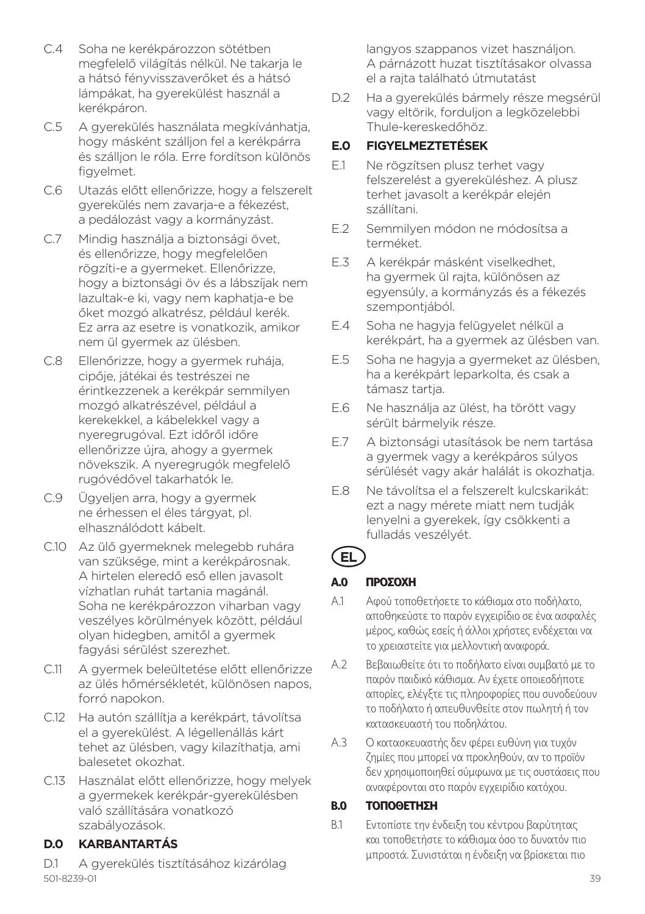C.4 Soha ne kerékpározzon sötétben megfelelő világítás nélkül. Ne takarja le a hátsó fényvisszaverőket és a hátsó lámpákat, ha gyereküllést használ a kerékpáron.

C.5 A gyereküllés használata megkívánhatja, hogy másként szálljon fel a kerékpárra és szálljon le róla. Erre fordítson különös figyelmet.

C.6 Utazás előtt ellenőrizze, hogy a felszerelt gyereküllés nem zavarja-e a fékezést, a pedálozást vagy a kormányzást.

C.7 Mindig használja a biztonsági övet, és ellenőrizze, hogy megfelelően rögzíti-e a gyermeket. Ellenőrizze, hogy a biztonsági öv és a lábszíjak nem lazultak-e ki, vagy nem kaphatja-e be őket mozgó alkatrész, például kerék. Ez arra az esetre is vonatkozik, amikor nem ül gyermek az ülésben.

C.8 Ellenőrizze, hogy a gyermek ruhája, cipője, játékai és testrészei ne érintkezzenek a kerékpár semmilyen mozgó alkatrészével, például a kerekekkel, a kábelekkel vagy a nyeregrugóval. Ezt időről időre ellenőrizze újra, ahogy a gyermek növekszik. A nyeregrugók megfelelő rugóvédővel takarhatók le.

C.9 Ügyeljen arra, hogy a gyermek ne érhessen el éles tárgyat, pl. elhasználódott kábelt.

C.10 Az ülő gyermeknek melegebb ruhára van szüksége, mint a kerékpárosnak. A hirtelen eleredő eső ellen javasolt vízhatlan ruhát tartania magánál. Soha ne kerékpározzon viharban vagy veszélyes körülmények között, például olyan hidegben, amitől a gyermek fagyási sérülést szerezhet.

C.11 A gyermek beleültetése előtt ellenőrizze az ülés hőmérsékletét, különösen napos, forró napokon.

C.12 Ha autón szállítja a kerékpárt, távolítsa el a gyereküllést. A légellenállás kárt tehet az ülésben, vagy kilazíthatja, ami balesetet okozhat.

C.13 Használat előtt ellenőrizze, hogy melyek a gyermekek kerékpár-gyereküllésben való szállítására vonatkozó szabályozások.

## D.0 KARBANTARTÁS

D.1 A gyereküllés tisztításához kizárólag langyos szappanos vizet használjon. A párnázott huzat tisztításakor olvassa el a rajta található útmutatást

D.2 Ha a gyereküllés bármely része megsérül vagy eltörik, forduljon a legközelebbi Thule-kereskedőhöz.

## E.0 FIGYELMEZTETÉSEK

E.1 Ne rögzítsen plusz terhet vagy felszerelést a gyereküléshez. A plusz terhet javasolt a kerékpár elején szállítani.

E.2 Semmilyen módon ne módosítsa a terméket.

E.3 A kerékpár másként viselkedhet, ha gyermek ül rajta, különösen az egyensúly, a kormányzás és a fékezés szempontjából.

E.4 Soha ne hagyja felügyelet nélkül a kerékpárt, ha a gyermek az ülésben van.

E.5 Soha ne hagyja a gyermeket az ülésben, ha a kerékpárt leparkolta, és csak a támasz tartja.

E.6 Ne használja az ülést, ha törött vagy sérült bármelyik része.

E.7 A biztonsági utasítások be nem tartása a gyermek vagy a kerékpáros súlyos sérülését vagy akár halálát is okozhatja.

E.8 Ne távolítsa el a felszerelt kulcskarikát: ezt a nagy mérete miatt nem tudják lenyelni a gyerekek, így csökkenti a fulladás veszélyét.

**EL**

## A.0 ΠΡΟΣΟΧΗ

A.1 Αφού τοποθετήσετε το κάθισμα στο ποδήλατο, αποθηκεύστε το παρόν εγχειρίδιο σε ένα ασφαλές μέρος, καθώς εσείς ή άλλοι χρήστες ενδέχεται να το χρειαστείτε για μελλοντική αναφορά.

A.2 Βεβαιωθείτε ότι το ποδήλατο είναι συμβατό με το παρόν παιδικό κάθισμα. Αν έχετε οποιεσδήποτε απορίες, ελέγξτε τις πληροφορίες που συνοδεύουν το ποδήλατο ή απευθυνθείτε στον πωλητή ή τον κατασκευαστή του ποδηλάτου.

A.3 Ο κατασκευαστής δεν φέρει ευθύνη για τυχόν ζημίες που μπορεί να προκληθούν, αν το προϊόν δεν χρησιμοποιηθεί σύμφωνα με τις συστάσεις που αναφέρονται στο παρόν εγχειρίδιο κατόχου.

## B.0 ΤΟΠΟΘΕΤΗΣΗ

B.1 Εντοπίστε την ένδειξη του κέντρου βαρύτητας και τοποθετήστε το κάθισμα όσο το δυνατόν πιο μπροστά. Συνιστάται η ένδειξη να βρίσκεται πιο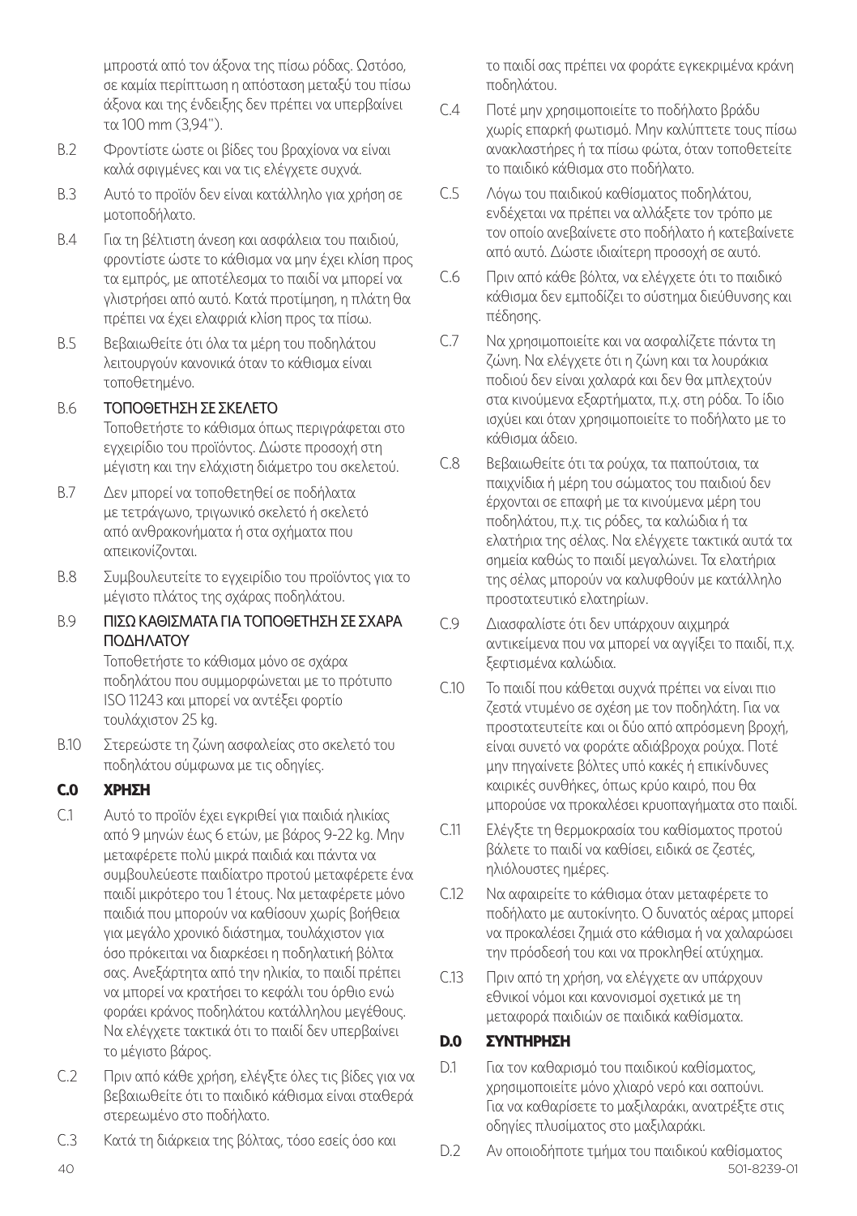μπροστά από τον άξονα της πίσω ρόδας. Ωστόσο, σε καμία περίπτωση η απόσταση μεταξύ του πίσω άξονα και της ένδειξης δεν πρέπει να υπερβαίνει τα 100 mm (3,94").

B.2 Φροντίστε ώστε οι βίδες του βραχίονα να είναι καλά σφιγμένες και να τις ελέγχετε συχνά.

B.3 Αυτό το προϊόν δεν είναι κατάλληλο για χρήση σε μοτοποδήλατο.

B.4 Για τη βέλτιστη άνεση και ασφάλεια του παιδιού, φροντίστε ώστε το κάθισμα να μην έχει κλίση προς τα εμπρός, με αποτέλεσμα το παιδί να μπορεί να γλιστρήσει από αυτό. Κατά προτίμηση, η πλάτη θα πρέπει να έχει ελαφριά κλίση προς τα πίσω.

B.5 Βεβαιωθείτε ότι όλα τα μέρη του ποδηλάτου λειτουργούν κανονικά όταν το κάθισμα είναι τοποθετημένο.

B.6 ΤΟΠΟΘΕΤΗΣΗ ΣΕ ΣΚΕΛΕΤΟ
Τοποθετήστε το κάθισμα όπως περιγράφεται στο εγχειρίδιο του προϊόντος. Δώστε προσοχή στη μέγιστη και την ελάχιστη διάμετρο του σκελετού.

B.7 Δεν μπορεί να τοποθετηθεί σε ποδήλατα με τετράγωνο, τριγωνικό σκελετό ή σκελετό από ανθρακονήματα ή στα σχήματα που απεικονίζονται.

B.8 Συμβουλευτείτε το εγχειρίδιο του προϊόντος για το μέγιστο πλάτος της σχάρας ποδηλάτου.

B.9 ΠΙΣΩ ΚΑΘΙΣΜΑΤΑ ΓΙΑ ΤΟΠΟΘΕΤΗΣΗ ΣΕ ΣΧΑΡΑ ΠΟΔΗΛΑΤΟΥ
Τοποθετήστε το κάθισμα μόνο σε σχάρα ποδηλάτου που συμμορφώνεται με το πρότυπο ISO 11243 και μπορεί να αντέξει φορτίο τουλάχιστον 25 kg.

B.10 Στερεώστε τη ζώνη ασφαλείας στο σκελετό του ποδηλάτου σύμφωνα με τις οδηγίες.

## C.0 ΧΡΗΣΗ

C.1 Αυτό το προϊόν έχει εγκριθεί για παιδιά ηλικίας από 9 μηνών έως 6 ετών, με βάρος 9-22 kg. Μην μεταφέρετε πολύ μικρά παιδιά και πάντα να συμβουλεύεστε παιδίατρο προτού μεταφέρετε ένα παιδί μικρότερο του 1 έτους. Να μεταφέρετε μόνο παιδιά που μπορούν να καθίσουν χωρίς βοήθεια για μεγάλο χρονικό διάστημα, τουλάχιστον για όσο πρόκειται να διαρκέσει η ποδηλατική βόλτα σας. Ανεξάρτητα από την ηλικία, το παιδί πρέπει να μπορεί να κρατήσει το κεφάλι του όρθιο ενώ φοράει κράνος ποδηλάτου κατάλληλου μεγέθους. Να ελέγχετε τακτικά ότι το παιδί δεν υπερβαίνει το μέγιστο βάρος.

C.2 Πριν από κάθε χρήση, ελέγξτε όλες τις βίδες για να βεβαιωθείτε ότι το παιδικό κάθισμα είναι σταθερά στερεωμένο στο ποδήλατο.

C.3 Κατά τη διάρκεια της βόλτας, τόσο εσείς όσο και το παιδί σας πρέπει να φοράτε εγκεκριμένα κράνη ποδηλάτου.

C.4 Ποτέ μην χρησιμοποιείτε το ποδήλατο βράδυ χωρίς επαρκή φωτισμό. Μην καλύπτετε τους πίσω ανακλαστήρες ή τα πίσω φώτα, όταν τοποθετείτε το παιδικό κάθισμα στο ποδήλατο.

C.5 Λόγω του παιδικού καθίσματος ποδηλάτου, ενδέχεται να πρέπει να αλλάξετε τον τρόπο με τον οποίο ανεβαίνετε στο ποδήλατο ή κατεβαίνετε από αυτό. Δώστε ιδιαίτερη προσοχή σε αυτό.

C.6 Πριν από κάθε βόλτα, να ελέγχετε ότι το παιδικό κάθισμα δεν εμποδίζει το σύστημα διεύθυνσης και πέδησης.

C.7 Να χρησιμοποιείτε και να ασφαλίζετε πάντα τη ζώνη. Να ελέγχετε ότι η ζώνη και τα λουράκια ποδιού δεν είναι χαλαρά και δεν θα μπλεχτούν στα κινούμενα εξαρτήματα, π.χ. στη ρόδα. Το ίδιο ισχύει και όταν χρησιμοποιείτε το ποδήλατο με το κάθισμα άδειο.

C.8 Βεβαιωθείτε ότι τα ρούχα, τα παπούτσια, τα παιχνίδια ή μέρη του σώματος του παιδιού δεν έρχονται σε επαφή με τα κινούμενα μέρη του ποδηλάτου, π.χ. τις ρόδες, τα καλώδια ή τα ελατήρια της σέλας. Να ελέγχετε τακτικά αυτά τα σημεία καθώς το παιδί μεγαλώνει. Τα ελατήρια της σέλας μπορούν να καλυφθούν με κατάλληλο προστατευτικό ελατηρίων.

C.9 Διασφαλίστε ότι δεν υπάρχουν αιχμηρά αντικείμενα που να μπορεί να αγγίξει το παιδί, π.χ. ξεφτισμένα καλώδια.

C.10 Το παιδί που κάθεται συχνά πρέπει να είναι πιο ζεστά ντυμένο σε σχέση με τον ποδηλάτη. Για να προστατευτείτε και οι δύο από απρόσμενη βροχή, είναι συνετό να φοράτε αδιάβροχα ρούχα. Ποτέ μην πηγαίνετε βόλτες υπό κακές ή επικίνδυνες καιρικές συνθήκες, όπως κρύο καιρό, που θα μπορούσε να προκαλέσει κρυοπαγήματα στο παιδί.

C.11 Ελέγξτε τη θερμοκρασία του καθίσματος προτού βάλετε το παιδί να καθίσει, ειδικά σε ζεστές, ηλιόλουστες ημέρες.

C.12 Να αφαιρείτε το κάθισμα όταν μεταφέρετε το ποδήλατο με αυτοκίνητο. Ο δυνατός αέρας μπορεί να προκαλέσει ζημιά στο κάθισμα ή να χαλαρώσει την πρόσδεσή του και να προκληθεί ατύχημα.

C.13 Πριν από τη χρήση, να ελέγχετε αν υπάρχουν εθνικοί νόμοι και κανονισμοί σχετικά με τη μεταφορά παιδιών σε παιδικά καθίσματα.

## D.0 ΣΥΝΤΗΡΗΣΗ

D.1 Για τον καθαρισμό του παιδικού καθίσματος, χρησιμοποιείτε μόνο χλιαρό νερό και σαπούνι. Για να καθαρίσετε το μαξιλαράκι, ανατρέξτε στις οδηγίες πλυσίματος στο μαξιλαράκι.

D.2 Αν οποιοδήποτε τμήμα του παιδικού καθίσματος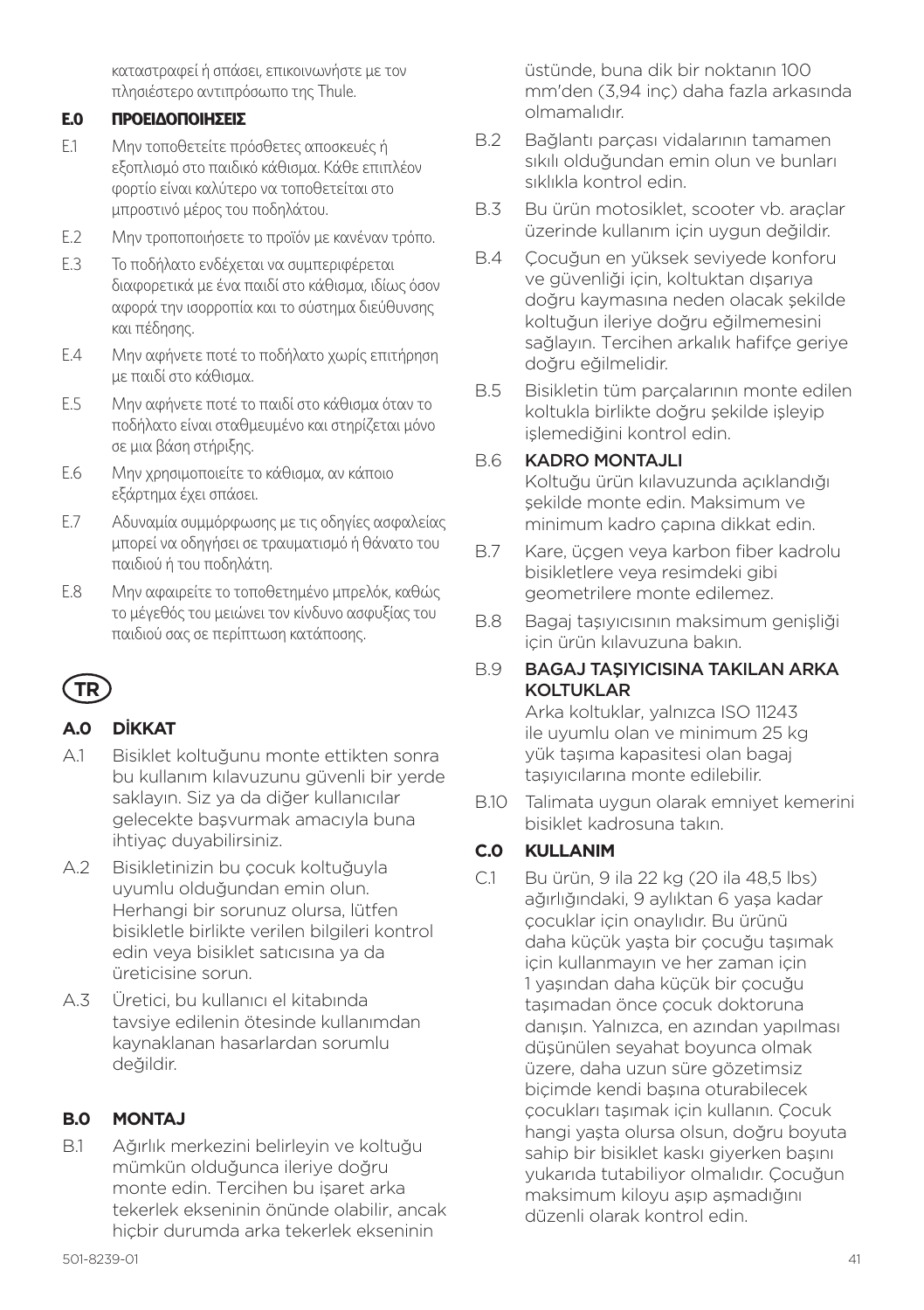καταστραφεί ή σπάσει, επικοινωνήστε με τον πλησιέστερο αντιπρόσωπο της Thule.

## E.0 ΠΡΟΕΙΔΟΠΟΙΗΣΕΙΣ

E.1 Μην τοποθετείτε πρόσθετες αποσκευές ή εξοπλισμό στο παιδικό κάθισμα. Κάθε επιπλέον φορτίο είναι καλύτερο να τοποθετείται στο μπροστινό μέρος του ποδηλάτου.

E.2 Μην τροποποιήσετε το προϊόν με κανέναν τρόπο.

E.3 Το ποδήλατο ενδέχεται να συμπεριφέρεται διαφορετικά με ένα παιδί στο κάθισμα, ιδίως όσον αφορά την ισορροπία και το σύστημα διεύθυνσης και πέδησης.

E.4 Μην αφήνετε ποτέ το ποδήλατο χωρίς επιτήρηση με παιδί στο κάθισμα.

E.5 Μην αφήνετε ποτέ το παιδί στο κάθισμα όταν το ποδήλατο είναι σταθμευμένο και στηρίζεται μόνο σε μια βάση στήριξης.

E.6 Μην χρησιμοποιείτε το κάθισμα, αν κάποιο εξάρτημα έχει σπάσει.

E.7 Αδυναμία συμμόρφωσης με τις οδηγίες ασφαλείας μπορεί να οδηγήσει σε τραυματισμό ή θάνατο του παιδιού ή του ποδηλάτη.

E.8 Μην αφαιρείτε το τοποθετημένο μπρελόκ, καθώς το μέγεθός του μειώνει τον κίνδυνο ασφυξίας του παιδιού σας σε περίπτωση κατάποσης.

# TR

## A.0 DİKKAT

A.1 Bisiklet koltuğunu monte ettikten sonra bu kullanım kılavuzunu güvenli bir yerde saklayın. Siz ya da diğer kullanıcılar gelecekte başvurmak amacıyla buna ihtiyaç duyabilirsiniz.

A.2 Bisikletinizin bu çocuk koltuğuyla uyumlu olduğundan emin olun. Herhangi bir sorununuz olursa, lütfen bisikletle birlikte verilen bilgileri kontrol edin veya bisiklet satıcısına ya da üreticisine sorun.

A.3 Üretici, bu kullanıcı el kitabında tavsiye edilenin ötesinde kullanımdan kaynaklanan hasarlardan sorumlu değildir.

## B.0 MONTAJ

B.1 Ağırlık merkezini belirleyin ve koltuğu mümkün olduğunca ileriye doğru monte edin. Tercihen bu işaret arka tekerlek ekseninin önünde olabilir, ancak hiçbir durumda arka tekerlek ekseninin üstünde, buna dik bir noktanın 100 mm'den (3,94 inç) daha fazla arkasında olmamalıdır.

B.2 Bağlantı parçası vidalarının tamamen sıkılı olduğundan emin olun ve bunları sıklıkla kontrol edin.

B.3 Bu ürün motosiklet, scooter vb. araçlar üzerinde kullanım için uygun değildir.

B.4 Çocuğun en yüksek seviyede konforu ve güvenliği için, koltuktan dışarıya doğru kaymasına neden olacak şekilde koltuğun ileriye doğru eğilmemesini sağlayın. Tercihen arkalık hafifçe geriye doğru eğilmelidir.

B.5 Bisikletin tüm parçalarının monte edilen koltukla birlikte doğru şekilde işleyip işlemediğini kontrol edin.

B.6 **KADRO MONTAJLI**
Koltuğu ürün kılavuzunda açıklandığı şekilde monte edin. Maksimum ve minimum kadro çapına dikkat edin.

B.7 Kare, üçgen veya karbon fiber kadrolu bisikletlere veya resimdeki gibi geometrilere monte edilemez.

B.8 Bagaj taşıyıcısının maksimum genişliği için ürün kılavuzuna bakın.

B.9 **BAGAJ TAŞIYICISINA TAKILAN ARKA KOLTUKLAR**
Arka koltuklar, yalnızca ISO 11243 ile uyumlu olan ve minimum 25 kg yük taşıma kapasitesi olan bagaj taşıyıcılarına monte edilebilir.

B.10 Talimata uygun olarak emniyet kemerini bisiklet kadrosuna takın.

## C.0 KULLANIM

C.1 Bu ürün, 9 ila 22 kg (20 ila 48,5 lbs) ağırlığındaki, 9 aylıktan 6 yaşa kadar çocuklar için onaylıdır. Bu ürünü daha küçük yaşta bir çocuğu taşımak için kullanmayın ve her zaman için 1 yaşından daha küçük bir çocuğu taşımadan önce çocuk doktoruna danışın. Yalnızca, en azından yapılması düşünülen seyahat boyunca olmak üzere, daha uzun süre gözetimsiz biçimde kendi başına oturabilecek çocukları taşımak için kullanın. Çocuk hangi yaşta olursa olsun, doğru boyuta sahip bir bisiklet kaskı giyerken başını yukarıda tutabiliyor olmalıdır. Çocuğun maksimum kiloyu aşıp aşmadığını düzenli olarak kontrol edin.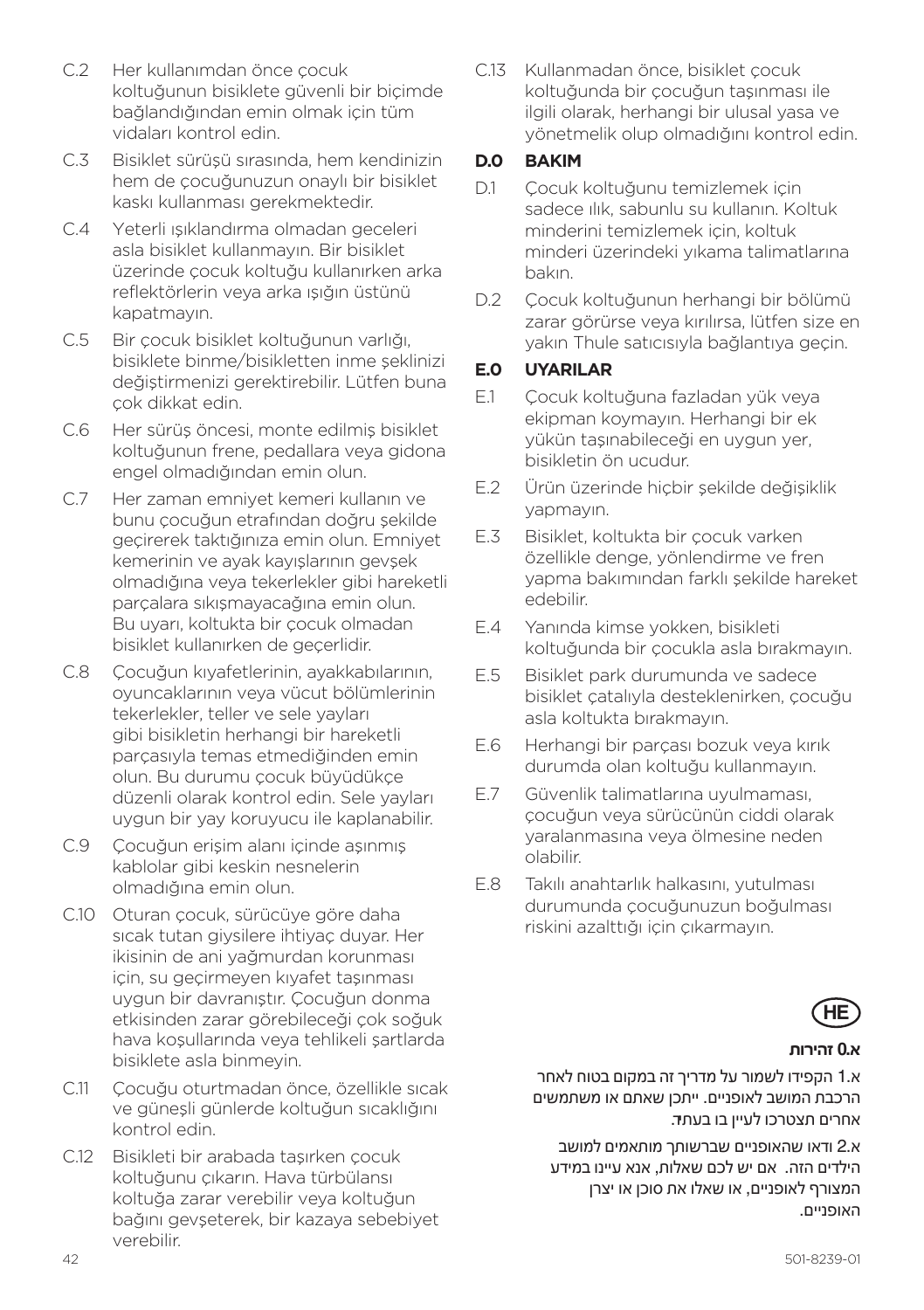C.2 Her kullanımdan önce çocuk koltuğunun bisiklete güvenli bir biçimde bağlandığından emin olmak için tüm vidaları kontrol edin.

C.3 Bisiklet sürüşü sırasında, hem kendinizin hem de çocuğunuzun onaylı bir bisiklet kaskı kullanması gerekmektedir.

C.4 Yeterli ışıklandırma olmadan geceleri asla bisiklet kullanmayın. Bir bisiklet üzerinde çocuk koltuğu kullanırken arka reflektörlerin veya arka ışığın üstünü kapatmayın.

C.5 Bir çocuk bisiklet koltuğunun varlığı, bisiklete binme/bisikletten inme şeklinizi değiştirmenizi gerektirebilir. Lütfen buna çok dikkat edin.

C.6 Her sürüş öncesi, monte edilmiş bisiklet koltuğunun frene, pedallara veya gidona engel olmadığından emin olun.

C.7 Her zaman emniyet kemeri kullanın ve bunu çocuğun etrafından doğru şekilde geçirerek taktığınıza emin olun. Emniyet kemerinin ve ayak kayışlarının gevşek olmadığına veya tekerlekler gibi hareketli parçalara sıkışmayacağına emin olun. Bu uyarı, koltukta bir çocuk olmadan bisiklet kullanırken de geçerlidir.

C.8 Çocuğun kıyafetlerinin, ayakkabılarının, oyuncaklarının veya vücut bölümlerinin tekerlekler, teller ve sele yayları gibi bisikletin herhangi bir hareketli parçasıyla temas etmediğinden emin olun. Bu durumu çocuk büyüdükçe düzenli olarak kontrol edin. Sele yayları uygun bir yay koruyucu ile kaplanabilir.

C.9 Çocuğun erişim alanı içinde aşınmış kablolar gibi keskin nesnelerin olmadığına emin olun.

C.10 Oturan çocuk, sürücüye göre daha sıcak tutan giysilere ihtiyaç duyar. Her ikisinin de ani yağmurdan korunması için, su geçirmeyen kıyafet taşınması uygun bir davranıştır. Çocuğun donma etkisinden zarar görebileceği çok soğuk hava koşullarında veya tehlikeli şartlarda bisiklete asla binmeyin.

C.11 Çocuğu oturtmadan önce, özellikle sıcak ve güneşli günlerde koltuğun sıcaklığını kontrol edin.

C.12 Bisikleti bir arabada taşırken çocuk koltuğunu çıkarın. Hava türbülansı koltuğa zarar verebilir veya koltuğun bağını gevşeterek, bir kazaya sebebiyet verebilir.

C.13 Kullanmadan önce, bisiklet çocuk koltuğunda bir çocuğun taşınması ile ilgili olarak, herhangi bir ulusal yasa ve yönetmelik olup olmadığını kontrol edin.

## D.0 BAKIM

D.1 Çocuk koltuğunu temizlemek için sadece ılık, sabunlu su kullanın. Koltuk minderini temizlemek için, koltuk minderi üzerindeki yıkama talimatlarına bakın.

D.2 Çocuk koltuğunun herhangi bir bölümü zarar görürse veya kırılırsa, lütfen size en yakın Thule satıcısıyla bağlantıya geçin.

## E.0 UYARILAR

E.1 Çocuk koltuğuna fazladan yük veya ekipman koymayın. Herhangi bir ek yükün taşınabileceği en uygun yer, bisikletin ön ucudur.

E.2 Ürün üzerinde hiçbir şekilde değişiklik yapmayın.

E.3 Bisiklet, koltukta bir çocuk varken özellikle denge, yönlendirme ve fren yapma bakımından farklı şekilde hareket edebilir.

E.4 Yanında kimse yokken, bisikleti koltuğunda bir çocukla asla bırakmayın.

E.5 Bisiklet park durumunda ve sadece bisiklet çatalıyla desteklenirken, çocuğu asla koltukta bırakmayın.

E.6 Herhangi bir parçası bozuk veya kırık durumda olan koltuğu kullanmayın.

E.7 Güvenlik talimatlarına uyulmaması, çocuğun veya sürücünün ciddi olarak yaralanmasına veya ölmesine neden olabilir.

E.8 Takılı anahtarlık halkasını, yutulması durumunda çocuğunuzun boğulması riskini azalttığı için çıkarmayın.

HE

## א.0 זהירות

א.1 הקפידו לשמור על מדריך זה במקום בטוח לאחר הרכבת המושב לאופניים. ייתכן שאתם או משתמשים אחרים תצטרכו לעיין בו בעתיד.

א.2 ודאו שהאופניים שברשותך מותאמים למושב הילדים הזה. אם יש לכם שאלות, אנא עיינו במידע המצורף לאופניים, או שאלו את סוכן או יצרן האופניים.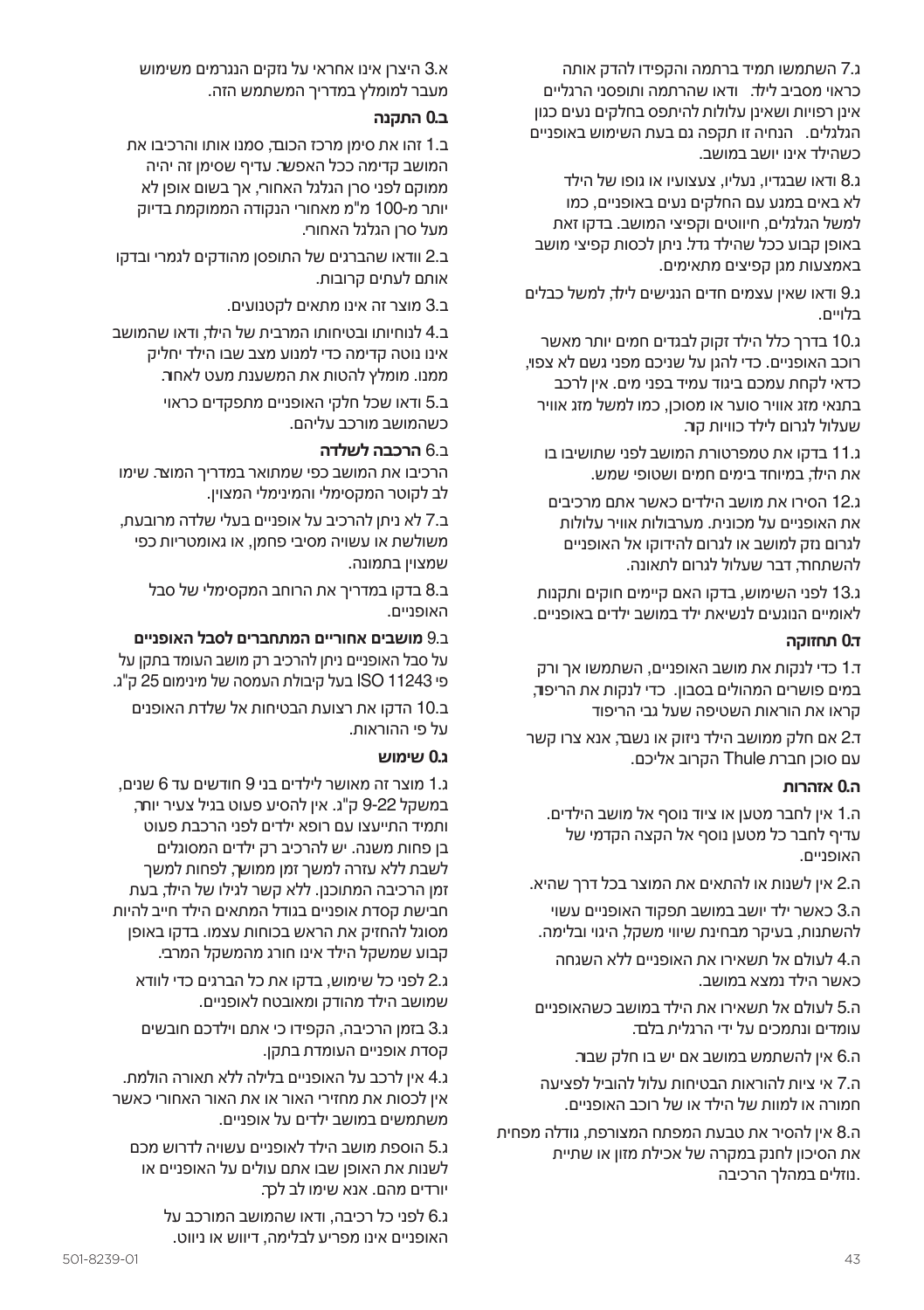ג.7 השתמשו תמיד ברתמה והקפידו להדק אותה כראוי מסביב לילד. ודאו שהרתמה ותופסני הרגליים אינן רפויות ושאינן עלולות להיתפס בחלקים נעים כגון הגלגלים. הנחיה זו תקפה גם בעת השימוש באופניים כשהילד אינו יושב במושב.

ג.8 ודאו שבגדיו, נעליו, צעצועיו או גופו של הילד לא באים במגע עם החלקים נעים באופניים, כמו למשל הגלגלים, חיווטים וקפיצי המושב. בדקו זאת באופן קבוע ככל שהילד גדל. ניתן לכסות קפיצי מושב באמצעות מגן קפיצים מתאימים.

ג.9 ודאו שאין עצמים חדים הנגישים לילד, למשל כבלים בלויים.

ג.10 בדרך כלל הילד זקוק לבגדים חמים יותר מאשר רוכב האופניים. כדי להגן על שניכם מפני גשם לא צפוי, כדאי לקחת עמכם ביגוד עמיד בפני מים. אין לרכב בתנאי מזג אוויר סוער או מסוכן, כמו למשל מזג אוויר שעלול לגרום לילד כוויות קור.

ג.11 בדקו את טמפרטורת המושב לפני שתושיבו בו את הילד, במיוחד בימים חמים ושטופי שמש.

ג.12 הסירו את מושב הילדים כאשר אתם מרכיבים את האופניים על מכונית. מערבולות אוויר עלולות לגרום נזק למושב או לגרום להידוקו אל האופניים להשתחרר, דבר שעלול לגרום לתאונה.

ג.13 לפני השימוש, בדקו האם קיימים חוקים ותקנות לאומיים הנוגעים לנשיאת ילד במושב ילדים באופניים.

**ד.0 תחזוקה**

ד.1 כדי לנקות את מושב האופניים, השתמשו אך ורק במים פושרים המהולים בסבון. כדי לנקות את הריפוד, קראו את הוראות השטיפה שעל גבי הריפוד

ד.2 אם חלק ממושב הילד ניזוק או נשבר, אנא צרו קשר עם סוכן חברת Thule הקרוב אליכם.

**ה.0 אזהרות**

ה.1 אין לחבר מטען או ציוד נוסף אל מושב הילדים. עדיף לחבר כל מטען נוסף אל הקצה הקדמי של האופניים.

ה.2 אין לשנות או להתאים את המוצר בכל דרך שהיא.

ה.3 כאשר ילד יושב במושב תפקוד האופניים עשוי להשתנות, בעיקר מבחינת שיווי משקל, היגוי ובלימה.

ה.4 לעולם אל תשאירו את האופניים ללא השגחה כאשר הילד נמצא במושב.

ה.5 לעולם אל תשאירו את הילד במושב כשהאופניים עומדים ונתמכים על ידי הרגלית בלבד.

ה.6 אין להשתמש במושב אם יש בו חלק שבור.

ה.7 אי ציות להוראות הבטיחות עלול להוביל לפציעה חמורה או למוות של הילד או של רוכב האופניים.

ה.8 אין להסיר את טבעת המפתח המצורפת, גודלה מפחית את הסיכון לחנק במקרה של אכילת מזון או שתיית נוזלים במהלך הרכיבה.

א.3 היצרן אינו אחראי על נזקים הנגרמים משימוש מעבר למומלץ במדריך המשתמש הזה.

**ב.0 התקנה**

ב.1 זהו את סימן מרכז הכובד, סמנו אותו והרכיבו את המושב קדימה ככל האפשר. עדיף שסימן זה יהיה ממוקם לפני סרן הגלגל האחורי, אך בשום אופן לא יותר מ-100 מ"מ מאחורי הנקודה הממוקמת בדיוק מעל סרן הגלגל האחורי.

ב.2 וודאו שהברגים של התופסן מהודקים לגמרי ובדקו אותם לעתים קרובות.

ב.3 מוצר זה אינו מתאים לקטנועים.

ב.4 לנוחיותו ובטיחותו המרבית של הילד, ודאו שהמושב אינו נוטה קדימה כדי למנוע מצב שבו הילד יחליק ממנו. מומלץ להטות את המשענת מעט לאחור.

ב.5 ודאו שכל חלקי האופניים מתפקדים כראוי כשהמושב מורכב עליהם.

ב.6 **הרכבה לשלדה**
הרכיבו את המושב כפי שמתואר במדריך המוצר. שימו לב לקוטר המקסימלי והמינימלי המצוין.

ב.7 לא ניתן להרכיב על אופניים בעלי שלדה מרובעת, משולשת או עשויה מסיבי פחמן, או גאומטריות כפי שמצוין בתמונה.

ב.8 בדקו במדריך את הרוחב המקסימלי של סבל האופניים.

ב.9 **מושבים אחוריים המתחברים לסבל האופניים**
על סבל האופניים ניתן להרכיב רק מושב העומד בתקן על פי ISO 11243 בעל קיבולת העמסה של מינימום 25 ק"ג.

ב.10 הדקו את רצועת הבטיחות אל שלדת האופנים על פי ההוראות.

**ג.0 שימוש**

ג.1 מוצר זה מאושר לילדים בני 9 חודשים עד 6 שנים, במשקל 9-22 ק"ג. אין להסיע פעוט בגיל צעיר יותר, ותמיד התייעצו עם רופא ילדים לפני הרכבת פעוט בן פחות משנה. יש להרכיב רק ילדים המסוגלים לשבת ללא עזרה למשך זמן ממושך, לפחות למשך זמן הרכיבה המתוכנן. ללא קשר לגילו של הילד, בעת חבישת קסדת אופניים בגודל המתאים הילד חייב להיות מסוגל להחזיק את הראש בכוחות עצמו. בדקו באופן קבוע שמשקל הילד אינו חורג מהמשקל המרבי.

ג.2 לפני כל שימוש, בדקו את כל הברגים כדי לוודא שמושב הילד מהודק ומאובטח לאופניים.

ג.3 בזמן הרכיבה, הקפידו כי אתם וילדכם חובשים קסדת אופניים העומדת בתקן.

ג.4 אין לרכב על האופניים בלילה ללא תאורה הולמת. אין לכסות את מחזירי האור או את האור האחורי כאשר משתמשים במושב ילדים על אופניים.

ג.5 הוספת מושב הילד לאופניים עשויה לדרוש מכם לשנות את האופן שבו אתם עולים על האופניים או יורדים מהם. אנא שימו לב לכך.

ג.6 לפני כל רכיבה, ודאו שהמושב המורכב על האופניים אינו מפריע לבלימה, דיווש או ניווט.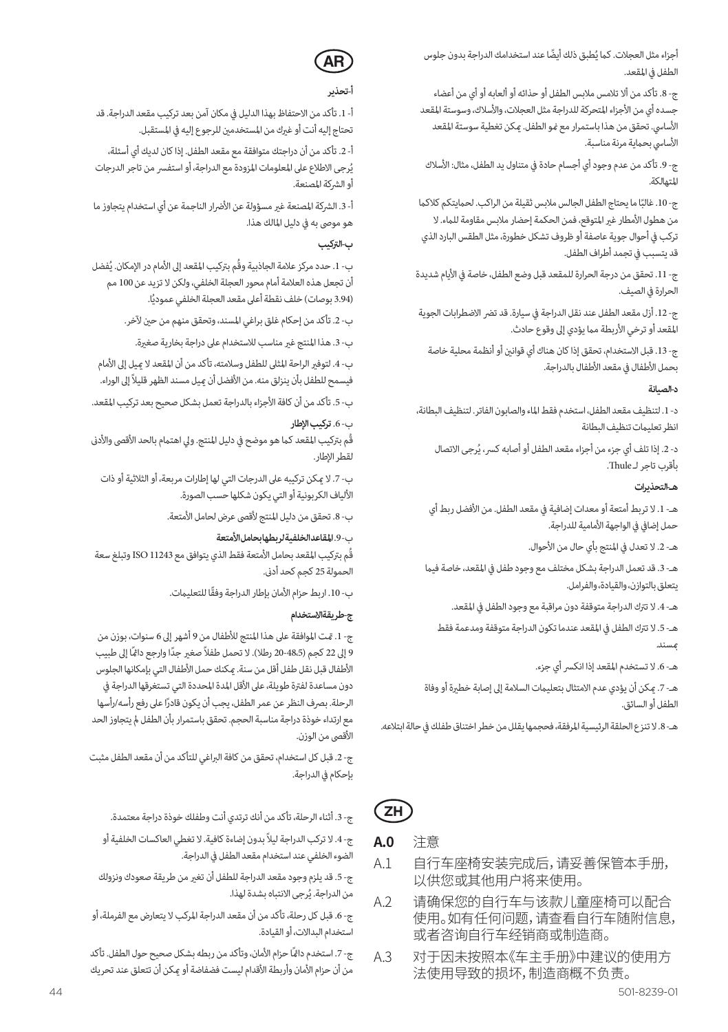# AR

### أ-تحذير

أ- 1. تأكد من الاحتفاظ بهذا الدليل في مكان آمن بعد تركيب مقعد الدراجة. قد تحتاج إليه أنت أو غيرك من المستخدمين للرجوع إليه في المستقبل.

أ- 2. تأكد من أن دراجتك متوافقة مع مقعد الطفل. إذا كان لديك أي أسئلة، يُرجى الاطلاع على المعلومات المزودة مع الدراجة، أو استفسر من تاجر الدرجات أو الشركة المصنعة.

أ- 3. الشركة المصنعة غير مسؤولة عن الأضرار الناجمة عن أي استخدام يتجاوز ما هو موصى به في دليل المالك هذا.

### ب-التركيب

ب- 1. حدد مركز علامة الجاذبية وقُم بتركيب المقعد إلى الأمام در الإمكان. يُفضل أن تجعل هذه العلامة أمام محور العجلة الخلفي، ولكن لا تزيد عن 100 مم (3.94 بوصات) خلف نقطة أعلى مقعد العجلة الخلفي عموديًا.

ب- 2. تأكد من إحكام غلق براغي المسند، وتحقق منهم من حين لآخر.

ب- 3. هذا المنتج غير مناسب للاستخدام على دراجة بخارية صغيرة.

ب- 4. لتوفير الراحة المثلى للطفل وسلامته، تأكد من أن المقعد لا يميل إلى الأمام فيسمح للطفل بأن ينزلق منه. من الأفضل أن يميل مسند الظهر قليلاً إلى الوراء.

ب- 5. تأكد من أن كافة الأجزاء بالدراجة تعمل بشكل صحيح بعد تركيب المقعد.

ب- 6. **تركيب الإطار**
قُم بتركيب المقعد كما هو موضح في دليل المنتج. ولي اهتمام بالحد الأقصى والأدنى لقطر الإطار.

ب- 7. لا يمكن تركيبه على الدرجات التي لها إطارات مربعة، أو الثلاثية أو ذات الألياف الكربونية أو التي يكون شكلها حسب الصورة.

ب- 8. تحقق من دليل المنتج لأقصى عرض لحامل الأمتعة.

ب- 9. **المقاعد الخلفية لربطها بحامل الأمتعة**
قُم بتركيب المقعد بحامل الأمتعة فقط الذي يتوافق مع ISO 11243 وتبلغ سعة الحمولة 25 كجم كحد أدنى.

ب- 10. اربط حزام الأمان بإطار الدراجة وفقًا للتعليمات.

### ج-طريقة الاستخدام

ج- 1. تمت الموافقة على هذا المنتج للأطفال من 9 أشهر إلى 6 سنوات، بوزن من 9 إلى 22 كجم (20-48.5 رطلا). لا تحمل طفلاً صغير جدًا وارجع دائمًا إلى طبيب الأطفال قبل نقل طفل أقل من سنة. يمكنك حمل الأطفال التي بإمكانها الجلوس دون مساعدة لفترة طويلة، على الأقل المدة المحددة التي تستغرقها الدراجة في الرحلة. بصرف النظر عن عمر الطفل، يجب أن يكون قادرًا على رفع رأسه/رأسها مع ارتداء خوذة دراجة مناسبة الحجم. تحقق باستمرار بأن الطفل لم يتجاوز الحد الأقصى من الوزن.

ج- 2. قبل كل استخدام، تحقق من كافة البراغي للتأكد من أن مقعد الطفل مثبت بإحكام في الدراجة.

ج- 3. أثناء الرحلة، تأكد من أنك ترتدي أنت وطفلك خوذة دراجة معتمدة.

ج- 4. لا تركب الدراجة ليلاً بدون إضاءة كافية. لا تغطي العاكسات الخلفية أو الضوء الخلفي عند استخدام مقعد الطفل في الدراجة.

ج- 5. قد يلزم وجود مقعد الدراجة للطفل أن تغير من طريقة صعودك ونزولك من الدراجة. يُرجى الانتباه بشدة لهذا.

ج- 6. قبل كل رحلة، تأكد من أن مقعد الدراجة المركب لا يتعارض مع الفرملة، أو استخدام البدالات، أو القيادة.

ج- 7. استخدم دائمًا حزام الأمان، وتأكد من ربطه بشكل صحيح حول الطفل. تأكد من أن حزام الأمان وأربطة الأقدام ليست فضفاضة أو يمكن أن تتعلق عند تحريك أجزاء مثل العجلات. كما يُطبق ذلك أيضًا عند استخدامك الدراجة بدون جلوس الطفل في المقعد.

ج- 8. تأكد من ألا تلامس ملابس الطفل أو حذائه أو ألعابه أو أي من أعضاء جسده أي من الأجزاء المتحركة للدراجة مثل العجلات، والأسلاك، وسوستة المقعد الأساسي. تحقق من هذا باستمرار مع نمو الطفل. يمكن تغطية سوستة المقعد الأساسي بحماية مرنة مناسبة.

ج- 9. تأكد من عدم وجود أي أجسام حادة في متناول يد الطفل، مثال: الأسلاك المتهالكة.

ج- 10. غالبًا ما يحتاج الطفل الجالس ملابس ثقيلة من الراكب. لحمايتكم كلاكما من هطول الأمطار غير المتوقع، فمن الحكمة إحضار ملابس مقاومة للماء. لا تركب في أحوال جوية عاصفة أو ظروف تشكل خطورة، مثل الطقس البارد الذي قد يتسبب في تجمد أطراف الطفل.

ج- 11. تحقق من درجة الحرارة للمقعد قبل وضع الطفل، خاصة في الأيام شديدة الحرارة في الصيف.

ج- 12. أزل مقعد الطفل عند نقل الدراجة في سيارة. قد تضر الاضطرابات الجوية المقعد أو ترخي الأربطة مما يؤدي إلى وقوع حادث.

ج- 13. قبل الاستخدام، تحقق إذا كان هناك أي قوانين أو أنظمة محلية خاصة بحمل الأطفال في مقعد الأطفال بالدراجة.

### د-الصيانة

د- 1. لتنظيف مقعد الطفل، استخدم فقط الماء والصابون الفاتر. لتنظيف البطانة، انظر تعليمات تنظيف البطانة

د- 2. إذا تلف أي جزء من أجزاء مقعد الطفل أو أصابه كسر، يُرجى الاتصال بأقرب تاجر لـ Thule.

### هـ-التحذيرات

هـ- 1. لا تربط أمتعة أو معدات إضافية في مقعد الطفل. من الأفضل ربط أي حمل إضافي في الواجهة الأمامية للدراجة.

هـ- 2. لا تعدل في المنتج بأي حال من الأحوال.

هـ- 3. قد تعمل الدراجة بشكل مختلف مع وجود طفل في المقعد، خاصة فيما يتعلق بالتوازن، والقيادة، والفرامل.

هـ- 4. لا تترك الدراجة متوقفة دون مراقبة مع وجود الطفل في المقعد.

هـ- 5. لا تترك الطفل في المقعد عندما تكون الدراجة متوقفة ومدعمة فقط بمسند.

هـ- 6. لا تستخدم المقعد إذا انكسر أي جزء.

هـ- 7. يمكن أن يؤدي عدم الامتثال بتعليمات السلامة إلى إصابة خطيرة أو وفاة الطفل أو السائق.

هـ- 8. لا تنزع الحلقة الرئيسية المرفقة، فحجمها يقلل من خطر اختناق طفلك في حالة ابتلاعه.

# ZH

**A.0** 注意

A.1 自行车座椅安装完成后，请妥善保管本手册，以供您或其他用户将来使用。

A.2 请确保您的自行车与该款儿童座椅可以配合使用。如有任何问题，请查看自行车随附信息，或者咨询自行车经销商或制造商。

A.3 对于因未按照本《车主手册》中建议的使用方法使用导致的损坏，制造商概不负责。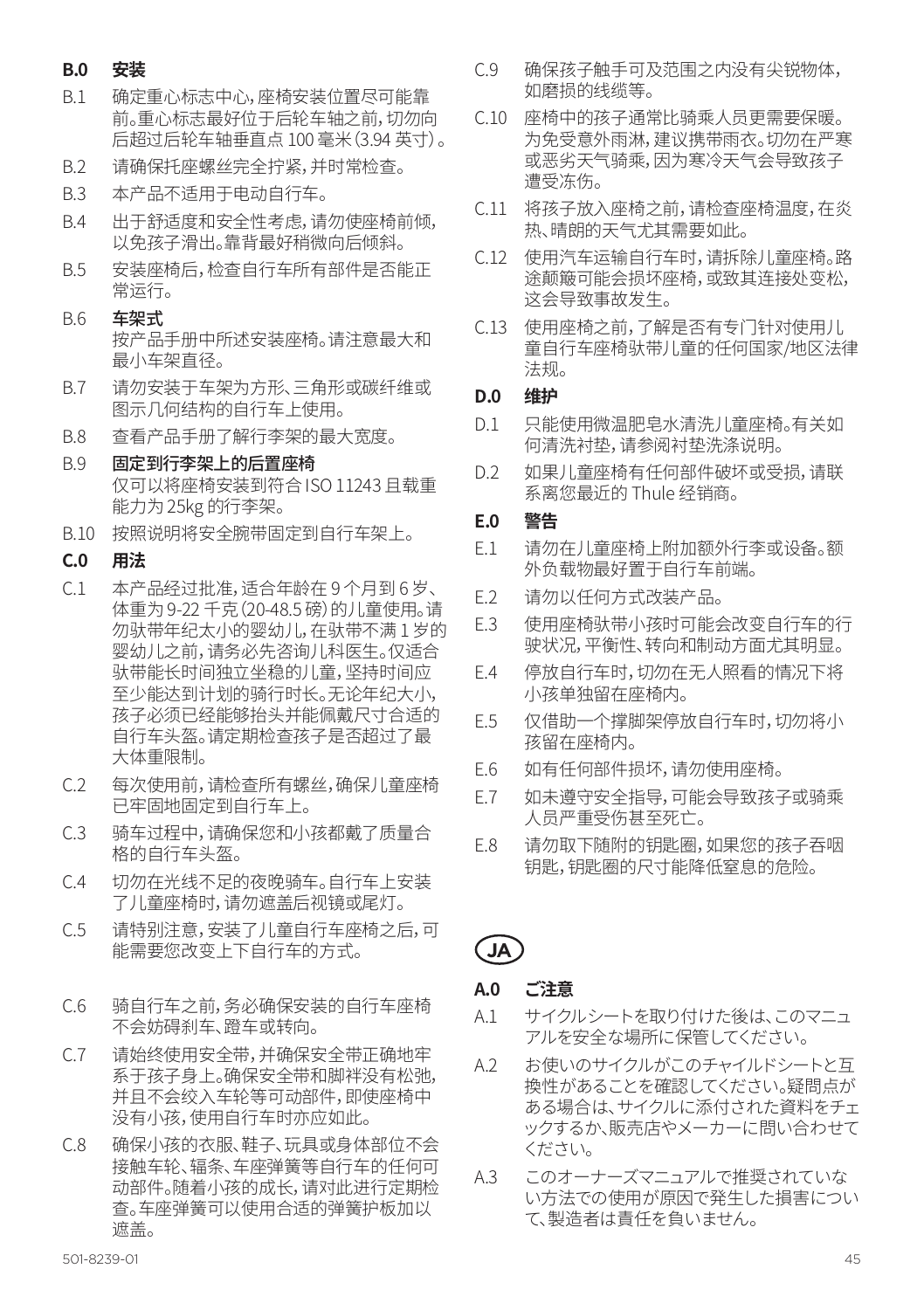## B.0 安装

B.1 确定重心标志中心，座椅安装位置尽可能靠前。重心标志最好位于后轮车轴之前，切勿向后超过后轮车轴垂直点 100 毫米（3.94 英寸）。

B.2 请确保托座螺丝完全拧紧，并时常检查。

B.3 本产品不适用于电动自行车。

B.4 出于舒适度和安全性考虑，请勿使座椅前倾，以免孩子滑出。靠背最好稍微向后倾斜。

B.5 安装座椅后，检查自行车所有部件是否能正常运行。

B.6 **车架式**
按产品手册中所述安装座椅。请注意最大和最小车架直径。

B.7 请勿安装于车架为方形、三角形或碳纤维或图示几何结构的自行车上使用。

B.8 查看产品手册了解行李架的最大宽度。

B.9 **固定到行李架上的后置座椅**
仅可以将座椅安装到符合 ISO 11243 且载重能力为 25kg 的行李架。

B.10 按照说明将安全腕带固定到自行车架上。

## C.0 用法

C.1 本产品经过批准，适合年龄在 9 个月到 6 岁、体重为 9-22 千克（20-48.5 磅）的儿童使用。请勿驮带年纪太小的婴幼儿，在驮带不满 1 岁的婴幼儿之前，请务必先咨询儿科医生。仅适合驮带能长时间独立坐稳的儿童，坚持时间应至少能达到计划的骑行时长。无论年纪大小，孩子必须已经能够抬头并能佩戴尺寸合适的自行车头盔。请定期检查孩子是否超过了最大体重限制。

C.2 每次使用前，请检查所有螺丝，确保儿童座椅已牢固地固定到自行车上。

C.3 骑车过程中，请确保您和小孩都戴了质量合格的自行车头盔。

C.4 切勿在光线不足的夜晚骑车。自行车上安装了儿童座椅时，请勿遮盖后视镜或尾灯。

C.5 请特别注意，安装了儿童自行车座椅之后，可能需要您改变上下自行车的方式。

C.6 骑自行车之前，务必确保安装的自行车座椅不会妨碍刹车、蹬车或转向。

C.7 请始终使用安全带，并确保安全带正确地牢系于孩子身上。确保安全带和脚袢没有松弛，并且不会绞入车轮等可动部件，即使座椅中没有小孩，使用自行车时亦应如此。

C.8 确保小孩的衣服、鞋子、玩具或身体部位不会接触车轮、辐条、车座弹簧等自行车的任何可动部件。随着小孩的成长，请对此进行定期检查。车座弹簧可以使用合适的弹簧护板加以遮盖。

C.9 确保孩子触手可及范围之内没有尖锐物体，如磨损的线缆等。

C.10 座椅中的孩子通常比骑乘人员更需要保暖。为免受意外雨淋，建议携带雨衣。切勿在严寒或恶劣天气骑乘，因为寒冷天气会导致孩子遭受冻伤。

C.11 将孩子放入座椅之前，请检查座椅温度，在炎热、晴朗的天气尤其需要如此。

C.12 使用汽车运输自行车时，请拆除儿童座椅。路途颠簸可能会损坏座椅，或致其连接处变松，这会导致事故发生。

C.13 使用座椅之前，了解是否有专门针对使用儿童自行车座椅驮带儿童的任何国家/地区法律法规。

## D.0 维护

D.1 只能使用微温肥皂水清洗儿童座椅。有关如何清洗衬垫，请参阅衬垫洗涤说明。

D.2 如果儿童座椅有任何部件破坏或受损，请联系离您最近的 Thule 经销商。

## E.0 警告

E.1 请勿在儿童座椅上附加额外行李或设备。额外负载物最好置于自行车前端。

E.2 请勿以任何方式改装产品。

E.3 使用座椅驮带小孩时可能会改变自行车的行驶状况，平衡性、转向和制动方面尤其明显。

E.4 停放自行车时，切勿在无人照看的情况下将小孩单独留在座椅内。

E.5 仅借助一个撑脚架停放自行车时，切勿将小孩留在座椅内。

E.6 如有任何部件损坏，请勿使用座椅。

E.7 如未遵守安全指导，可能会导致孩子或骑乘人员严重受伤甚至死亡。

E.8 请勿取下随附的钥匙圈，如果您的孩子吞咽钥匙，钥匙圈的尺寸能降低窒息的危险。

# JA

## A.0 ご注意

A.1 サイクルシートを取り付けた後は、このマニュアルを安全な場所に保管してください。

A.2 お使いのサイクルがこのチャイルドシートと互換性があることを確認してください。疑問点がある場合は、サイクルに添付された資料をチェックするか、販売店やメーカーに問い合わせてください。

A.3 このオーナーズマニュアルで推奨されていない方法での使用が原因で発生した損害について、製造者は責任を負いません。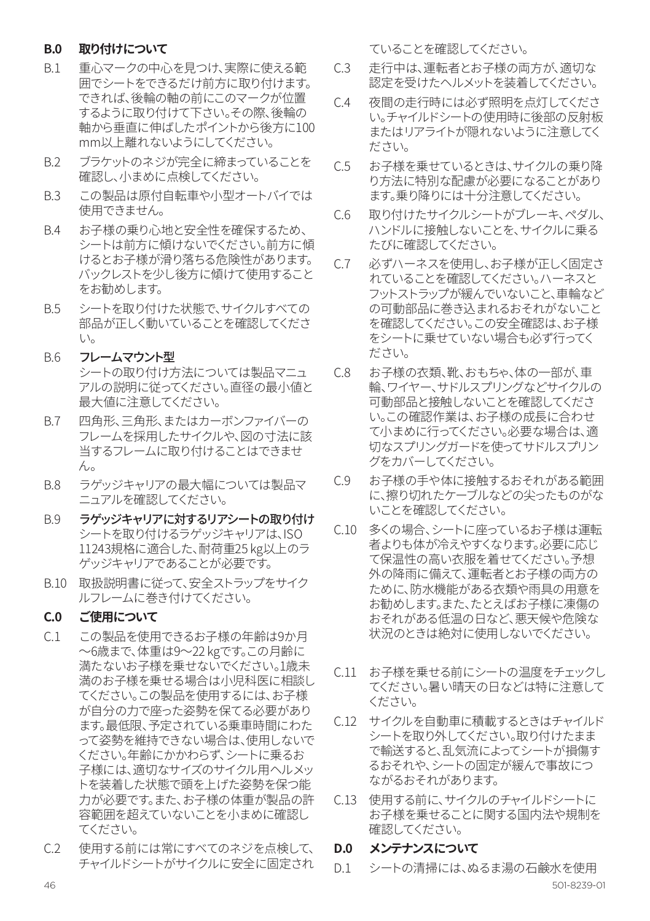## B.0 取り付けについて

B.1 重心マークの中心を見つけ、実際に使える範囲でシートをできるだけ前方に取り付けます。できれば、後輪の軸の前にこのマークが位置するように取り付けて下さい。その際、後輪の軸から垂直に伸ばしたポイントから後方に100 mm以上離れないようにしてください。

B.2 ブラケットのネジが完全に締まっていることを確認し、小まめに点検してください。

B.3 この製品は原付自転車や小型オートバイでは使用できません。

B.4 お子様の乗り心地と安全性を確保するため、シートは前方に傾けないでください。前方に傾けるとお子様が滑り落ちる危険性があります。バックレストを少し後方に傾けて使用することをお勧めします。

B.5 シートを取り付けた状態で、サイクルすべての部品が正しく動いていることを確認してください。

B.6 **フレームマウント型**
シートの取り付け方法については製品マニュアルの説明に従ってください。直径の最小値と最大値に注意してください。

B.7 四角形、三角形、またはカーボンファイバーのフレームを採用したサイクルや、図の寸法に該当するフレームに取り付けることはできません。

B.8 ラゲッジキャリアの最大幅については製品マニュアルを確認してください。

B.9 **ラゲッジキャリアに対するリアシートの取り付け**
シートを取り付けるラゲッジキャリアは、ISO 11243規格に適合した、耐荷重25 kg以上のラゲッジキャリアであることが必要です。

B.10 取扱説明書に従って、安全ストラップをサイクルフレームに巻き付けてください。

## C.0 ご使用について

C.1 この製品を使用できるお子様の年齢は9か月～6歳まで、体重は9～22 kgです。この月齢に満たないお子様を乗せないでください。1歳未満のお子様を乗せる場合は小児科医に相談してください。この製品を使用するには、お子様が自分の力で座った姿勢を保てる必要があります。最低限、予定されている乗車時間にわたって姿勢を維持できない場合は、使用しないでください。年齢にかかわらず、シートに乗るお子様には、適切なサイズのサイクル用ヘルメットを装着した状態で頭を上げた姿勢を保つ能力が必要です。また、お子様の体重が製品の許容範囲を超えていないことを小まめに確認してください。

C.2 使用する前には常にすべてのネジを点検して、チャイルドシートがサイクルに安全に固定されていることを確認してください。

C.3 走行中は、運転者とお子様の両方が、適切な認定を受けたヘルメットを装着してください。

C.4 夜間の走行時には必ず照明を点灯してください。チャイルドシートの使用時に後部の反射板またはリアライトが隠れないように注意してください。

C.5 お子様を乗せているときは、サイクルの乗り降り方法に特別な配慮が必要になることがあります。乗り降りには十分注意してください。

C.6 取り付けたサイクルシートがブレーキ、ペダル、ハンドルに接触しないことを、サイクルに乗るたびに確認してください。

C.7 必ずハーネスを使用し、お子様が正しく固定されていることを確認してください。ハーネスとフットストラップが緩んでいないこと、車輪などの可動部品に巻き込まれるおそれがないことを確認してください。この安全確認は、お子様をシートに乗せていない場合も必ず行ってください。

C.8 お子様の衣類、靴、おもちゃ、体の一部が、車輪、ワイヤー、サドルスプリングなどサイクルの可動部品と接触しないことを確認してください。この確認作業は、お子様の成長に合わせて小まめに行ってください。必要な場合は、適切なスプリングガードを使ってサドルスプリングをカバーしてください。

C.9 お子様の手や体に接触するおそれがある範囲に、擦り切れたケーブルなどの尖ったものがないことを確認してください。

C.10 多くの場合、シートに座っているお子様は運転者よりも体が冷えやすくなります。必要に応じて保温性の高い衣服を着せてください。予想外の降雨に備えて、運転者とお子様の両方のために、防水機能がある衣類や雨具の用意をお勧めします。また、たとえばお子様に凍傷のおそれがある低温の日など、悪天候や危険な状況のときは絶対に使用しないでください。

C.11 お子様を乗せる前にシートの温度をチェックしてください。暑い晴天の日などは特に注意してください。

C.12 サイクルを自動車に積載するときはチャイルドシートを取り外してください。取り付けたままで輸送すると、乱気流によってシートが損傷するおそれや、シートの固定が緩んで事故につながるおそれがあります。

C.13 使用する前に、サイクルのチャイルドシートにお子様を乗せることに関する国内法や規制を確認してください。

## D.0 メンテナンスについて

D.1 シートの清掃には、ぬるま湯の石鹸水を使用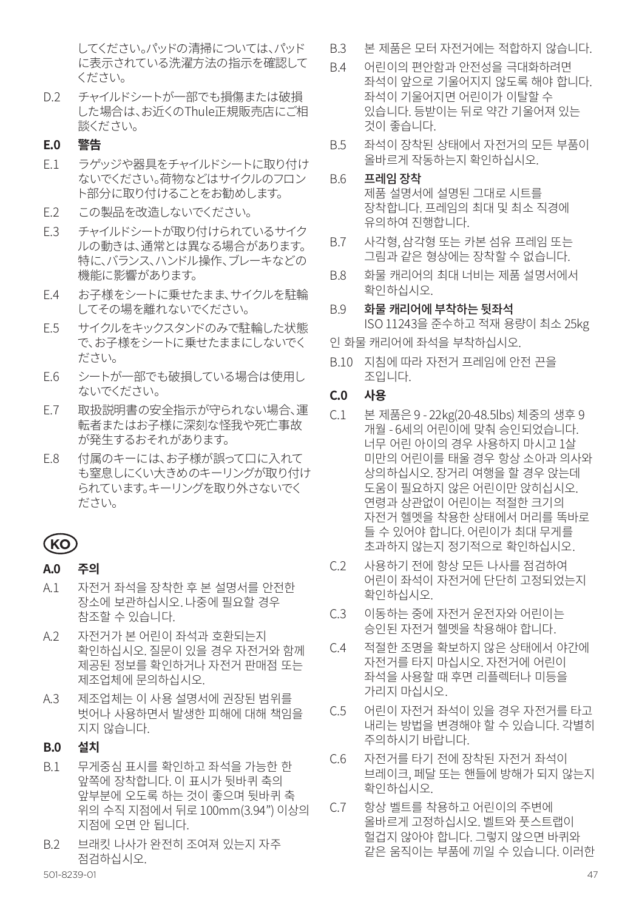してください。パッドの清掃については、パッドに表示されている洗濯方法の指示を確認してください。

D.2 チャイルドシートが一部でも損傷または破損した場合は、お近くのThule正規販売店にご相談ください。

**E.0 警告**

E.1 ラゲッジや器具をチャイルドシートに取り付けないでください。荷物などはサイクルのフロント部分に取り付けることをお勧めします。

E.2 この製品を改造しないでください。

E.3 チャイルドシートが取り付けられているサイクルの動きは、通常とは異なる場合があります。特に、バランス、ハンドル操作、ブレーキなどの機能に影響があります。

E.4 お子様をシートに乗せたまま、サイクルを駐輪してその場を離れないでください。

E.5 サイクルをキックスタンドのみで駐輪した状態で、お子様をシートに乗せたままにしないでください。

E.6 シートが一部でも破損している場合は使用しないでください。

E.7 取扱説明書の安全指示が守られない場合、運転者またはお子様に深刻な怪我や死亡事故が発生するおそれがあります。

E.8 付属のキーには、お子様が誤って口に入れても窒息しにくい大きめのキーリングが取り付けられています。キーリングを取り外さないでください。

## KO

**A.0 주의**

A.1 자전거 좌석을 장착한 후 본 설명서를 안전한 장소에 보관하십시오. 나중에 필요할 경우 참조할 수 있습니다.

A.2 자전거가 본 어린이 좌석과 호환되는지 확인하십시오. 질문이 있을 경우 자전거와 함께 제공된 정보를 확인하거나 자전거 판매점 또는 제조업체에 문의하십시오.

A.3 제조업체는 이 사용 설명서에 권장된 범위를 벗어나 사용하면서 발생한 피해에 대해 책임을 지지 않습니다.

**B.0 설치**

B.1 무게중심 표시를 확인하고 좌석을 가능한 한 앞쪽에 장착합니다. 이 표시가 뒷바퀴 축의 앞부분에 오도록 하는 것이 좋으며 뒷바퀴 축 위의 수직 지점에서 뒤로 100mm(3.94") 이상의 지점에 오면 안 됩니다.

B.2 브래킷 나사가 완전히 조여져 있는지 자주 점검하십시오.

B.3 본 제품은 모터 자전거에는 적합하지 않습니다.

B.4 어린이의 편안함과 안전성을 극대화하려면 좌석이 앞으로 기울어지지 않도록 해야 합니다. 좌석이 기울어지면 어린이가 이탈할 수 있습니다. 등받이는 뒤로 약간 기울어져 있는 것이 좋습니다.

B.5 좌석이 장착된 상태에서 자전거의 모든 부품이 올바르게 작동하는지 확인하십시오.

B.6 **프레임 장착**
제품 설명서에 설명된 그대로 시트를 장착합니다. 프레임의 최대 및 최소 직경에 유의하여 진행합니다.

B.7 사각형, 삼각형 또는 카본 섬유 프레임 또는 그림과 같은 형상에는 장착할 수 없습니다.

B.8 화물 캐리어의 최대 너비는 제품 설명서에서 확인하십시오.

B.9 **화물 캐리어에 부착하는 뒷좌석**
ISO 11243을 준수하고 적재 용량이 최소 25kg 인 화물 캐리어에 좌석을 부착하십시오.

B.10 지침에 따라 자전거 프레임에 안전 끈을 조입니다.

**C.0 사용**

C.1 본 제품은 9 - 22kg(20-48.5lbs) 체중의 생후 9 개월 - 6세의 어린이에 맞춰 승인되었습니다. 너무 어린 아이의 경우 사용하지 마시고 1살 미만의 어린이를 태울 경우 항상 소아과 의사와 상의하십시오. 장거리 여행을 할 경우 앉는데 도움이 필요하지 않은 어린이만 앉히십시오. 연령과 상관없이 어린이는 적절한 크기의 자전거 헬멧을 착용한 상태에서 머리를 똑바로 들 수 있어야 합니다. 어린이가 최대 무게를 초과하지 않는지 정기적으로 확인하십시오.

C.2 사용하기 전에 항상 모든 나사를 점검하여 어린이 좌석이 자전거에 단단히 고정되었는지 확인하십시오.

C.3 이동하는 중에 자전거 운전자와 어린이는 승인된 자전거 헬멧을 착용해야 합니다.

C.4 적절한 조명을 확보하지 않은 상태에서 야간에 자전거를 타지 마십시오. 자전거에 어린이 좌석을 사용할 때 후면 리플렉터나 미등을 가리지 마십시오.

C.5 어린이 자전거 좌석이 있을 경우 자전거를 타고 내리는 방법을 변경해야 할 수 있습니다. 각별히 주의하시기 바랍니다.

C.6 자전거를 타기 전에 장착된 자전거 좌석이 브레이크, 페달 또는 핸들에 방해가 되지 않는지 확인하십시오.

C.7 항상 벨트를 착용하고 어린이의 주변에 올바르게 고정하십시오. 벨트와 풋스트랩이 헐겁지 않아야 합니다. 그렇지 않으면 바퀴와 같은 움직이는 부품에 끼일 수 있습니다. 이러한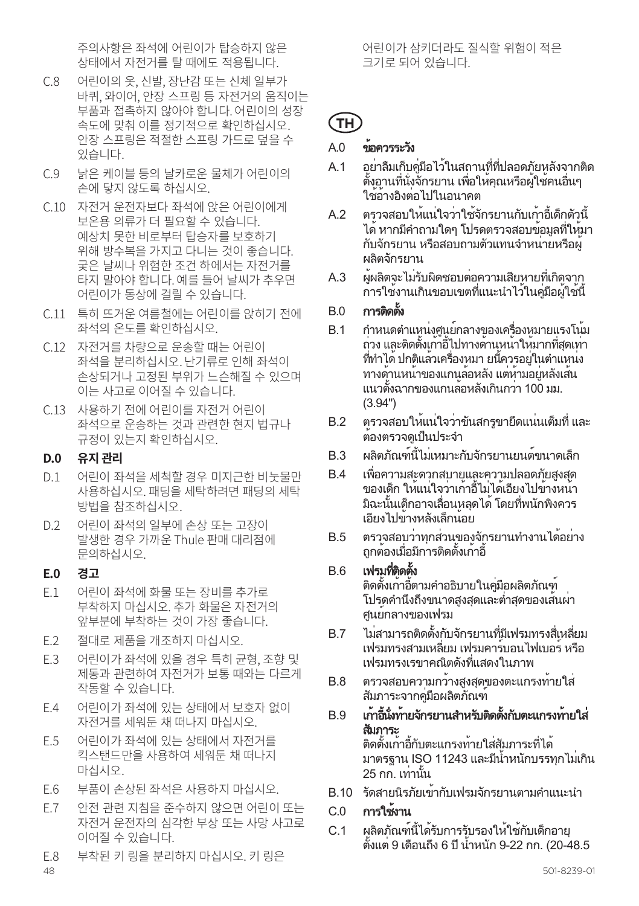주의사항은 좌석에 어린이가 탑승하지 않은 상태에서 자전거를 탈 때에도 적용됩니다.

C.8 어린이의 옷, 신발, 장난감 또는 신체 일부가 바퀴, 와이어, 안장 스프링 등 자전거의 움직이는 부품과 접촉하지 않아야 합니다. 어린이의 성장 속도에 맞춰 이를 정기적으로 확인하십시오. 안장 스프링은 적절한 스프링 가드로 덮을 수 있습니다.

C.9 낡은 케이블 등의 날카로운 물체가 어린이의 손에 닿지 않도록 하십시오.

C.10 자전거 운전자보다 좌석에 앉은 어린이에게 보온용 의류가 더 필요할 수 있습니다. 예상치 못한 비로부터 탑승자를 보호하기 위해 방수복을 가지고 다니는 것이 좋습니다. 궂은 날씨나 위험한 조건 하에서는 자전거를 타지 말아야 합니다. 예를 들어 날씨가 추우면 어린이가 동상에 걸릴 수 있습니다.

C.11 특히 뜨거운 여름철에는 어린이를 앉히기 전에 좌석의 온도를 확인하십시오.

C.12 자전거를 차량으로 운송할 때는 어린이 좌석을 분리하십시오. 난기류로 인해 좌석이 손상되거나 고정된 부위가 느슨해질 수 있으며 이는 사고로 이어질 수 있습니다.

C.13 사용하기 전에 어린이를 자전거 어린이 좌석으로 운송하는 것과 관련한 현지 법규나 규정이 있는지 확인하십시오.

**D.0 유지 관리**

D.1 어린이 좌석을 세척할 경우 미지근한 비눗물만 사용하십시오. 패딩을 세탁하려면 패딩의 세탁 방법을 참조하십시오.

D.2 어린이 좌석의 일부에 손상 또는 고장이 발생한 경우 가까운 Thule 판매 대리점에 문의하십시오.

**E.0 경고**

E.1 어린이 좌석에 화물 또는 장비를 추가로 부착하지 마십시오. 추가 화물은 자전거의 앞부분에 부착하는 것이 가장 좋습니다.

E.2 절대로 제품을 개조하지 마십시오.

E.3 어린이가 좌석에 있을 경우 특히 균형, 조향 및 제동과 관련하여 자전거가 보통 때와는 다르게 작동할 수 있습니다.

E.4 어린이가 좌석에 있는 상태에서 보호자 없이 자전거를 세워둔 채 떠나지 마십시오.

E.5 어린이가 좌석에 있는 상태에서 자전거를 킥스탠드만을 사용하여 세워둔 채 떠나지 마십시오.

E.6 부품이 손상된 좌석은 사용하지 마십시오.

E.7 안전 관련 지침을 준수하지 않으면 어린이 또는 자전거 운전자의 심각한 부상 또는 사망 사고로 이어질 수 있습니다.

E.8 부착된 키 링을 분리하지 마십시오. 키 링은 어린이가 삼키더라도 질식할 위험이 적은 크기로 되어 있습니다.

## TH

**A.0 ข้อควรระวัง**

A.1 อย่าลืมเก็บคู่มือไว้ในสถานที่ที่ปลอดภัยหลังจากติดตั้งอานที่นั่งจักรยาน เพื่อให้คุณหรือผู้ใช้คนอื่นๆ ใช้อ้างอิงต่อไปในอนาคต

A.2 ตรวจสอบให้แน่ใจว่าใช้จักรยานกับเก้าอี้เด็กตัวนี้ได้ หากมีคำถามใดๆ โปรดตรวจสอบข้อมูลที่ให้มากับจักรยาน หรือสอบถามตัวแทนจำหน่ายหรือผู้ผลิตจักรยาน

A.3 ผู้ผลิตจะไม่รับผิดชอบต่อความเสียหายที่เกิดจากการใช้งานเกินขอบเขตที่แนะนำไว้ในคู่มือผู้ใช้นี้

**B.0 การติดตั้ง**

B.1 กำหนดตำแหน่งศูนย์กลางของเครื่องหมายแรงโน้มถ่วง และติดตั้งเก้าอี้ไปทางด้านหน้าให้มากที่สุดเท่าที่ทำได้ ปกติแล้วเครื่องหมา ยนี้ควรอยู่ในตำแหน่งทางด้านหน้าของแกนล้อหลัง แต่ห้ามอยู่หลังเส้นแนวตั้งฉากของแกนล้อหลังเกินกว่า 100 มม. (3.94")

B.2 ตรวจสอบให้แน่ใจว่าขันสกรูขายึดแน่นเต็มที่ และต้องตรวจดูเป็นประจำ

B.3 ผลิตภัณฑ์นี้ไม่เหมาะกับจักรยานยนต์ขนาดเล็ก

B.4 เพื่อความสะดวกสบายและความปลอดภัยสูงสุดของเด็ก ให้แน่ใจว่าเก้าอี้ไม่ได้เอียงไปข้างหน้า มิฉะนั้นเด็กอาจเลื่อนหลุดได้ โดยที่พนักพิงควรเอียงไปข้างหลังเล็กน้อย

B.5 ตรวจสอบว่าทุกส่วนของจักรยานทำงานได้อย่างถูกต้องเมื่อมีการติดตั้งเก้าอี้

B.6 **เฟรมที่ติดตั้ง**
ติดตั้งเก้าอี้ตามคำอธิบายในคู่มือผลิตภัณฑ์ โปรดคำนึงถึงขนาดสูงสุดและต่ำสุดของเส้นผ่าศูนย์กลางของเฟรม

B.7 ไม่สามารถติดตั้งกับจักรยานที่มีเฟรมทรงสี่เหลี่ยม เฟรมทรงสามเหลี่ยม เฟรมคาร์บอนไฟเบอร์ หรือเฟรมทรงเรขาคณิตดังที่แสดงในภาพ

B.8 ตรวจสอบความกว้างสูงสุดของตะแกรงท้ายใส่สัมภาระจากคู่มือผลิตภัณฑ์

B.9 **เก้าอี้นั่งท้ายจักรยานสำหรับติดตั้งกับตะแกรงท้ายใส่สัมภาระ**
ติดตั้งเก้าอี้กับตะแกรงท้ายใส่สัมภาระที่ได้มาตรฐาน ISO 11243 และมีน้ำหนักบรรทุกไม่เกิน 25 กก. เท่านั้น

B.10 รัดสายนิรภัยเข้ากับเฟรมจักรยานตามคำแนะนำ

**C.0 การใช้งาน**

C.1 ผลิตภัณฑ์นี้ได้รับการรับรองให้ใช้กับเด็กอายุตั้งแต่ 9 เดือนถึง 6 ปี น้ำหนัก 9-22 กก. (20-48.5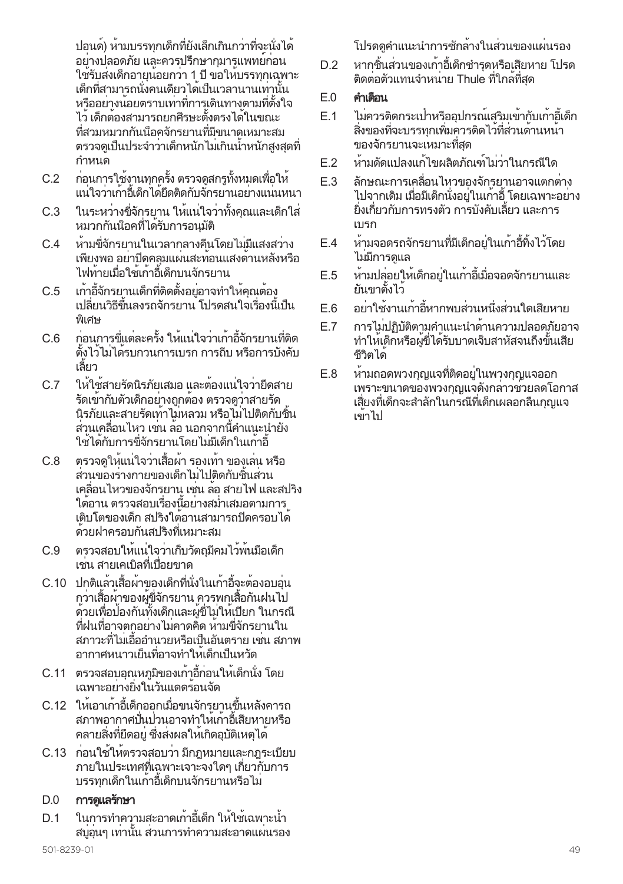ปอนด์) ห้ามบรรทุกเด็กที่ยังเล็กเกินกว่าที่จะนั่งได้อย่างปลอดภัย และควรปรึกษากุมารแพทย์ก่อนใช้รับส่งเด็กอายุน้อยกว่า 1 ปี ขอให้บรรทุกเฉพาะเด็กที่สามารถนั่งคนเดียวได้เป็นเวลานานเท่านั้น หรืออย่างน้อยตราบเท่าที่การเดินทางตามที่ตั้งใจไว้ เด็กต้องสามารถยกศีรษะตั้งตรงได้ในขณะที่สวมหมวกกันน็อคจักรยานที่มีขนาดเหมาะสม ตรวจดูเป็นประจำว่าเด็กหนักไม่เกินน้ำหนักสูงสุดที่กำหนด

C.2 ก่อนการใช้งานทุกครั้ง ตรวจดูสกรูทั้งหมดเพื่อให้แน่ใจว่าเก้าอี้เด็กได้ยึดติดกับจักรยานอย่างแน่นหนา

C.3 ในระหว่างขี่จักรยาน ให้แน่ใจว่าทั้งคุณและเด็กใส่หมวกกันน็อคที่ได้รับการอนุมัติ

C.4 ห้ามขี่จักรยานในเวลากลางคืนโดยไม่มีแสงสว่างเพียงพอ อย่าปิดคลุมแผ่นสะท้อนแสงด้านหลังหรือไฟท้ายเมื่อใช้เก้าอี้เด็กบนจักรยาน

C.5 เก้าอี้จักรยานเด็กที่ติดตั้งอยู่อาจทำให้คุณต้องเปลี่ยนวิธีขึ้นลงรถจักรยาน โปรดสนใจเรื่องนี้เป็นพิเศษ

C.6 ก่อนการขี่แต่ละครั้ง ให้แน่ใจว่าเก้าอี้จักรยานที่ติดตั้งไว้ไม่ได้รบกวนการเบรก การถีบ หรือการบังคับเลี้ยว

C.7 ให้ใช้สายรัดนิรภัยเสมอ และต้องแน่ใจว่ายึดสายรัดเข้ากับตัวเด็กอย่างถูกต้อง ตรวจดูว่าสายรัดนิรภัยและสายรัดเท้าไม่หลวม หรือไม่ไปติดกับชิ้นส่วนเคลื่อนไหว เช่น ล้อ นอกจากนี้คำแนะนำยังใช้ได้กับการขี่จักรยานโดยไม่มีเด็กในเก้าอี้

C.8 ตรวจดูให้แน่ใจว่าเสื้อผ้า รองเท้า ของเล่น หรือส่วนของร่างกายของเด็กไม่ไปติดกับชิ้นส่วนเคลื่อนไหวของจักรยาน เช่น ล้อ สายไฟ และสปริงใต้อาน ตรวจสอบเรื่องนี้อย่างสม่ำเสมอตามการเติบโตของเด็ก สปริงใต้อานสามารถปิดครอบได้ด้วยฝาครอบกันสปริงที่เหมาะสม

C.9 ตรวจสอบให้แน่ใจว่าเก็บวัตถุมีคมไว้พ้นมือเด็ก เช่น สายเคเบิลที่เปื่อยขาด

C.10 ปกติแล้วเสื้อผ้าของเด็กที่นั่งในเก้าอี้จะต้องอบอุ่นกว่าเสื้อผ้าของผู้ขี่จักรยาน ควรพกเสื้อกันฝนไปด้วยเพื่อป้องกันทั้งเด็กและผู้ขี่ไม่ให้เปียก ในกรณีที่ฝนที่อาจตกอย่างไม่คาดคิด ห้ามขี่จักรยานในสภาวะที่ไม่เอื้ออำนวยหรือเป็นอันตราย เช่น สภาพอากาศหนาวเย็นที่อาจทำให้เด็กเป็นหวัด

C.11 ตรวจสอบอุณหภูมิของเก้าอี้ก่อนให้เด็กนั่ง โดยเฉพาะอย่างยิ่งในวันแดดร้อนจัด

C.12 ให้เอาเก้าอี้เด็กออกเมื่อขนจักรยานขึ้นหลังคารถ สภาพอากาศปั่นป่วนอาจทำให้เก้าอี้เสียหายหรือคลายสิ่งที่ยึดอยู่ ซึ่งส่งผลให้เกิดอุบัติเหตุได้

C.13 ก่อนใช้ให้ตรวจสอบว่า มีกฎหมายและกฎระเบียบภายในประเทศที่เฉพาะเจาะจงใดๆ เกี่ยวกับการบรรทุกเด็กในเก้าอี้เด็กบนจักรยานหรือไม่

## D.0 การดูแลรักษา

D.1 ในการทำความสะอาดเก้าอี้เด็ก ให้ใช้เฉพาะน้ำสบู่อุ่นๆ เท่านั้น ส่วนการทำความสะอาดแผ่นรอง โปรดดูคำแนะนำการซักล้างในส่วนของแผ่นรอง

D.2 หากชิ้นส่วนของเก้าอี้เด็กชำรุดหรือเสียหาย โปรดติดต่อตัวแทนจำหน่าย Thule ที่ใกล้ที่สุด

## E.0 คำเตือน

E.1 ไม่ควรติดกระเป๋าหรืออุปกรณ์เสริมเข้ากับเก้าอี้เด็ก สิ่งของที่จะบรรทุกเพิ่มควรติดไว้ที่ส่วนด้านหน้าของจักรยานจะเหมาะที่สุด

E.2 ห้ามดัดแปลงแก้ไขผลิตภัณฑ์ไม่ว่าในกรณีใด

E.3 ลักษณะการเคลื่อนไหวของจักรยานอาจแตกต่างไปจากเดิม เมื่อมีเด็กนั่งอยู่ในเก้าอี้ โดยเฉพาะอย่างยิ่งเกี่ยวกับการทรงตัว การบังคับเลี้ยว และการเบรก

E.4 ห้ามจอดรถจักรยานที่มีเด็กอยู่ในเก้าอี้ทิ้งไว้โดยไม่มีการดูแล

E.5 ห้ามปล่อยให้เด็กอยู่ในเก้าอี้เมื่อจอดจักรยานและยันขาตั้งไว้

E.6 อย่าใช้งานเก้าอี้หากพบส่วนหนึ่งส่วนใดเสียหาย

E.7 การไม่ปฏิบัติตามคำแนะนำด้านความปลอดภัยอาจทำให้เด็กหรือผู้ขี่ได้รับบาดเจ็บสาหัสจนถึงขั้นเสียชีวิตได้

E.8 ห้ามถอดพวงกุญแจที่ติดอยู่ในพวงกุญแจออก เพราะขนาดของพวงกุญแจดังกล่าวช่วยลดโอกาสเสี่ยงที่เด็กจะสำลักในกรณีที่เด็กเผลอกลืนกุญแจเข้าไป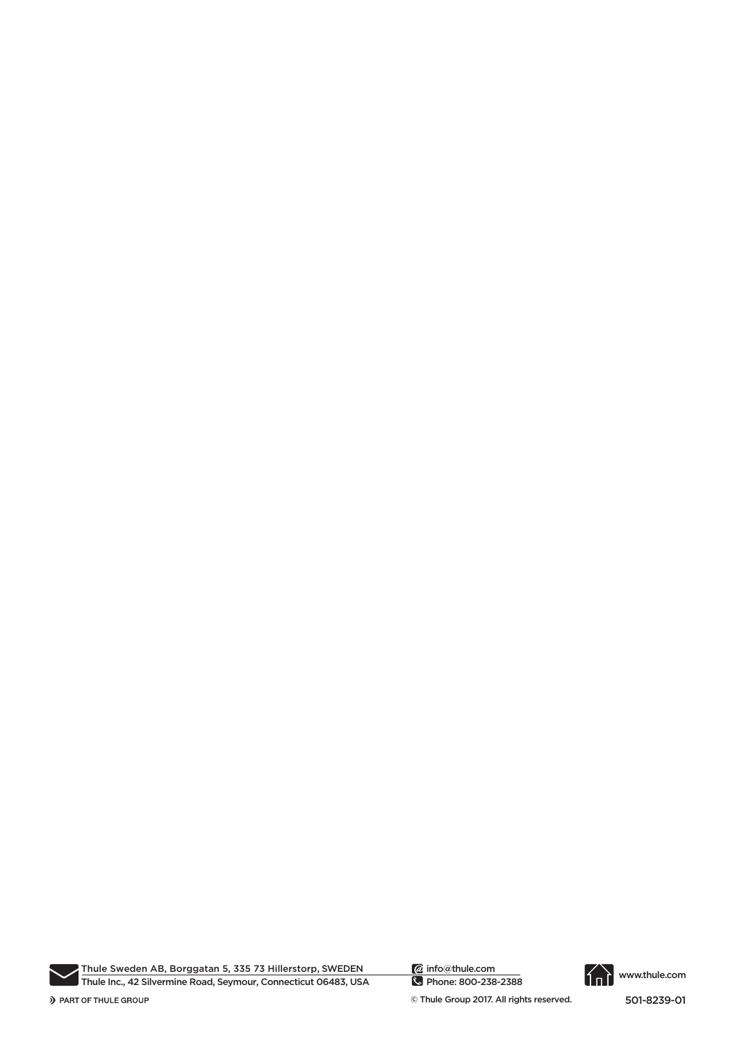Thule Sweden AB, Borggatan 5, 335 73 Hillerstorp, SWEDEN
Thule Inc., 42 Silvermine Road, Seymour, Connecticut 06483, USA

info@thule.com
Phone: 800-238-2388

www.thule.com

PART OF THULE GROUP

© Thule Group 2017. All rights reserved.

501-8239-01